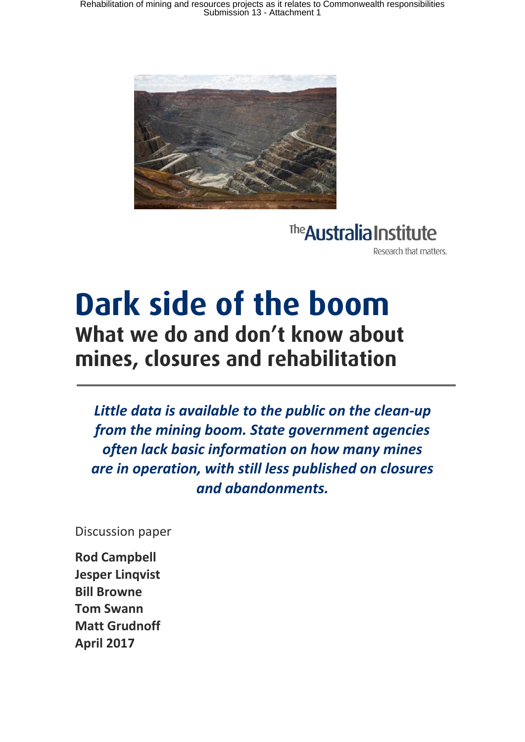Rehabilitation of mining and resources projects as it relates to Commonwealth responsibilities
Submission 13 - Attachment 1

The Australia Institute
Research that matters.

# Dark side of the boom

## What we do and don't know about mines, closures and rehabilitation

***Little data is available to the public on the clean-up from the mining boom. State government agencies often lack basic information on how many mines are in operation, with still less published on closures and abandonments.***

Discussion paper

**Rod Campbell**
**Jesper Linqvist**
**Bill Browne**
**Tom Swann**
**Matt Grudnoff**
**April 2017**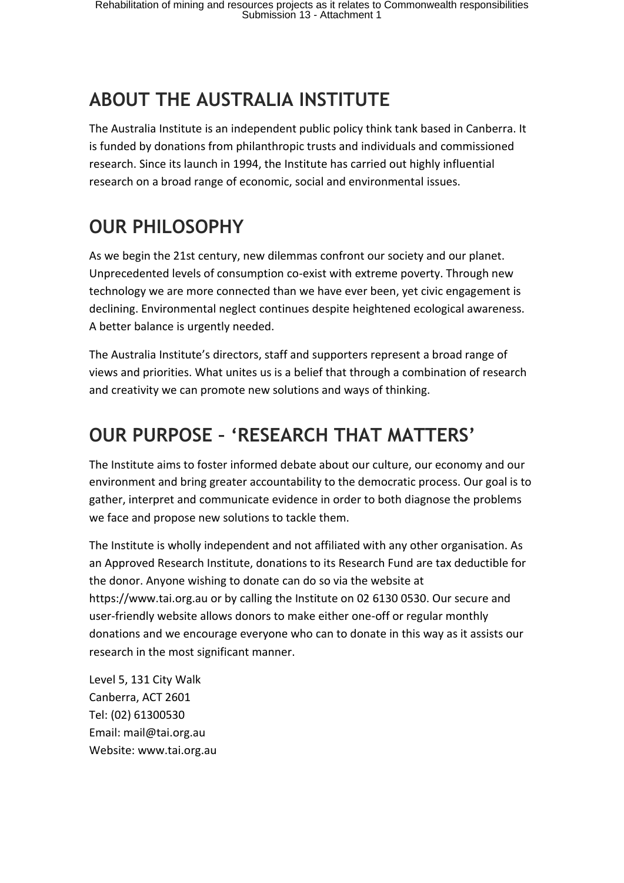## ABOUT THE AUSTRALIA INSTITUTE

The Australia Institute is an independent public policy think tank based in Canberra. It is funded by donations from philanthropic trusts and individuals and commissioned research. Since its launch in 1994, the Institute has carried out highly influential research on a broad range of economic, social and environmental issues.

## OUR PHILOSOPHY

As we begin the 21st century, new dilemmas confront our society and our planet. Unprecedented levels of consumption co-exist with extreme poverty. Through new technology we are more connected than we have ever been, yet civic engagement is declining. Environmental neglect continues despite heightened ecological awareness. A better balance is urgently needed.

The Australia Institute's directors, staff and supporters represent a broad range of views and priorities. What unites us is a belief that through a combination of research and creativity we can promote new solutions and ways of thinking.

## OUR PURPOSE – 'RESEARCH THAT MATTERS'

The Institute aims to foster informed debate about our culture, our economy and our environment and bring greater accountability to the democratic process. Our goal is to gather, interpret and communicate evidence in order to both diagnose the problems we face and propose new solutions to tackle them.

The Institute is wholly independent and not affiliated with any other organisation. As an Approved Research Institute, donations to its Research Fund are tax deductible for the donor. Anyone wishing to donate can do so via the website at https://www.tai.org.au or by calling the Institute on 02 6130 0530. Our secure and user-friendly website allows donors to make either one-off or regular monthly donations and we encourage everyone who can to donate in this way as it assists our research in the most significant manner.

Level 5, 131 City Walk
Canberra, ACT 2601
Tel: (02) 61300530
Email: mail@tai.org.au
Website: www.tai.org.au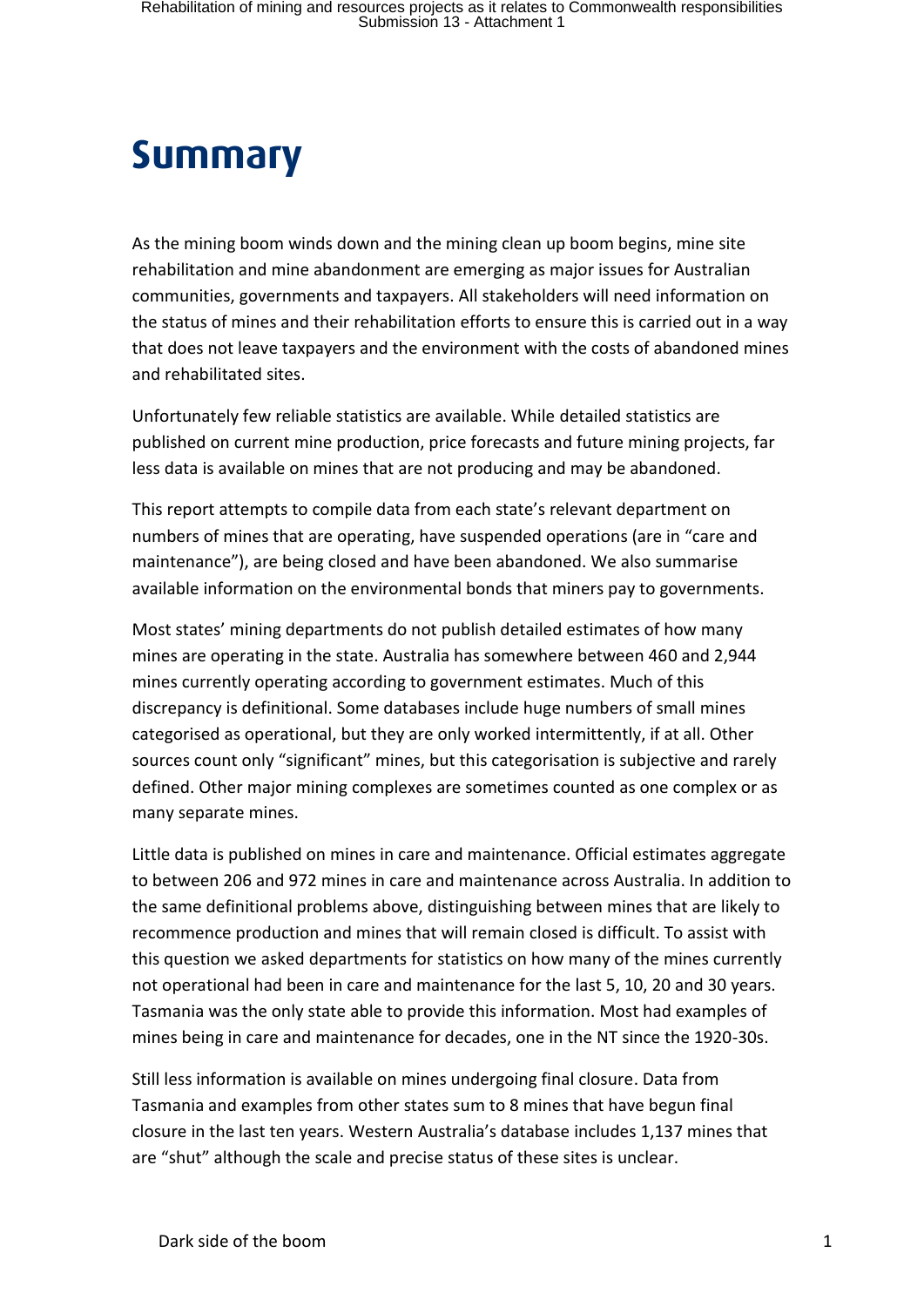# Summary

As the mining boom winds down and the mining clean up boom begins, mine site rehabilitation and mine abandonment are emerging as major issues for Australian communities, governments and taxpayers. All stakeholders will need information on the status of mines and their rehabilitation efforts to ensure this is carried out in a way that does not leave taxpayers and the environment with the costs of abandoned mines and rehabilitated sites.

Unfortunately few reliable statistics are available. While detailed statistics are published on current mine production, price forecasts and future mining projects, far less data is available on mines that are not producing and may be abandoned.

This report attempts to compile data from each state's relevant department on numbers of mines that are operating, have suspended operations (are in "care and maintenance"), are being closed and have been abandoned. We also summarise available information on the environmental bonds that miners pay to governments.

Most states' mining departments do not publish detailed estimates of how many mines are operating in the state. Australia has somewhere between 460 and 2,944 mines currently operating according to government estimates. Much of this discrepancy is definitional. Some databases include huge numbers of small mines categorised as operational, but they are only worked intermittently, if at all. Other sources count only "significant" mines, but this categorisation is subjective and rarely defined. Other major mining complexes are sometimes counted as one complex or as many separate mines.

Little data is published on mines in care and maintenance. Official estimates aggregate to between 206 and 972 mines in care and maintenance across Australia. In addition to the same definitional problems above, distinguishing between mines that are likely to recommence production and mines that will remain closed is difficult. To assist with this question we asked departments for statistics on how many of the mines currently not operational had been in care and maintenance for the last 5, 10, 20 and 30 years. Tasmania was the only state able to provide this information. Most had examples of mines being in care and maintenance for decades, one in the NT since the 1920-30s.

Still less information is available on mines undergoing final closure. Data from Tasmania and examples from other states sum to 8 mines that have begun final closure in the last ten years. Western Australia's database includes 1,137 mines that are "shut" although the scale and precise status of these sites is unclear.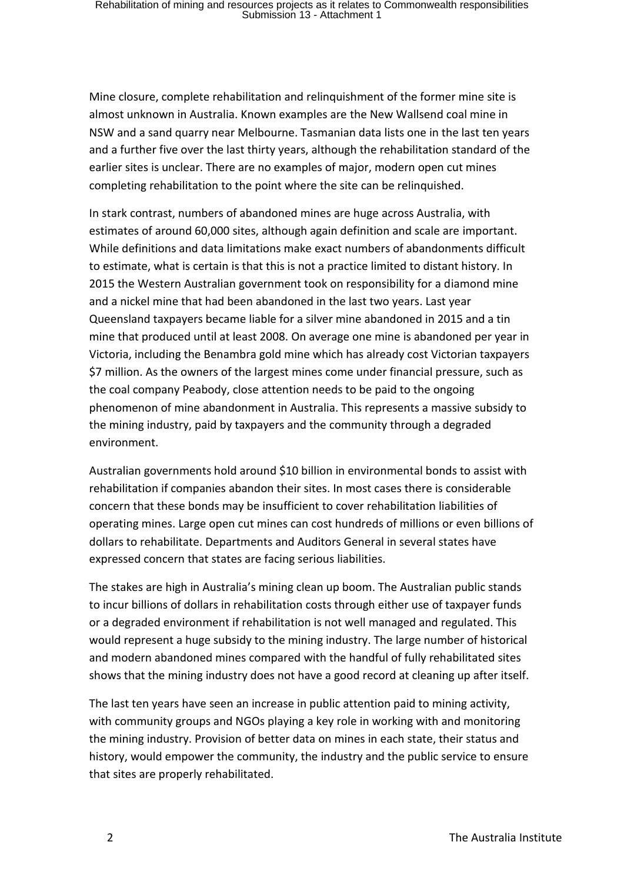Mine closure, complete rehabilitation and relinquishment of the former mine site is almost unknown in Australia. Known examples are the New Wallsend coal mine in NSW and a sand quarry near Melbourne. Tasmanian data lists one in the last ten years and a further five over the last thirty years, although the rehabilitation standard of the earlier sites is unclear. There are no examples of major, modern open cut mines completing rehabilitation to the point where the site can be relinquished.

In stark contrast, numbers of abandoned mines are huge across Australia, with estimates of around 60,000 sites, although again definition and scale are important. While definitions and data limitations make exact numbers of abandonments difficult to estimate, what is certain is that this is not a practice limited to distant history. In 2015 the Western Australian government took on responsibility for a diamond mine and a nickel mine that had been abandoned in the last two years. Last year Queensland taxpayers became liable for a silver mine abandoned in 2015 and a tin mine that produced until at least 2008. On average one mine is abandoned per year in Victoria, including the Benambra gold mine which has already cost Victorian taxpayers $7 million. As the owners of the largest mines come under financial pressure, such as the coal company Peabody, close attention needs to be paid to the ongoing phenomenon of mine abandonment in Australia. This represents a massive subsidy to the mining industry, paid by taxpayers and the community through a degraded environment.

Australian governments hold around $10 billion in environmental bonds to assist with rehabilitation if companies abandon their sites. In most cases there is considerable concern that these bonds may be insufficient to cover rehabilitation liabilities of operating mines. Large open cut mines can cost hundreds of millions or even billions of dollars to rehabilitate. Departments and Auditors General in several states have expressed concern that states are facing serious liabilities.

The stakes are high in Australia's mining clean up boom. The Australian public stands to incur billions of dollars in rehabilitation costs through either use of taxpayer funds or a degraded environment if rehabilitation is not well managed and regulated. This would represent a huge subsidy to the mining industry. The large number of historical and modern abandoned mines compared with the handful of fully rehabilitated sites shows that the mining industry does not have a good record at cleaning up after itself.

The last ten years have seen an increase in public attention paid to mining activity, with community groups and NGOs playing a key role in working with and monitoring the mining industry. Provision of better data on mines in each state, their status and history, would empower the community, the industry and the public service to ensure that sites are properly rehabilitated.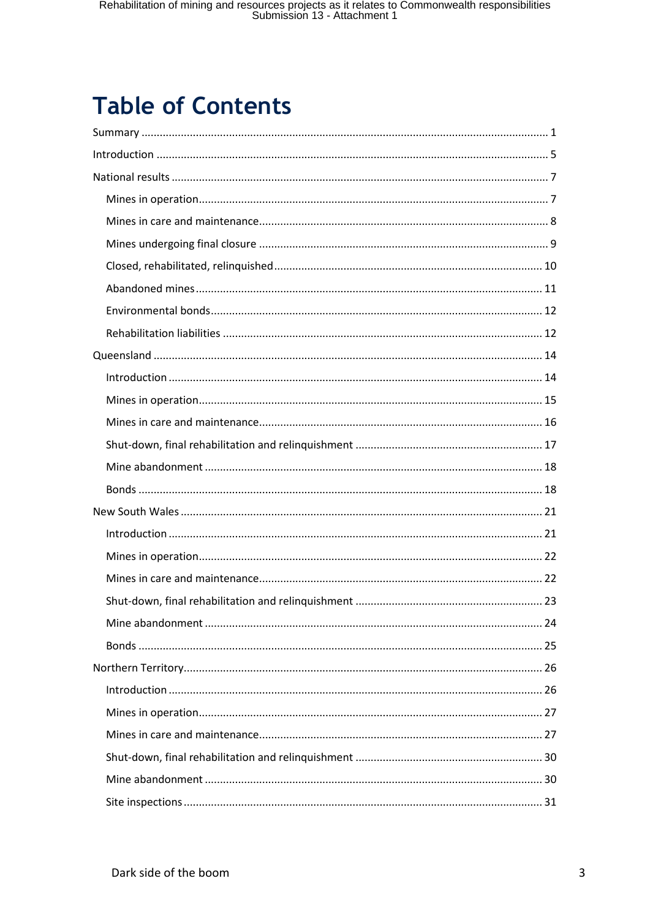# Table of Contents

Summary ..... 1

Introduction ..... 5

National results ..... 7

- Mines in operation ..... 7
- Mines in care and maintenance ..... 8
- Mines undergoing final closure ..... 9
- Closed, rehabilitated, relinquished ..... 10
- Abandoned mines ..... 11
- Environmental bonds ..... 12
- Rehabilitation liabilities ..... 12

Queensland ..... 14

- Introduction ..... 14
- Mines in operation ..... 15
- Mines in care and maintenance ..... 16
- Shut-down, final rehabilitation and relinquishment ..... 17
- Mine abandonment ..... 18
- Bonds ..... 18

New South Wales ..... 21

- Introduction ..... 21
- Mines in operation ..... 22
- Mines in care and maintenance ..... 22
- Shut-down, final rehabilitation and relinquishment ..... 23
- Mine abandonment ..... 24
- Bonds ..... 25

Northern Territory ..... 26

- Introduction ..... 26
- Mines in operation ..... 27
- Mines in care and maintenance ..... 27
- Shut-down, final rehabilitation and relinquishment ..... 30
- Mine abandonment ..... 30
- Site inspections ..... 31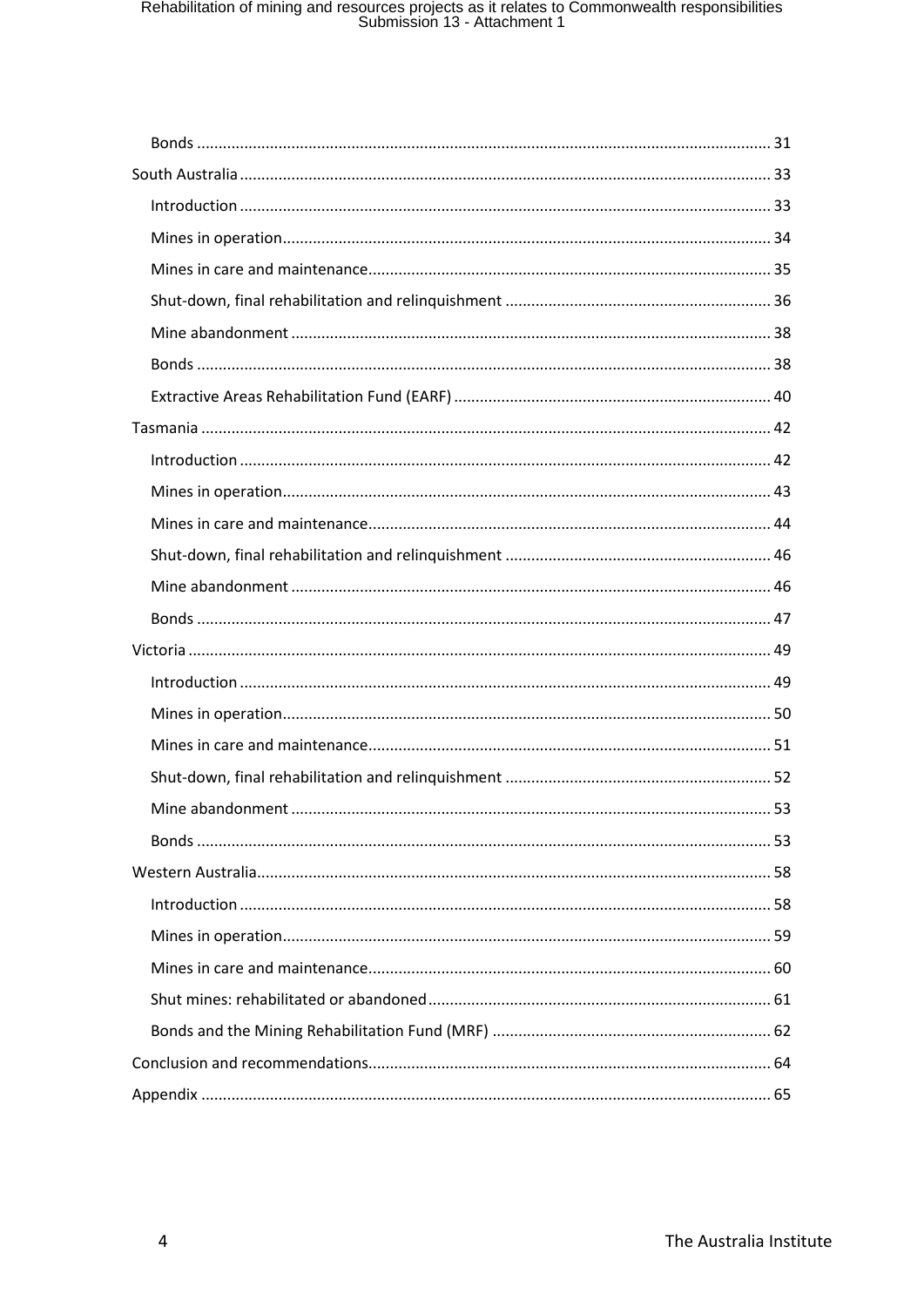- Bonds ... 31
- South Australia ... 33
  - Introduction ... 33
  - Mines in operation ... 34
  - Mines in care and maintenance ... 35
  - Shut-down, final rehabilitation and relinquishment ... 36
  - Mine abandonment ... 38
  - Bonds ... 38
  - Extractive Areas Rehabilitation Fund (EARF) ... 40
- Tasmania ... 42
  - Introduction ... 42
  - Mines in operation ... 43
  - Mines in care and maintenance ... 44
  - Shut-down, final rehabilitation and relinquishment ... 46
  - Mine abandonment ... 46
  - Bonds ... 47
- Victoria ... 49
  - Introduction ... 49
  - Mines in operation ... 50
  - Mines in care and maintenance ... 51
  - Shut-down, final rehabilitation and relinquishment ... 52
  - Mine abandonment ... 53
  - Bonds ... 53
- Western Australia ... 58
  - Introduction ... 58
  - Mines in operation ... 59
  - Mines in care and maintenance ... 60
  - Shut mines: rehabilitated or abandoned ... 61
  - Bonds and the Mining Rehabilitation Fund (MRF) ... 62
- Conclusion and recommendations ... 64
- Appendix ... 65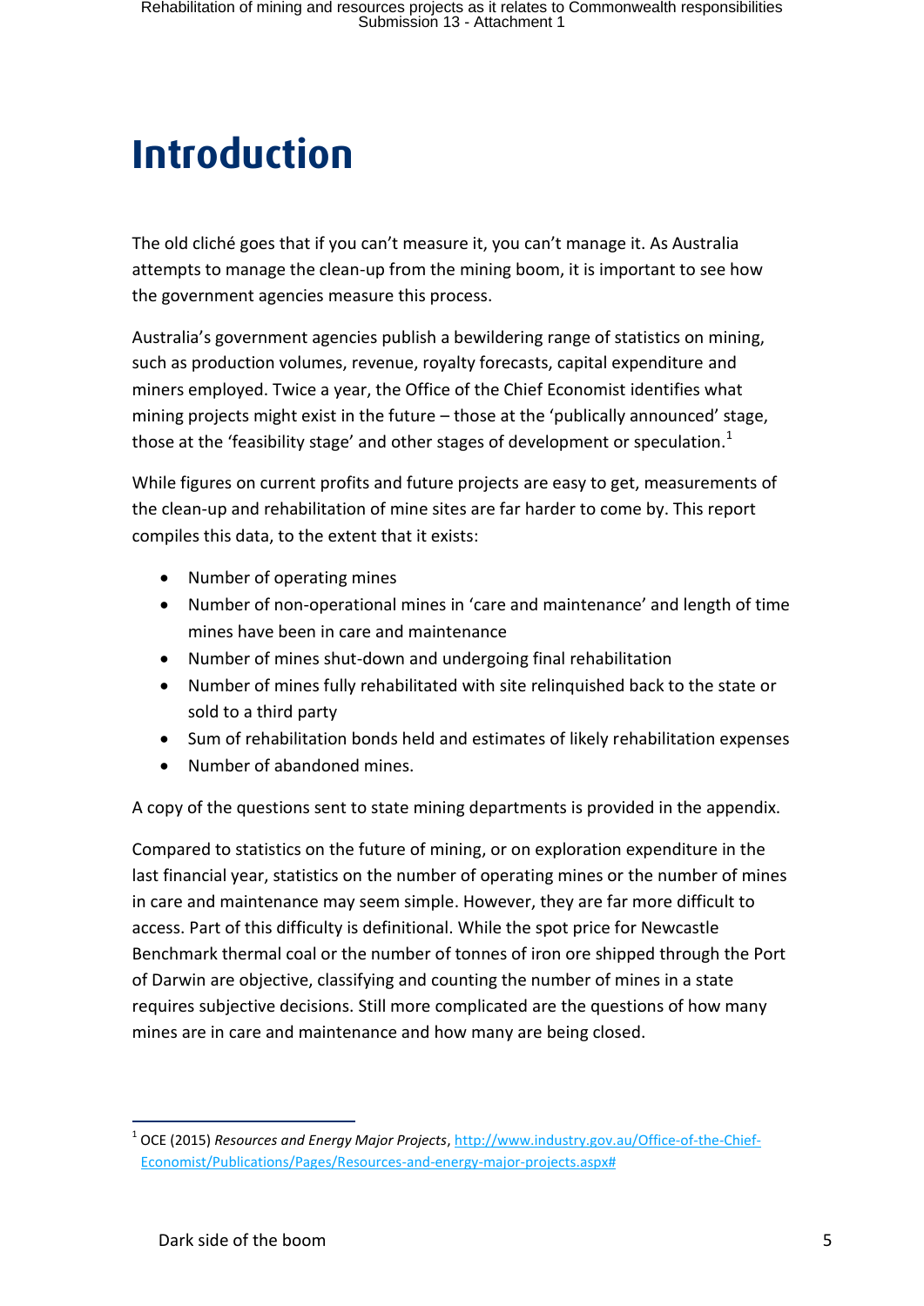# Introduction

The old cliché goes that if you can't measure it, you can't manage it. As Australia attempts to manage the clean-up from the mining boom, it is important to see how the government agencies measure this process.

Australia's government agencies publish a bewildering range of statistics on mining, such as production volumes, revenue, royalty forecasts, capital expenditure and miners employed. Twice a year, the Office of the Chief Economist identifies what mining projects might exist in the future – those at the 'publically announced' stage, those at the 'feasibility stage' and other stages of development or speculation.[1]

While figures on current profits and future projects are easy to get, measurements of the clean-up and rehabilitation of mine sites are far harder to come by. This report compiles this data, to the extent that it exists:

- Number of operating mines
- Number of non-operational mines in 'care and maintenance' and length of time mines have been in care and maintenance
- Number of mines shut-down and undergoing final rehabilitation
- Number of mines fully rehabilitated with site relinquished back to the state or sold to a third party
- Sum of rehabilitation bonds held and estimates of likely rehabilitation expenses
- Number of abandoned mines.

A copy of the questions sent to state mining departments is provided in the appendix.

Compared to statistics on the future of mining, or on exploration expenditure in the last financial year, statistics on the number of operating mines or the number of mines in care and maintenance may seem simple. However, they are far more difficult to access. Part of this difficulty is definitional. While the spot price for Newcastle Benchmark thermal coal or the number of tonnes of iron ore shipped through the Port of Darwin are objective, classifying and counting the number of mines in a state requires subjective decisions. Still more complicated are the questions of how many mines are in care and maintenance and how many are being closed.

---

[1] OCE (2015) *Resources and Energy Major Projects*, http://www.industry.gov.au/Office-of-the-Chief-Economist/Publications/Pages/Resources-and-energy-major-projects.aspx#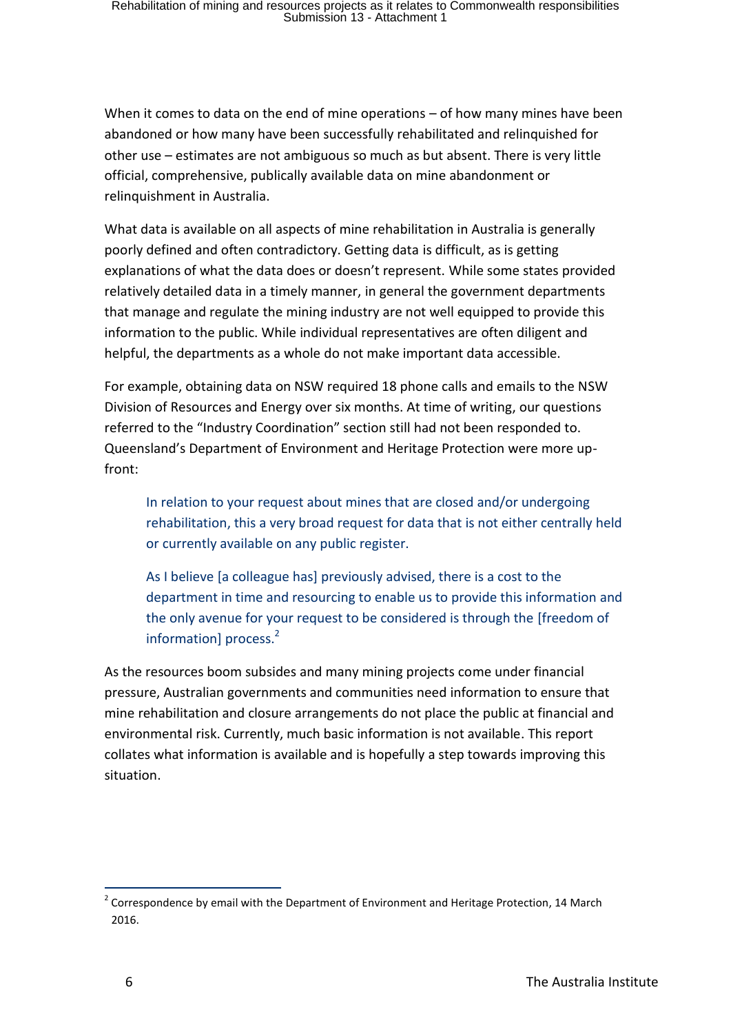When it comes to data on the end of mine operations – of how many mines have been abandoned or how many have been successfully rehabilitated and relinquished for other use – estimates are not ambiguous so much as but absent. There is very little official, comprehensive, publically available data on mine abandonment or relinquishment in Australia.

What data is available on all aspects of mine rehabilitation in Australia is generally poorly defined and often contradictory. Getting data is difficult, as is getting explanations of what the data does or doesn't represent. While some states provided relatively detailed data in a timely manner, in general the government departments that manage and regulate the mining industry are not well equipped to provide this information to the public. While individual representatives are often diligent and helpful, the departments as a whole do not make important data accessible.

For example, obtaining data on NSW required 18 phone calls and emails to the NSW Division of Resources and Energy over six months. At time of writing, our questions referred to the "Industry Coordination" section still had not been responded to. Queensland's Department of Environment and Heritage Protection were more up-front:

> In relation to your request about mines that are closed and/or undergoing rehabilitation, this a very broad request for data that is not either centrally held or currently available on any public register.
>
> As I believe [a colleague has] previously advised, there is a cost to the department in time and resourcing to enable us to provide this information and the only avenue for your request to be considered is through the [freedom of information] process.[2]

As the resources boom subsides and many mining projects come under financial pressure, Australian governments and communities need information to ensure that mine rehabilitation and closure arrangements do not place the public at financial and environmental risk. Currently, much basic information is not available. This report collates what information is available and is hopefully a step towards improving this situation.

[2] Correspondence by email with the Department of Environment and Heritage Protection, 14 March 2016.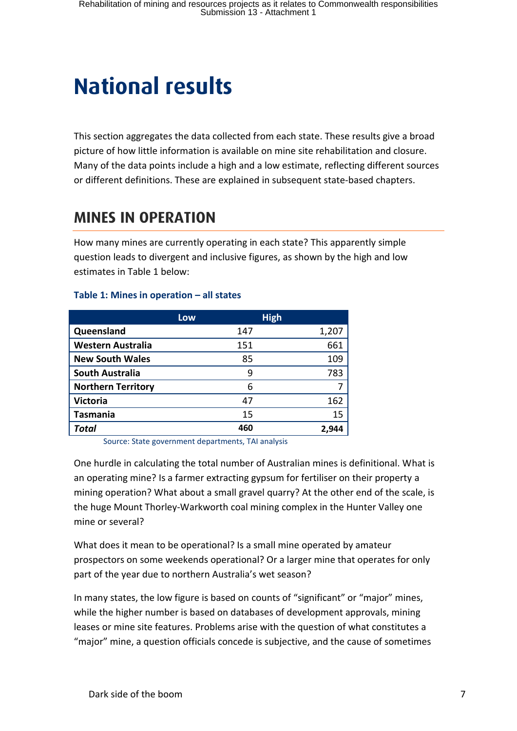# National results

This section aggregates the data collected from each state. These results give a broad picture of how little information is available on mine site rehabilitation and closure. Many of the data points include a high and a low estimate, reflecting different sources or different definitions. These are explained in subsequent state-based chapters.

## MINES IN OPERATION

How many mines are currently operating in each state? This apparently simple question leads to divergent and inclusive figures, as shown by the high and low estimates in Table 1 below:

**Table 1: Mines in operation – all states**

| | Low | High |
|---|---|---|
| **Queensland** | 147 | 1,207 |
| **Western Australia** | 151 | 661 |
| **New South Wales** | 85 | 109 |
| **South Australia** | 9 | 783 |
| **Northern Territory** | 6 | 7 |
| **Victoria** | 47 | 162 |
| **Tasmania** | 15 | 15 |
| ***Total*** | **460** | **2,944** |

Source: State government departments, TAI analysis

One hurdle in calculating the total number of Australian mines is definitional. What is an operating mine? Is a farmer extracting gypsum for fertiliser on their property a mining operation? What about a small gravel quarry? At the other end of the scale, is the huge Mount Thorley-Warkworth coal mining complex in the Hunter Valley one mine or several?

What does it mean to be operational? Is a small mine operated by amateur prospectors on some weekends operational? Or a larger mine that operates for only part of the year due to northern Australia's wet season?

In many states, the low figure is based on counts of "significant" or "major" mines, while the higher number is based on databases of development approvals, mining leases or mine site features. Problems arise with the question of what constitutes a "major" mine, a question officials concede is subjective, and the cause of sometimes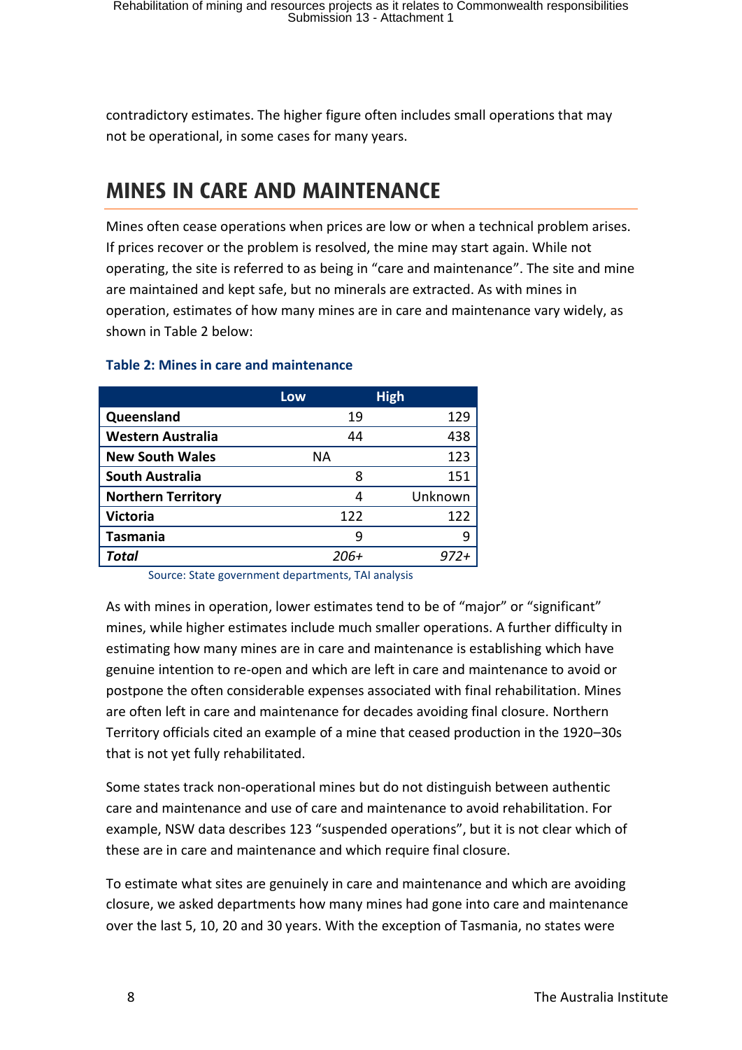contradictory estimates. The higher figure often includes small operations that may not be operational, in some cases for many years.

## MINES IN CARE AND MAINTENANCE

Mines often cease operations when prices are low or when a technical problem arises. If prices recover or the problem is resolved, the mine may start again. While not operating, the site is referred to as being in "care and maintenance". The site and mine are maintained and kept safe, but no minerals are extracted. As with mines in operation, estimates of how many mines are in care and maintenance vary widely, as shown in Table 2 below:

**Table 2: Mines in care and maintenance**

| | Low | High |
|---|---|---|
| **Queensland** | 19 | 129 |
| **Western Australia** | 44 | 438 |
| **New South Wales** | NA | 123 |
| **South Australia** | 8 | 151 |
| **Northern Territory** | 4 | Unknown |
| **Victoria** | 122 | 122 |
| **Tasmania** | 9 | 9 |
| ***Total*** | *206+* | *972+* |

Source: State government departments, TAI analysis

As with mines in operation, lower estimates tend to be of "major" or "significant" mines, while higher estimates include much smaller operations. A further difficulty in estimating how many mines are in care and maintenance is establishing which have genuine intention to re-open and which are left in care and maintenance to avoid or postpone the often considerable expenses associated with final rehabilitation. Mines are often left in care and maintenance for decades avoiding final closure. Northern Territory officials cited an example of a mine that ceased production in the 1920–30s that is not yet fully rehabilitated.

Some states track non-operational mines but do not distinguish between authentic care and maintenance and use of care and maintenance to avoid rehabilitation. For example, NSW data describes 123 "suspended operations", but it is not clear which of these are in care and maintenance and which require final closure.

To estimate what sites are genuinely in care and maintenance and which are avoiding closure, we asked departments how many mines had gone into care and maintenance over the last 5, 10, 20 and 30 years. With the exception of Tasmania, no states were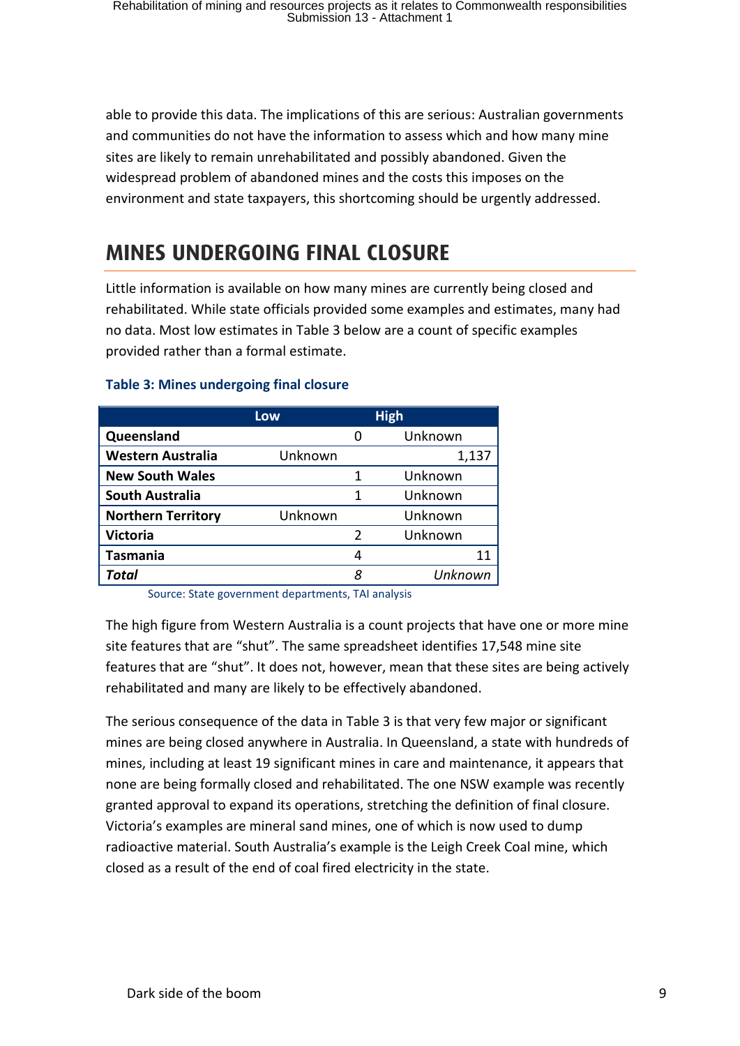able to provide this data. The implications of this are serious: Australian governments and communities do not have the information to assess which and how many mine sites are likely to remain unrehabilitated and possibly abandoned. Given the widespread problem of abandoned mines and the costs this imposes on the environment and state taxpayers, this shortcoming should be urgently addressed.

## MINES UNDERGOING FINAL CLOSURE

Little information is available on how many mines are currently being closed and rehabilitated. While state officials provided some examples and estimates, many had no data. Most low estimates in Table 3 below are a count of specific examples provided rather than a formal estimate.

**Table 3: Mines undergoing final closure**

| | Low | High |
|---|---|---|
| **Queensland** | 0 | Unknown |
| **Western Australia** | Unknown | 1,137 |
| **New South Wales** | 1 | Unknown |
| **South Australia** | 1 | Unknown |
| **Northern Territory** | Unknown | Unknown |
| **Victoria** | 2 | Unknown |
| **Tasmania** | 4 | 11 |
| ***Total*** | *8* | *Unknown* |

Source: State government departments, TAI analysis

The high figure from Western Australia is a count projects that have one or more mine site features that are "shut". The same spreadsheet identifies 17,548 mine site features that are "shut". It does not, however, mean that these sites are being actively rehabilitated and many are likely to be effectively abandoned.

The serious consequence of the data in Table 3 is that very few major or significant mines are being closed anywhere in Australia. In Queensland, a state with hundreds of mines, including at least 19 significant mines in care and maintenance, it appears that none are being formally closed and rehabilitated. The one NSW example was recently granted approval to expand its operations, stretching the definition of final closure. Victoria's examples are mineral sand mines, one of which is now used to dump radioactive material. South Australia's example is the Leigh Creek Coal mine, which closed as a result of the end of coal fired electricity in the state.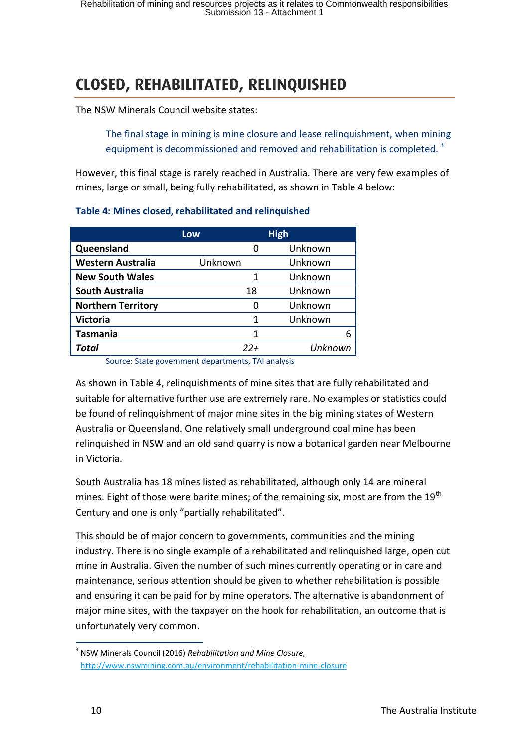## CLOSED, REHABILITATED, RELINQUISHED

The NSW Minerals Council website states:

> The final stage in mining is mine closure and lease relinquishment, when mining equipment is decommissioned and removed and rehabilitation is completed. [3]

However, this final stage is rarely reached in Australia. There are very few examples of mines, large or small, being fully rehabilitated, as shown in Table 4 below:

**Table 4: Mines closed, rehabilitated and relinquished**

| | Low | High |
|---|---|---|
| **Queensland** | 0 | Unknown |
| **Western Australia** | Unknown | Unknown |
| **New South Wales** | 1 | Unknown |
| **South Australia** | 18 | Unknown |
| **Northern Territory** | 0 | Unknown |
| **Victoria** | 1 | Unknown |
| **Tasmania** | 1 | 6 |
| ***Total*** | *22+* | *Unknown* |

Source: State government departments, TAI analysis

As shown in Table 4, relinquishments of mine sites that are fully rehabilitated and suitable for alternative further use are extremely rare. No examples or statistics could be found of relinquishment of major mine sites in the big mining states of Western Australia or Queensland. One relatively small underground coal mine has been relinquished in NSW and an old sand quarry is now a botanical garden near Melbourne in Victoria.

South Australia has 18 mines listed as rehabilitated, although only 14 are mineral mines. Eight of those were barite mines; of the remaining six, most are from the 19th Century and one is only "partially rehabilitated".

This should be of major concern to governments, communities and the mining industry. There is no single example of a rehabilitated and relinquished large, open cut mine in Australia. Given the number of such mines currently operating or in care and maintenance, serious attention should be given to whether rehabilitation is possible and ensuring it can be paid for by mine operators. The alternative is abandonment of major mine sites, with the taxpayer on the hook for rehabilitation, an outcome that is unfortunately very common.

---

[3] NSW Minerals Council (2016) *Rehabilitation and Mine Closure,* http://www.nswmining.com.au/environment/rehabilitation-mine-closure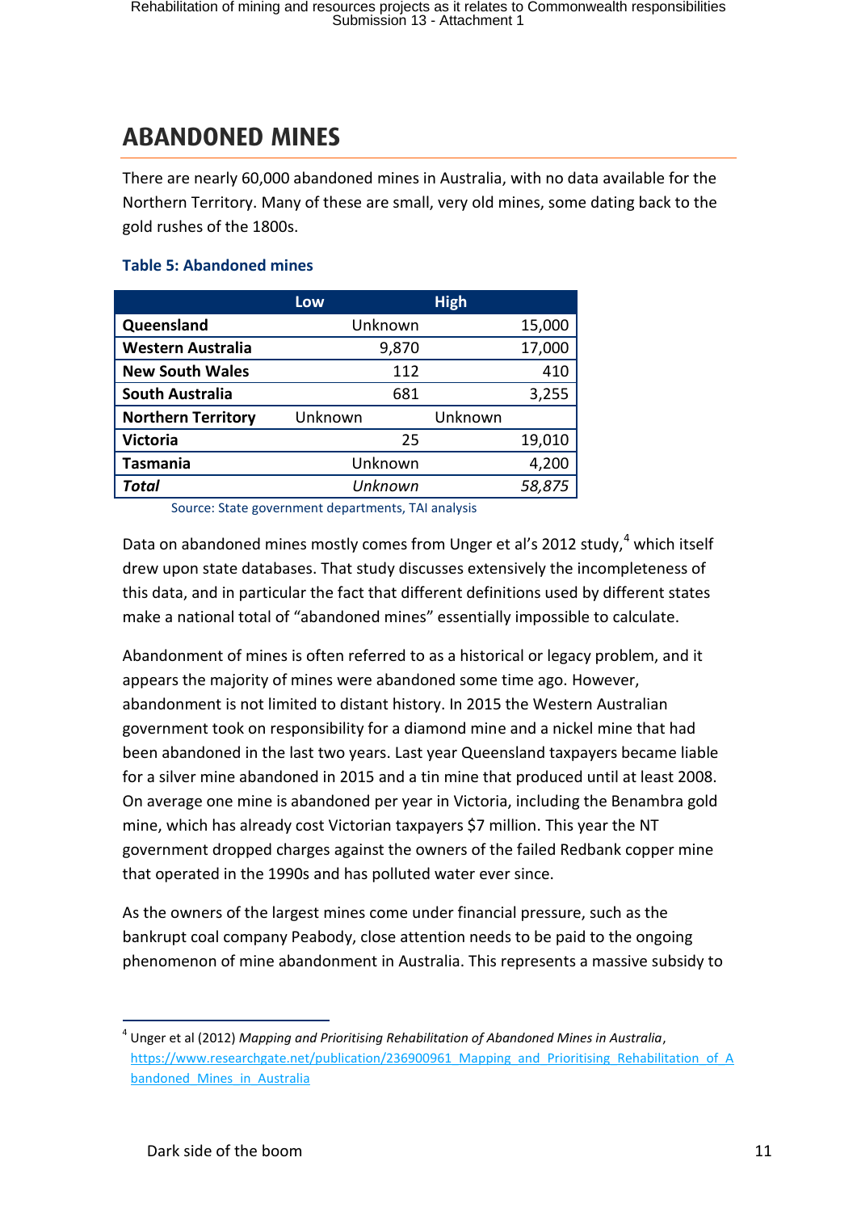# ABANDONED MINES

There are nearly 60,000 abandoned mines in Australia, with no data available for the Northern Territory. Many of these are small, very old mines, some dating back to the gold rushes of the 1800s.

**Table 5: Abandoned mines**

| | Low | High |
|---|---|---|
| **Queensland** | Unknown | 15,000 |
| **Western Australia** | 9,870 | 17,000 |
| **New South Wales** | 112 | 410 |
| **South Australia** | 681 | 3,255 |
| **Northern Territory** | Unknown | Unknown |
| **Victoria** | 25 | 19,010 |
| **Tasmania** | Unknown | 4,200 |
| ***Total*** | *Unknown* | *58,875* |

Source: State government departments, TAI analysis

Data on abandoned mines mostly comes from Unger et al's 2012 study,[4] which itself drew upon state databases. That study discusses extensively the incompleteness of this data, and in particular the fact that different definitions used by different states make a national total of "abandoned mines" essentially impossible to calculate.

Abandonment of mines is often referred to as a historical or legacy problem, and it appears the majority of mines were abandoned some time ago. However, abandonment is not limited to distant history. In 2015 the Western Australian government took on responsibility for a diamond mine and a nickel mine that had been abandoned in the last two years. Last year Queensland taxpayers became liable for a silver mine abandoned in 2015 and a tin mine that produced until at least 2008. On average one mine is abandoned per year in Victoria, including the Benambra gold mine, which has already cost Victorian taxpayers $7 million. This year the NT government dropped charges against the owners of the failed Redbank copper mine that operated in the 1990s and has polluted water ever since.

As the owners of the largest mines come under financial pressure, such as the bankrupt coal company Peabody, close attention needs to be paid to the ongoing phenomenon of mine abandonment in Australia. This represents a massive subsidy to

[4] Unger et al (2012) *Mapping and Prioritising Rehabilitation of Abandoned Mines in Australia*, https://www.researchgate.net/publication/236900961_Mapping_and_Prioritising_Rehabilitation_of_Abandoned_Mines_in_Australia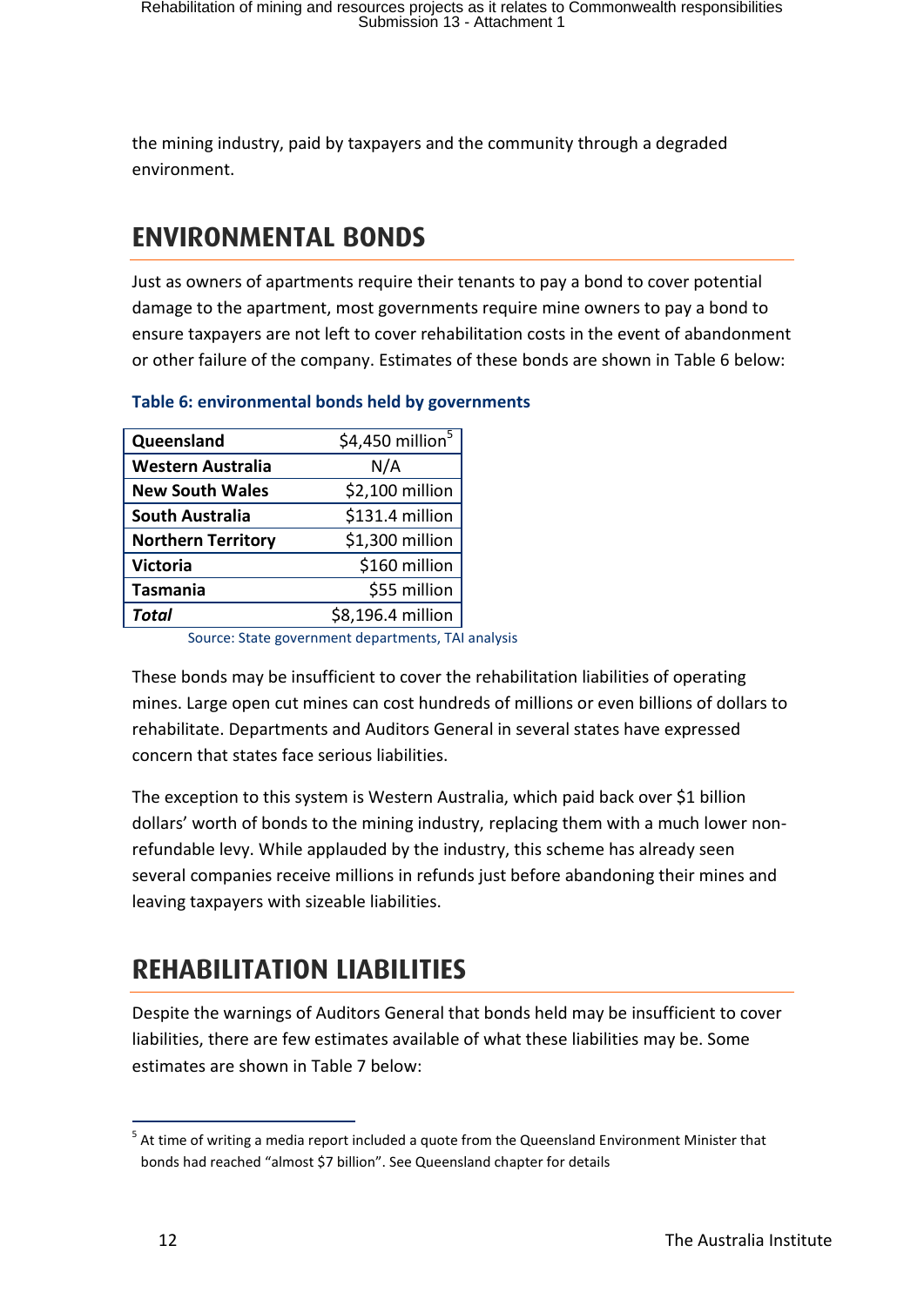the mining industry, paid by taxpayers and the community through a degraded environment.

## ENVIRONMENTAL BONDS

Just as owners of apartments require their tenants to pay a bond to cover potential damage to the apartment, most governments require mine owners to pay a bond to ensure taxpayers are not left to cover rehabilitation costs in the event of abandonment or other failure of the company. Estimates of these bonds are shown in Table 6 below:

**Table 6: environmental bonds held by governments**

| | |
|---|---|
| **Queensland** | $4,450 million[5] |
| **Western Australia** | N/A |
| **New South Wales** | $2,100 million |
| **South Australia** | $131.4 million |
| **Northern Territory** | $1,300 million |
| **Victoria** | $160 million |
| **Tasmania** | $55 million |
| ***Total*** | $8,196.4 million |

Source: State government departments, TAI analysis

These bonds may be insufficient to cover the rehabilitation liabilities of operating mines. Large open cut mines can cost hundreds of millions or even billions of dollars to rehabilitate. Departments and Auditors General in several states have expressed concern that states face serious liabilities.

The exception to this system is Western Australia, which paid back over $1 billion dollars' worth of bonds to the mining industry, replacing them with a much lower non-refundable levy. While applauded by the industry, this scheme has already seen several companies receive millions in refunds just before abandoning their mines and leaving taxpayers with sizeable liabilities.

## REHABILITATION LIABILITIES

Despite the warnings of Auditors General that bonds held may be insufficient to cover liabilities, there are few estimates available of what these liabilities may be. Some estimates are shown in Table 7 below:

[5] At time of writing a media report included a quote from the Queensland Environment Minister that bonds had reached "almost $7 billion". See Queensland chapter for details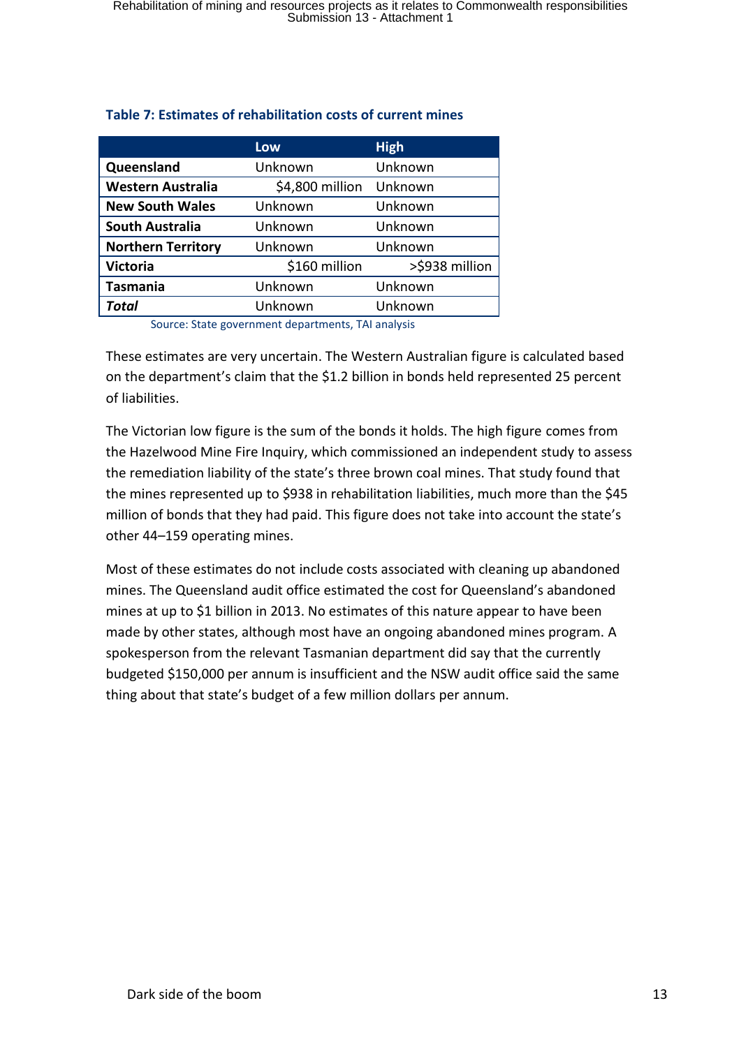**Table 7: Estimates of rehabilitation costs of current mines**

| | Low | High |
|---|---|---|
| **Queensland** | Unknown | Unknown |
| **Western Australia** | $4,800 million | Unknown |
| **New South Wales** | Unknown | Unknown |
| **South Australia** | Unknown | Unknown |
| **Northern Territory** | Unknown | Unknown |
| **Victoria** | $160 million | >$938 million |
| **Tasmania** | Unknown | Unknown |
| ***Total*** | Unknown | Unknown |

Source: State government departments, TAI analysis

These estimates are very uncertain. The Western Australian figure is calculated based on the department's claim that the $1.2 billion in bonds held represented 25 percent of liabilities.

The Victorian low figure is the sum of the bonds it holds. The high figure comes from the Hazelwood Mine Fire Inquiry, which commissioned an independent study to assess the remediation liability of the state's three brown coal mines. That study found that the mines represented up to $938 in rehabilitation liabilities, much more than the $45 million of bonds that they had paid. This figure does not take into account the state's other 44–159 operating mines.

Most of these estimates do not include costs associated with cleaning up abandoned mines. The Queensland audit office estimated the cost for Queensland's abandoned mines at up to $1 billion in 2013. No estimates of this nature appear to have been made by other states, although most have an ongoing abandoned mines program. A spokesperson from the relevant Tasmanian department did say that the currently budgeted $150,000 per annum is insufficient and the NSW audit office said the same thing about that state's budget of a few million dollars per annum.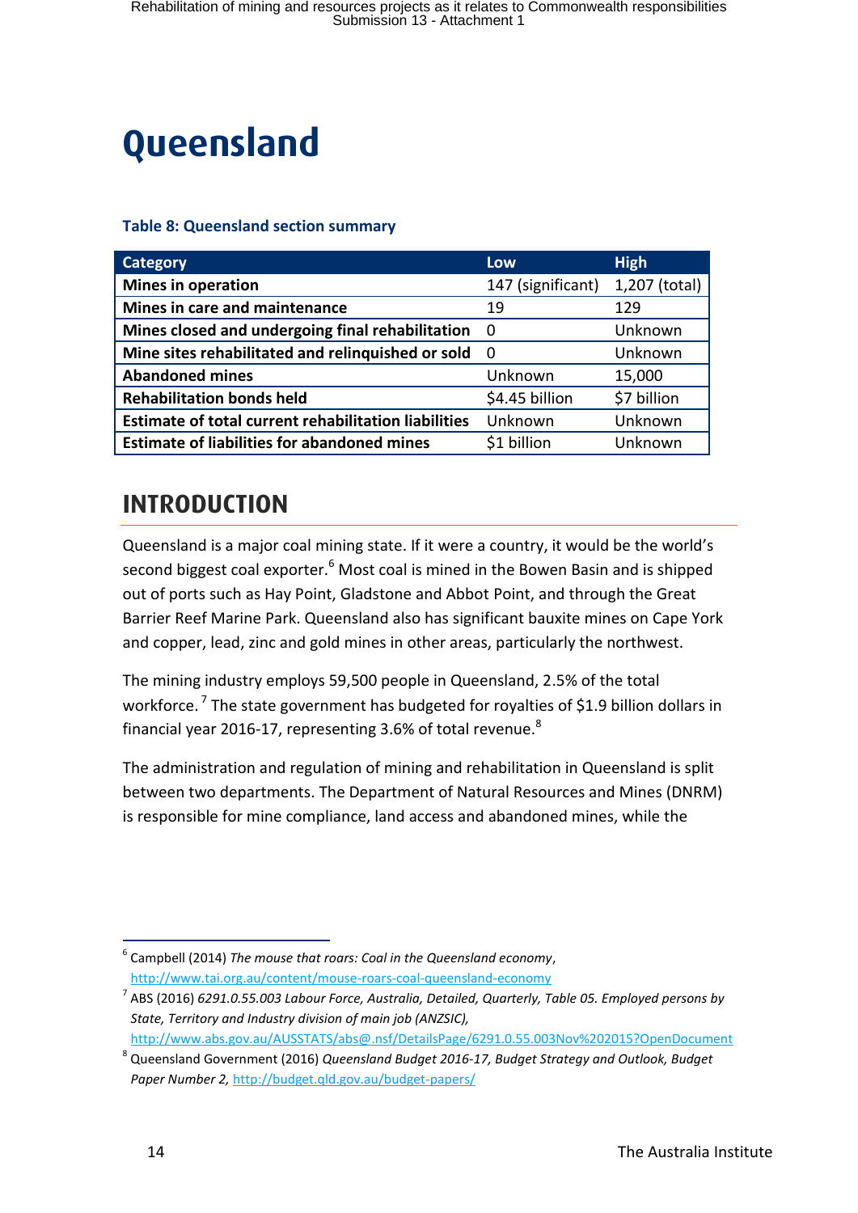# Queensland

**Table 8: Queensland section summary**

| Category | Low | High |
|---|---|---|
| **Mines in operation** | 147 (significant) | 1,207 (total) |
| **Mines in care and maintenance** | 19 | 129 |
| **Mines closed and undergoing final rehabilitation** | 0 | Unknown |
| **Mine sites rehabilitated and relinquished or sold** | 0 | Unknown |
| **Abandoned mines** | Unknown | 15,000 |
| **Rehabilitation bonds held** | $4.45 billion | $7 billion |
| **Estimate of total current rehabilitation liabilities** | Unknown | Unknown |
| **Estimate of liabilities for abandoned mines** | $1 billion | Unknown |

## INTRODUCTION

Queensland is a major coal mining state. If it were a country, it would be the world's second biggest coal exporter.[6] Most coal is mined in the Bowen Basin and is shipped out of ports such as Hay Point, Gladstone and Abbot Point, and through the Great Barrier Reef Marine Park. Queensland also has significant bauxite mines on Cape York and copper, lead, zinc and gold mines in other areas, particularly the northwest.

The mining industry employs 59,500 people in Queensland, 2.5% of the total workforce.[7] The state government has budgeted for royalties of $1.9 billion dollars in financial year 2016-17, representing 3.6% of total revenue.[8]

The administration and regulation of mining and rehabilitation in Queensland is split between two departments. The Department of Natural Resources and Mines (DNRM) is responsible for mine compliance, land access and abandoned mines, while the

---

[6] Campbell (2014) *The mouse that roars: Coal in the Queensland economy*, http://www.tai.org.au/content/mouse-roars-coal-queensland-economy

[7] ABS (2016) *6291.0.55.003 Labour Force, Australia, Detailed, Quarterly, Table 05. Employed persons by State, Territory and Industry division of main job (ANZSIC)*, http://www.abs.gov.au/AUSSTATS/abs@.nsf/DetailsPage/6291.0.55.003Nov%202015?OpenDocument

[8] Queensland Government (2016) *Queensland Budget 2016-17, Budget Strategy and Outlook, Budget Paper Number 2*, http://budget.qld.gov.au/budget-papers/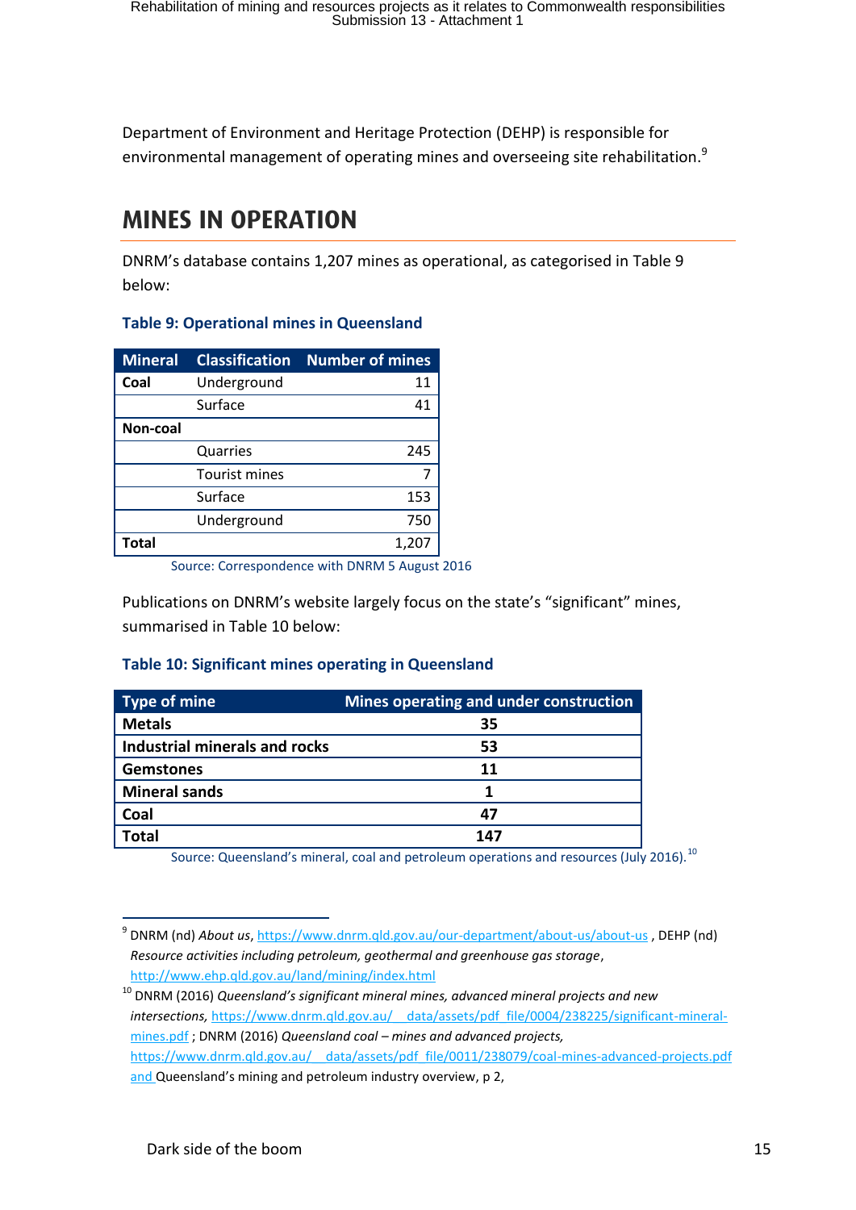Department of Environment and Heritage Protection (DEHP) is responsible for environmental management of operating mines and overseeing site rehabilitation.[9]

## MINES IN OPERATION

DNRM's database contains 1,207 mines as operational, as categorised in Table 9 below:

**Table 9: Operational mines in Queensland**

| Mineral | Classification | Number of mines |
|---|---|---|
| **Coal** | Underground | 11 |
| | Surface | 41 |
| **Non-coal** | | |
| | Quarries | 245 |
| | Tourist mines | 7 |
| | Surface | 153 |
| | Underground | 750 |
| **Total** | | 1,207 |

Source: Correspondence with DNRM 5 August 2016

Publications on DNRM's website largely focus on the state's "significant" mines, summarised in Table 10 below:

**Table 10: Significant mines operating in Queensland**

| Type of mine | Mines operating and under construction |
|---|---|
| **Metals** | **35** |
| **Industrial minerals and rocks** | **53** |
| **Gemstones** | **11** |
| **Mineral sands** | **1** |
| **Coal** | **47** |
| **Total** | **147** |

Source: Queensland's mineral, coal and petroleum operations and resources (July 2016).[10]

---

[9] DNRM (nd) *About us*, https://www.dnrm.qld.gov.au/our-department/about-us/about-us , DEHP (nd) *Resource activities including petroleum, geothermal and greenhouse gas storage*, http://www.ehp.qld.gov.au/land/mining/index.html

[10] DNRM (2016) *Queensland's significant mineral mines, advanced mineral projects and new intersections*, https://www.dnrm.qld.gov.au/__data/assets/pdf_file/0004/238225/significant-mineral-mines.pdf ; DNRM (2016) *Queensland coal – mines and advanced projects*, https://www.dnrm.qld.gov.au/__data/assets/pdf_file/0011/238079/coal-mines-advanced-projects.pdf and Queensland's mining and petroleum industry overview, p 2,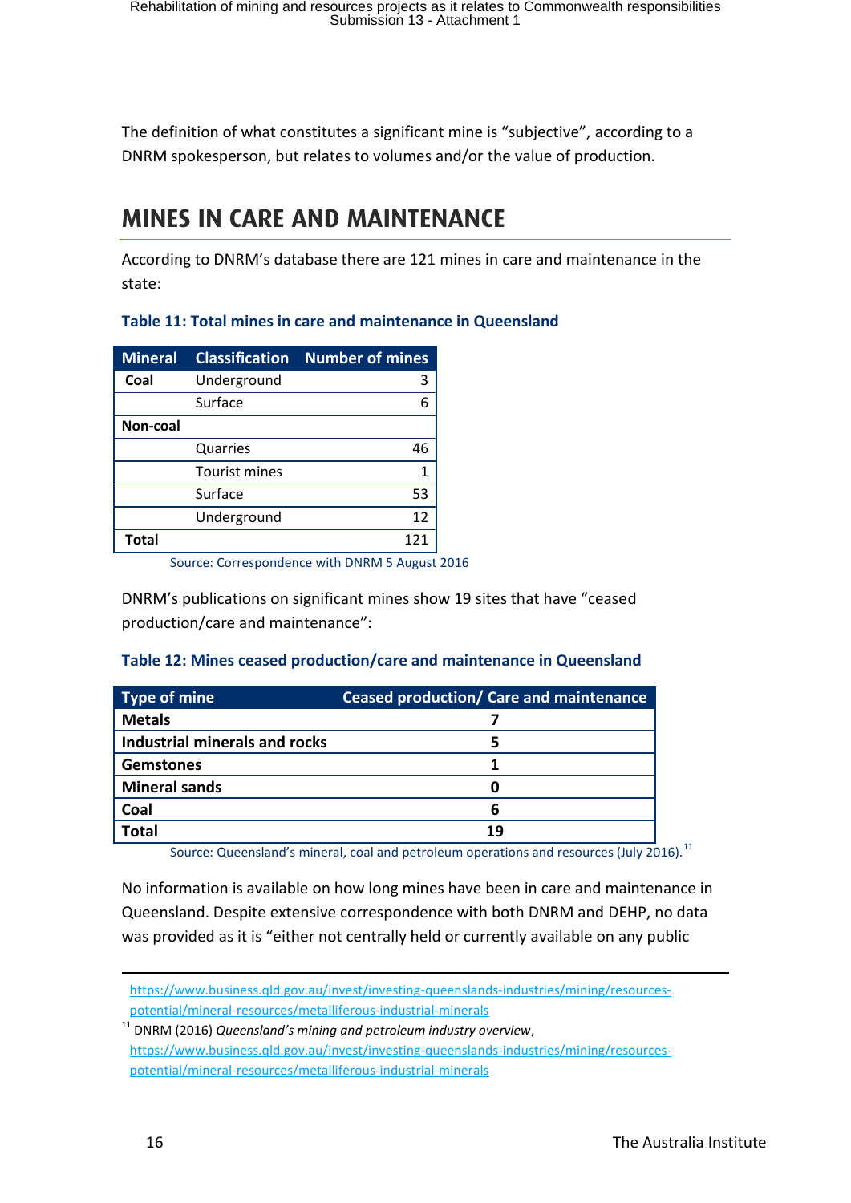The definition of what constitutes a significant mine is "subjective", according to a DNRM spokesperson, but relates to volumes and/or the value of production.

## MINES IN CARE AND MAINTENANCE

According to DNRM's database there are 121 mines in care and maintenance in the state:

**Table 11: Total mines in care and maintenance in Queensland**

| Mineral | Classification | Number of mines |
|---|---|---|
| **Coal** | Underground | 3 |
| | Surface | 6 |
| **Non-coal** | | |
| | Quarries | 46 |
| | Tourist mines | 1 |
| | Surface | 53 |
| | Underground | 12 |
| **Total** | | 121 |

Source: Correspondence with DNRM 5 August 2016

DNRM's publications on significant mines show 19 sites that have "ceased production/care and maintenance":

**Table 12: Mines ceased production/care and maintenance in Queensland**

| Type of mine | Ceased production/ Care and maintenance |
|---|---|
| **Metals** | **7** |
| **Industrial minerals and rocks** | **5** |
| **Gemstones** | **1** |
| **Mineral sands** | **0** |
| **Coal** | **6** |
| **Total** | **19** |

Source: Queensland's mineral, coal and petroleum operations and resources (July 2016).[11]

No information is available on how long mines have been in care and maintenance in Queensland. Despite extensive correspondence with both DNRM and DEHP, no data was provided as it is "either not centrally held or currently available on any public

https://www.business.qld.gov.au/invest/investing-queenslands-industries/mining/resources-potential/mineral-resources/metalliferous-industrial-minerals

[11] DNRM (2016) *Queensland's mining and petroleum industry overview*, https://www.business.qld.gov.au/invest/investing-queenslands-industries/mining/resources-potential/mineral-resources/metalliferous-industrial-minerals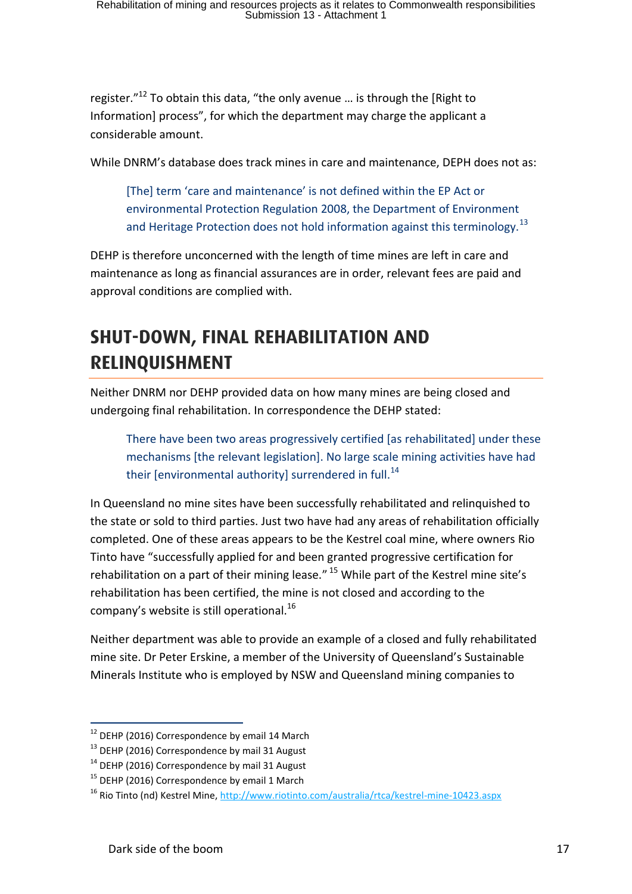register."[12] To obtain this data, "the only avenue … is through the [Right to Information] process", for which the department may charge the applicant a considerable amount.

While DNRM's database does track mines in care and maintenance, DEPH does not as:

> [The] term 'care and maintenance' is not defined within the EP Act or environmental Protection Regulation 2008, the Department of Environment and Heritage Protection does not hold information against this terminology.[13]

DEHP is therefore unconcerned with the length of time mines are left in care and maintenance as long as financial assurances are in order, relevant fees are paid and approval conditions are complied with.

## SHUT-DOWN, FINAL REHABILITATION AND RELINQUISHMENT

Neither DNRM nor DEHP provided data on how many mines are being closed and undergoing final rehabilitation. In correspondence the DEHP stated:

> There have been two areas progressively certified [as rehabilitated] under these mechanisms [the relevant legislation]. No large scale mining activities have had their [environmental authority] surrendered in full.[14]

In Queensland no mine sites have been successfully rehabilitated and relinquished to the state or sold to third parties. Just two have had any areas of rehabilitation officially completed. One of these areas appears to be the Kestrel coal mine, where owners Rio Tinto have "successfully applied for and been granted progressive certification for rehabilitation on a part of their mining lease." [15] While part of the Kestrel mine site's rehabilitation has been certified, the mine is not closed and according to the company's website is still operational.[16]

Neither department was able to provide an example of a closed and fully rehabilitated mine site. Dr Peter Erskine, a member of the University of Queensland's Sustainable Minerals Institute who is employed by NSW and Queensland mining companies to

---

[12] DEHP (2016) Correspondence by email 14 March

[13] DEHP (2016) Correspondence by mail 31 August

[14] DEHP (2016) Correspondence by mail 31 August

[15] DEHP (2016) Correspondence by email 1 March

[16] Rio Tinto (nd) Kestrel Mine, http://www.riotinto.com/australia/rtca/kestrel-mine-10423.aspx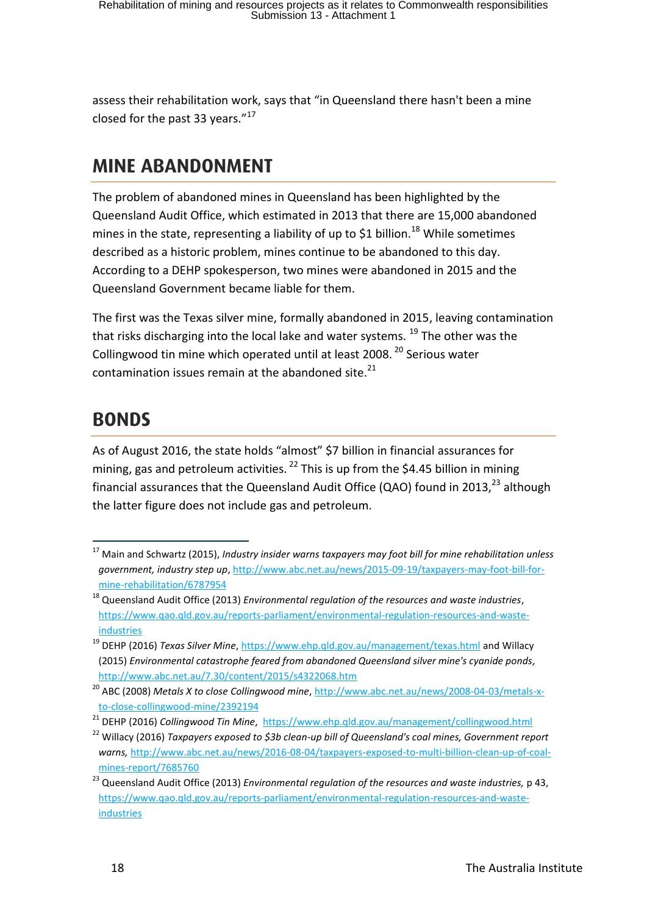assess their rehabilitation work, says that "in Queensland there hasn't been a mine closed for the past 33 years."[17]

## MINE ABANDONMENT

The problem of abandoned mines in Queensland has been highlighted by the Queensland Audit Office, which estimated in 2013 that there are 15,000 abandoned mines in the state, representing a liability of up to $1 billion.[18] While sometimes described as a historic problem, mines continue to be abandoned to this day. According to a DEHP spokesperson, two mines were abandoned in 2015 and the Queensland Government became liable for them.

The first was the Texas silver mine, formally abandoned in 2015, leaving contamination that risks discharging into the local lake and water systems. [19] The other was the Collingwood tin mine which operated until at least 2008. [20] Serious water contamination issues remain at the abandoned site.[21]

## BONDS

As of August 2016, the state holds "almost" $7 billion in financial assurances for mining, gas and petroleum activities. [22] This is up from the $4.45 billion in mining financial assurances that the Queensland Audit Office (QAO) found in 2013,[23] although the latter figure does not include gas and petroleum.

---

[17] Main and Schwartz (2015), *Industry insider warns taxpayers may foot bill for mine rehabilitation unless government, industry step up*, http://www.abc.net.au/news/2015-09-19/taxpayers-may-foot-bill-for-mine-rehabilitation/6787954

[18] Queensland Audit Office (2013) *Environmental regulation of the resources and waste industries*, https://www.qao.qld.gov.au/reports-parliament/environmental-regulation-resources-and-waste-industries

[19] DEHP (2016) *Texas Silver Mine*, https://www.ehp.qld.gov.au/management/texas.html and Willacy (2015) *Environmental catastrophe feared from abandoned Queensland silver mine's cyanide ponds*, http://www.abc.net.au/7.30/content/2015/s4322068.htm

[20] ABC (2008) *Metals X to close Collingwood mine*, http://www.abc.net.au/news/2008-04-03/metals-x-to-close-collingwood-mine/2392194

[21] DEHP (2016) *Collingwood Tin Mine*, https://www.ehp.qld.gov.au/management/collingwood.html

[22] Willacy (2016) *Taxpayers exposed to $3b clean-up bill of Queensland's coal mines, Government report warns*, http://www.abc.net.au/news/2016-08-04/taxpayers-exposed-to-multi-billion-clean-up-of-coal-mines-report/7685760

[23] Queensland Audit Office (2013) *Environmental regulation of the resources and waste industries*, p 43, https://www.qao.qld.gov.au/reports-parliament/environmental-regulation-resources-and-waste-industries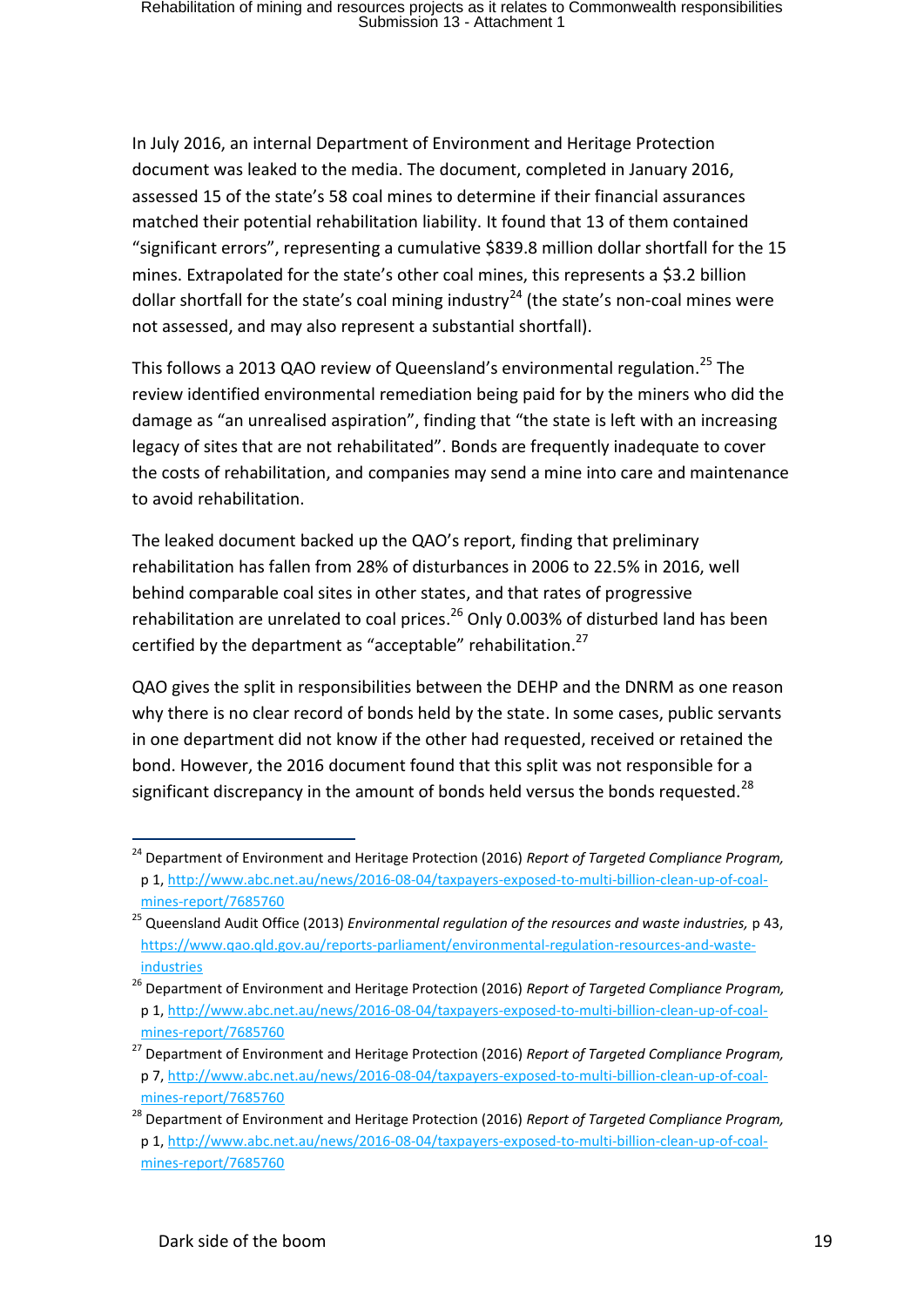In July 2016, an internal Department of Environment and Heritage Protection document was leaked to the media. The document, completed in January 2016, assessed 15 of the state's 58 coal mines to determine if their financial assurances matched their potential rehabilitation liability. It found that 13 of them contained "significant errors", representing a cumulative $839.8 million dollar shortfall for the 15 mines. Extrapolated for the state's other coal mines, this represents a $3.2 billion dollar shortfall for the state's coal mining industry[24] (the state's non-coal mines were not assessed, and may also represent a substantial shortfall).

This follows a 2013 QAO review of Queensland's environmental regulation.[25] The review identified environmental remediation being paid for by the miners who did the damage as "an unrealised aspiration", finding that "the state is left with an increasing legacy of sites that are not rehabilitated". Bonds are frequently inadequate to cover the costs of rehabilitation, and companies may send a mine into care and maintenance to avoid rehabilitation.

The leaked document backed up the QAO's report, finding that preliminary rehabilitation has fallen from 28% of disturbances in 2006 to 22.5% in 2016, well behind comparable coal sites in other states, and that rates of progressive rehabilitation are unrelated to coal prices.[26] Only 0.003% of disturbed land has been certified by the department as "acceptable" rehabilitation.[27]

QAO gives the split in responsibilities between the DEHP and the DNRM as one reason why there is no clear record of bonds held by the state. In some cases, public servants in one department did not know if the other had requested, received or retained the bond. However, the 2016 document found that this split was not responsible for a significant discrepancy in the amount of bonds held versus the bonds requested.[28]

---

[24] Department of Environment and Heritage Protection (2016) *Report of Targeted Compliance Program,* p 1, http://www.abc.net.au/news/2016-08-04/taxpayers-exposed-to-multi-billion-clean-up-of-coal-mines-report/7685760

[25] Queensland Audit Office (2013) *Environmental regulation of the resources and waste industries,* p 43, https://www.qao.qld.gov.au/reports-parliament/environmental-regulation-resources-and-waste-industries

[26] Department of Environment and Heritage Protection (2016) *Report of Targeted Compliance Program,* p 1, http://www.abc.net.au/news/2016-08-04/taxpayers-exposed-to-multi-billion-clean-up-of-coal-mines-report/7685760

[27] Department of Environment and Heritage Protection (2016) *Report of Targeted Compliance Program,* p 7, http://www.abc.net.au/news/2016-08-04/taxpayers-exposed-to-multi-billion-clean-up-of-coal-mines-report/7685760

[28] Department of Environment and Heritage Protection (2016) *Report of Targeted Compliance Program,* p 1, http://www.abc.net.au/news/2016-08-04/taxpayers-exposed-to-multi-billion-clean-up-of-coal-mines-report/7685760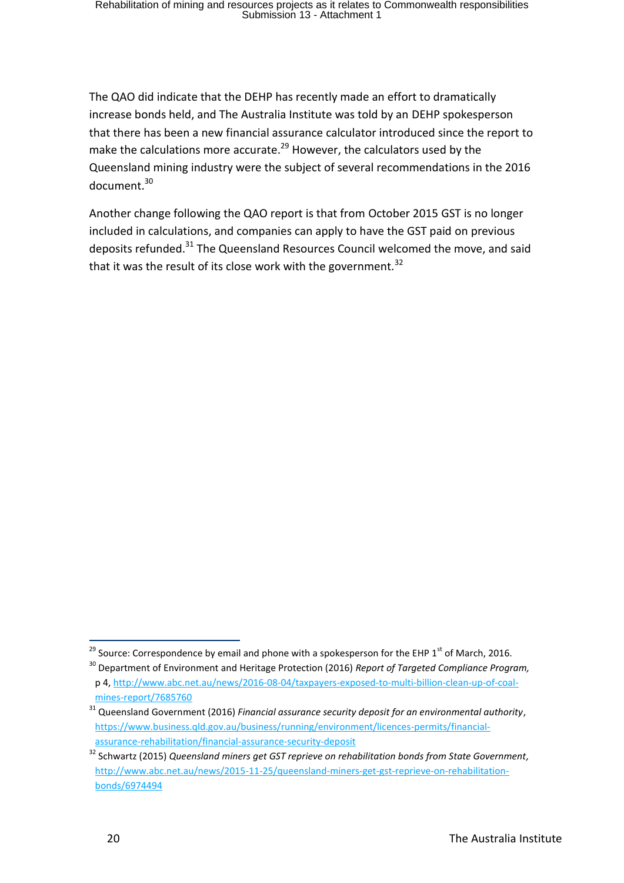The QAO did indicate that the DEHP has recently made an effort to dramatically increase bonds held, and The Australia Institute was told by an DEHP spokesperson that there has been a new financial assurance calculator introduced since the report to make the calculations more accurate.[29] However, the calculators used by the Queensland mining industry were the subject of several recommendations in the 2016 document.[30]

Another change following the QAO report is that from October 2015 GST is no longer included in calculations, and companies can apply to have the GST paid on previous deposits refunded.[31] The Queensland Resources Council welcomed the move, and said that it was the result of its close work with the government.[32]

---

[29] Source: Correspondence by email and phone with a spokesperson for the EHP 1st of March, 2016.

[30] Department of Environment and Heritage Protection (2016) *Report of Targeted Compliance Program,* p 4, http://www.abc.net.au/news/2016-08-04/taxpayers-exposed-to-multi-billion-clean-up-of-coal-mines-report/7685760

[31] Queensland Government (2016) *Financial assurance security deposit for an environmental authority*, https://www.business.qld.gov.au/business/running/environment/licences-permits/financial-assurance-rehabilitation/financial-assurance-security-deposit

[32] Schwartz (2015) *Queensland miners get GST reprieve on rehabilitation bonds from State Government,* http://www.abc.net.au/news/2015-11-25/queensland-miners-get-gst-reprieve-on-rehabilitation-bonds/6974494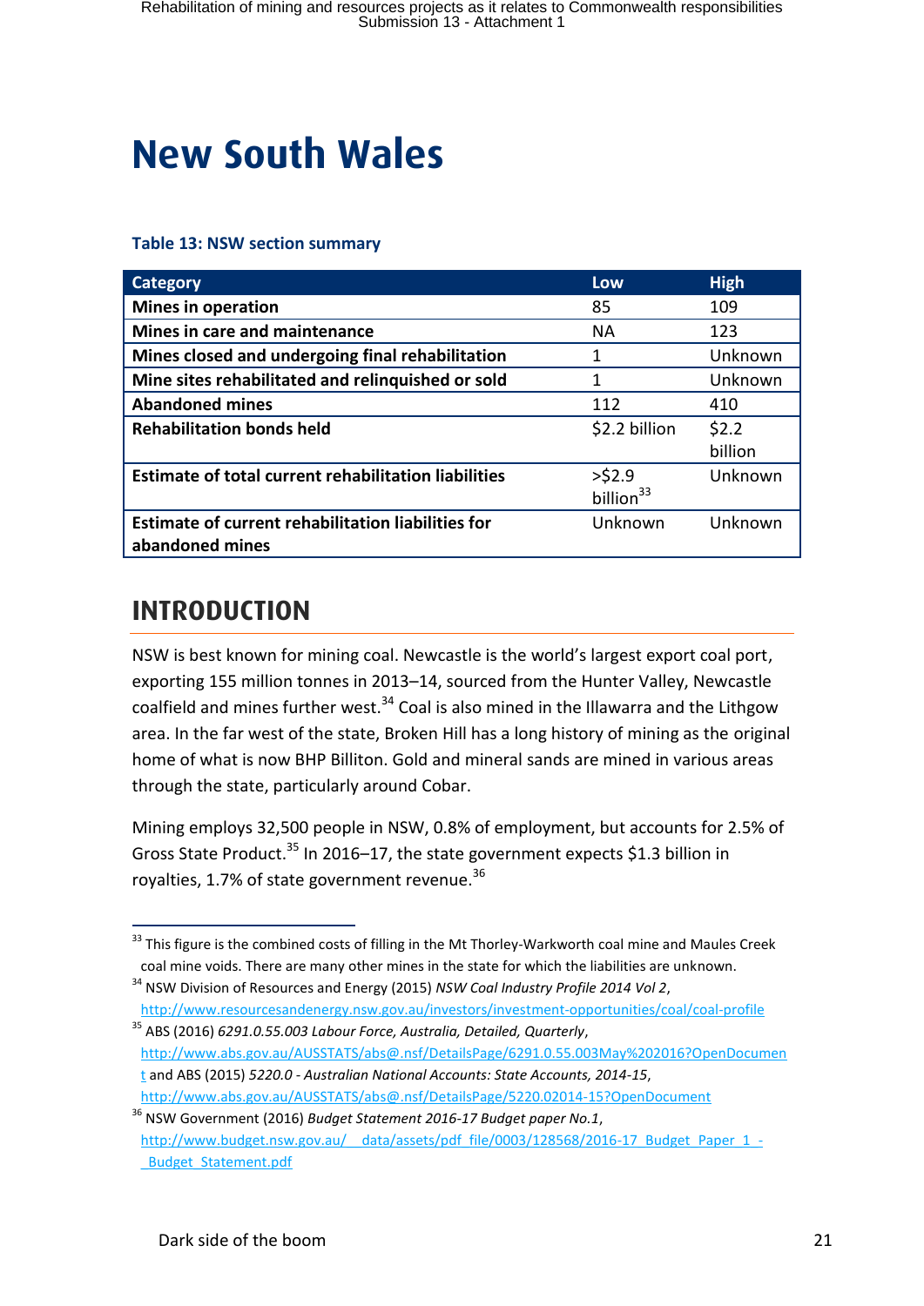# New South Wales

**Table 13: NSW section summary**

| Category | Low | High |
|---|---|---|
| **Mines in operation** | 85 | 109 |
| **Mines in care and maintenance** | NA | 123 |
| **Mines closed and undergoing final rehabilitation** | 1 | Unknown |
| **Mine sites rehabilitated and relinquished or sold** | 1 | Unknown |
| **Abandoned mines** | 112 | 410 |
| **Rehabilitation bonds held** | $2.2 billion | $2.2 billion |
| **Estimate of total current rehabilitation liabilities** | >$2.9 billion[33] | Unknown |
| **Estimate of current rehabilitation liabilities for abandoned mines** | Unknown | Unknown |

## INTRODUCTION

NSW is best known for mining coal. Newcastle is the world's largest export coal port, exporting 155 million tonnes in 2013–14, sourced from the Hunter Valley, Newcastle coalfield and mines further west.[34] Coal is also mined in the Illawarra and the Lithgow area. In the far west of the state, Broken Hill has a long history of mining as the original home of what is now BHP Billiton. Gold and mineral sands are mined in various areas through the state, particularly around Cobar.

Mining employs 32,500 people in NSW, 0.8% of employment, but accounts for 2.5% of Gross State Product.[35] In 2016–17, the state government expects $1.3 billion in royalties, 1.7% of state government revenue.[36]

---

[33] This figure is the combined costs of filling in the Mt Thorley-Warkworth coal mine and Maules Creek coal mine voids. There are many other mines in the state for which the liabilities are unknown.

[34] NSW Division of Resources and Energy (2015) *NSW Coal Industry Profile 2014 Vol 2*, http://www.resourcesandenergy.nsw.gov.au/investors/investment-opportunities/coal/coal-profile

[35] ABS (2016) *6291.0.55.003 Labour Force, Australia, Detailed, Quarterly*, http://www.abs.gov.au/AUSSTATS/abs@.nsf/DetailsPage/6291.0.55.003May%202016?OpenDocument and ABS (2015) *5220.0 - Australian National Accounts: State Accounts, 2014-15*, http://www.abs.gov.au/AUSSTATS/abs@.nsf/DetailsPage/5220.02014-15?OpenDocument

[36] NSW Government (2016) *Budget Statement 2016-17 Budget paper No.1*, http://www.budget.nsw.gov.au/__data/assets/pdf_file/0003/128568/2016-17_Budget_Paper_1_-_Budget_Statement.pdf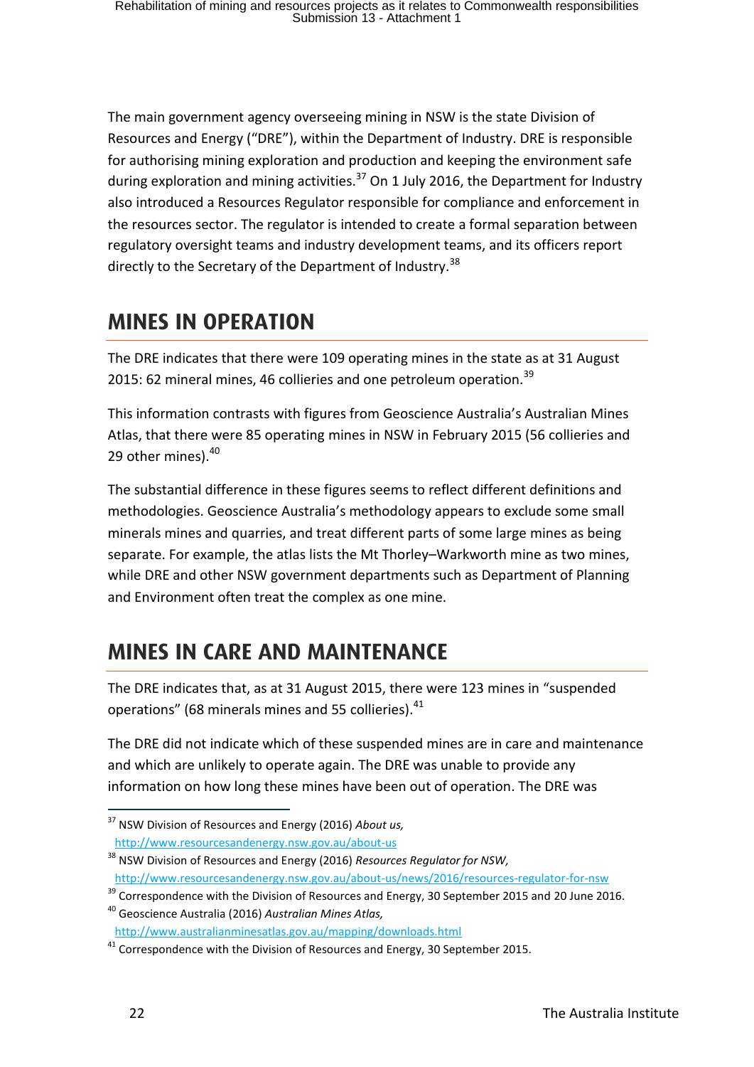The main government agency overseeing mining in NSW is the state Division of Resources and Energy ("DRE"), within the Department of Industry. DRE is responsible for authorising mining exploration and production and keeping the environment safe during exploration and mining activities.[37] On 1 July 2016, the Department for Industry also introduced a Resources Regulator responsible for compliance and enforcement in the resources sector. The regulator is intended to create a formal separation between regulatory oversight teams and industry development teams, and its officers report directly to the Secretary of the Department of Industry.[38]

## MINES IN OPERATION

The DRE indicates that there were 109 operating mines in the state as at 31 August 2015: 62 mineral mines, 46 collieries and one petroleum operation.[39]

This information contrasts with figures from Geoscience Australia's Australian Mines Atlas, that there were 85 operating mines in NSW in February 2015 (56 collieries and 29 other mines).[40]

The substantial difference in these figures seems to reflect different definitions and methodologies. Geoscience Australia's methodology appears to exclude some small minerals mines and quarries, and treat different parts of some large mines as being separate. For example, the atlas lists the Mt Thorley–Warkworth mine as two mines, while DRE and other NSW government departments such as Department of Planning and Environment often treat the complex as one mine.

## MINES IN CARE AND MAINTENANCE

The DRE indicates that, as at 31 August 2015, there were 123 mines in "suspended operations" (68 minerals mines and 55 collieries).[41]

The DRE did not indicate which of these suspended mines are in care and maintenance and which are unlikely to operate again. The DRE was unable to provide any information on how long these mines have been out of operation. The DRE was

---

[37] NSW Division of Resources and Energy (2016) *About us,* http://www.resourcesandenergy.nsw.gov.au/about-us

[38] NSW Division of Resources and Energy (2016) *Resources Regulator for NSW,* http://www.resourcesandenergy.nsw.gov.au/about-us/news/2016/resources-regulator-for-nsw

[39] Correspondence with the Division of Resources and Energy, 30 September 2015 and 20 June 2016.

[40] Geoscience Australia (2016) *Australian Mines Atlas,* http://www.australianminesatlas.gov.au/mapping/downloads.html

[41] Correspondence with the Division of Resources and Energy, 30 September 2015.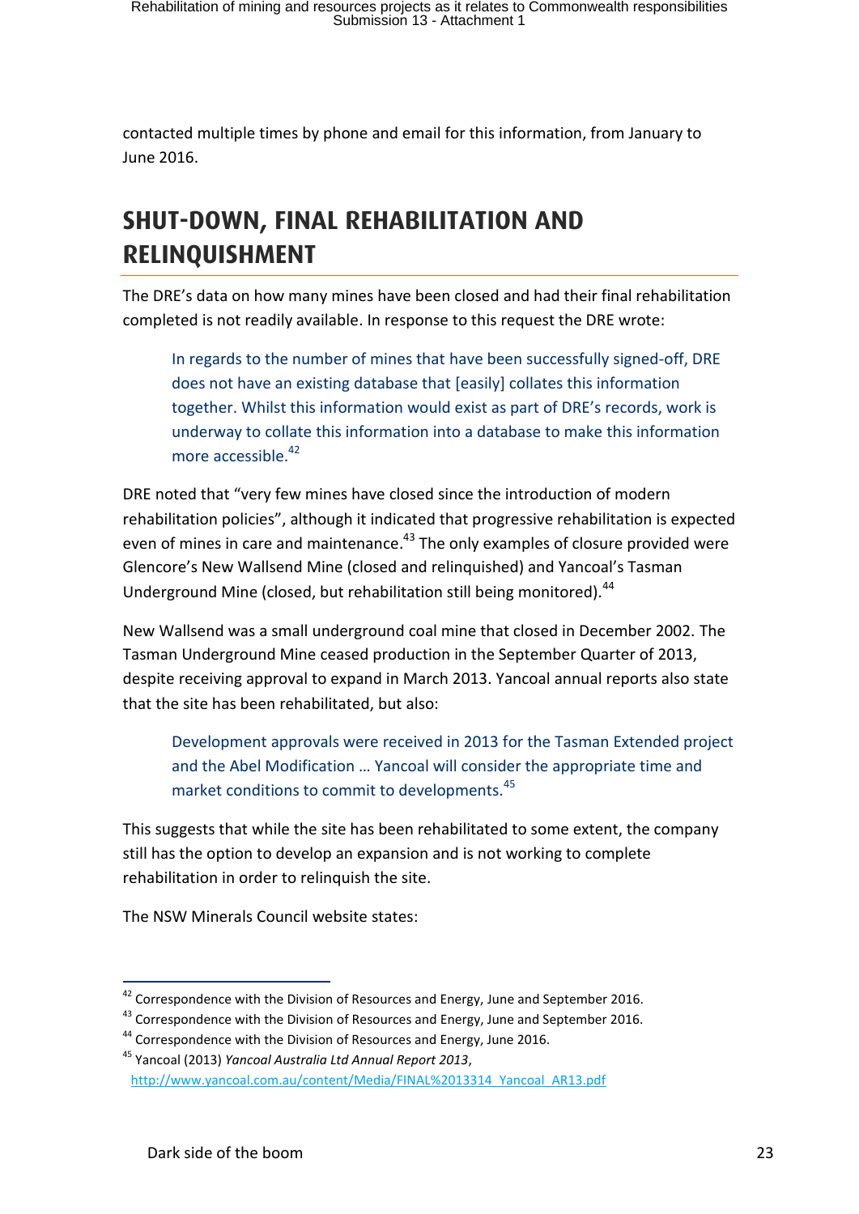contacted multiple times by phone and email for this information, from January to June 2016.

## SHUT-DOWN, FINAL REHABILITATION AND RELINQUISHMENT

The DRE's data on how many mines have been closed and had their final rehabilitation completed is not readily available. In response to this request the DRE wrote:

> In regards to the number of mines that have been successfully signed-off, DRE does not have an existing database that [easily] collates this information together. Whilst this information would exist as part of DRE's records, work is underway to collate this information into a database to make this information more accessible.[42]

DRE noted that "very few mines have closed since the introduction of modern rehabilitation policies", although it indicated that progressive rehabilitation is expected even of mines in care and maintenance.[43] The only examples of closure provided were Glencore's New Wallsend Mine (closed and relinquished) and Yancoal's Tasman Underground Mine (closed, but rehabilitation still being monitored).[44]

New Wallsend was a small underground coal mine that closed in December 2002. The Tasman Underground Mine ceased production in the September Quarter of 2013, despite receiving approval to expand in March 2013. Yancoal annual reports also state that the site has been rehabilitated, but also:

> Development approvals were received in 2013 for the Tasman Extended project and the Abel Modification … Yancoal will consider the appropriate time and market conditions to commit to developments.[45]

This suggests that while the site has been rehabilitated to some extent, the company still has the option to develop an expansion and is not working to complete rehabilitation in order to relinquish the site.

The NSW Minerals Council website states:

---

[42] Correspondence with the Division of Resources and Energy, June and September 2016.

[43] Correspondence with the Division of Resources and Energy, June and September 2016.

[44] Correspondence with the Division of Resources and Energy, June 2016.

[45] Yancoal (2013) *Yancoal Australia Ltd Annual Report 2013*, http://www.yancoal.com.au/content/Media/FINAL%2013314_Yancoal_AR13.pdf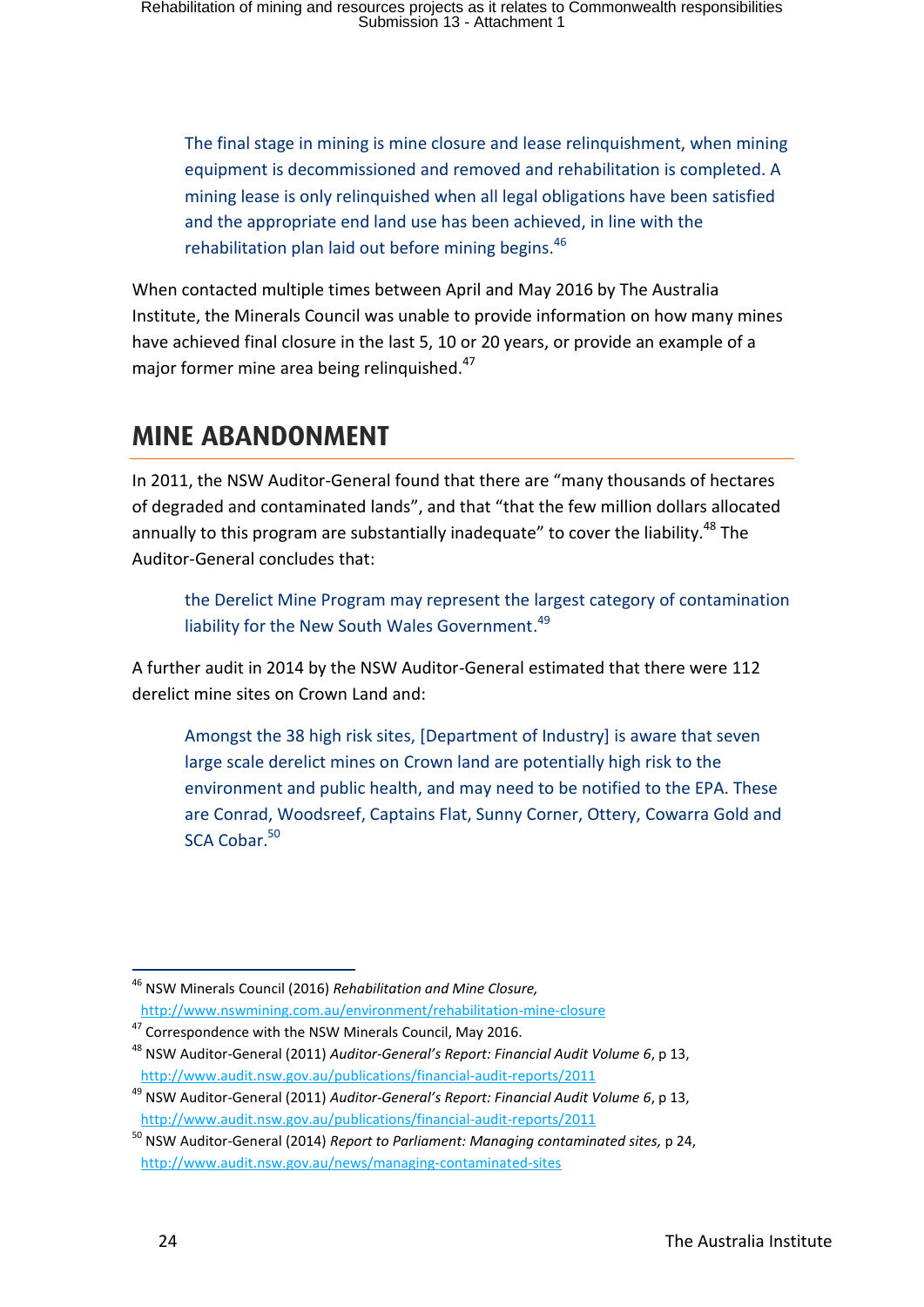> The final stage in mining is mine closure and lease relinquishment, when mining equipment is decommissioned and removed and rehabilitation is completed. A mining lease is only relinquished when all legal obligations have been satisfied and the appropriate end land use has been achieved, in line with the rehabilitation plan laid out before mining begins.[46]

When contacted multiple times between April and May 2016 by The Australia Institute, the Minerals Council was unable to provide information on how many mines have achieved final closure in the last 5, 10 or 20 years, or provide an example of a major former mine area being relinquished.[47]

## MINE ABANDONMENT

In 2011, the NSW Auditor-General found that there are "many thousands of hectares of degraded and contaminated lands", and that "that the few million dollars allocated annually to this program are substantially inadequate" to cover the liability.[48] The Auditor-General concludes that:

> the Derelict Mine Program may represent the largest category of contamination liability for the New South Wales Government.[49]

A further audit in 2014 by the NSW Auditor-General estimated that there were 112 derelict mine sites on Crown Land and:

> Amongst the 38 high risk sites, [Department of Industry] is aware that seven large scale derelict mines on Crown land are potentially high risk to the environment and public health, and may need to be notified to the EPA. These are Conrad, Woodsreef, Captains Flat, Sunny Corner, Ottery, Cowarra Gold and SCA Cobar.[50]

---

[46] NSW Minerals Council (2016) *Rehabilitation and Mine Closure,* http://www.nswmining.com.au/environment/rehabilitation-mine-closure

[47] Correspondence with the NSW Minerals Council, May 2016.

[48] NSW Auditor-General (2011) *Auditor-General's Report: Financial Audit Volume 6*, p 13, http://www.audit.nsw.gov.au/publications/financial-audit-reports/2011

[49] NSW Auditor-General (2011) *Auditor-General's Report: Financial Audit Volume 6*, p 13, http://www.audit.nsw.gov.au/publications/financial-audit-reports/2011

[50] NSW Auditor-General (2014) *Report to Parliament: Managing contaminated sites,* p 24, http://www.audit.nsw.gov.au/news/managing-contaminated-sites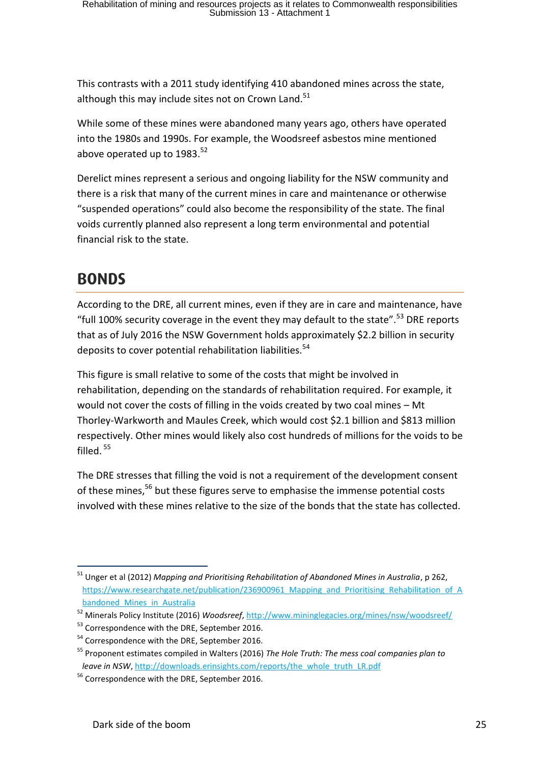This contrasts with a 2011 study identifying 410 abandoned mines across the state, although this may include sites not on Crown Land.[51]

While some of these mines were abandoned many years ago, others have operated into the 1980s and 1990s. For example, the Woodsreef asbestos mine mentioned above operated up to 1983.[52]

Derelict mines represent a serious and ongoing liability for the NSW community and there is a risk that many of the current mines in care and maintenance or otherwise "suspended operations" could also become the responsibility of the state. The final voids currently planned also represent a long term environmental and potential financial risk to the state.

## BONDS

According to the DRE, all current mines, even if they are in care and maintenance, have "full 100% security coverage in the event they may default to the state".[53] DRE reports that as of July 2016 the NSW Government holds approximately $2.2 billion in security deposits to cover potential rehabilitation liabilities.[54]

This figure is small relative to some of the costs that might be involved in rehabilitation, depending on the standards of rehabilitation required. For example, it would not cover the costs of filling in the voids created by two coal mines – Mt Thorley-Warkworth and Maules Creek, which would cost $2.1 billion and $813 million respectively. Other mines would likely also cost hundreds of millions for the voids to be filled.[55]

The DRE stresses that filling the void is not a requirement of the development consent of these mines,[56] but these figures serve to emphasise the immense potential costs involved with these mines relative to the size of the bonds that the state has collected.

---

[51] Unger et al (2012) *Mapping and Prioritising Rehabilitation of Abandoned Mines in Australia*, p 262, https://www.researchgate.net/publication/236900961_Mapping_and_Prioritising_Rehabilitation_of_Abandoned_Mines_in_Australia

[52] Minerals Policy Institute (2016) *Woodsreef*, http://www.mininglegacies.org/mines/nsw/woodsreef/

[53] Correspondence with the DRE, September 2016.

[54] Correspondence with the DRE, September 2016.

[55] Proponent estimates compiled in Walters (2016) *The Hole Truth: The mess coal companies plan to leave in NSW*, http://downloads.erinsights.com/reports/the_whole_truth_LR.pdf

[56] Correspondence with the DRE, September 2016.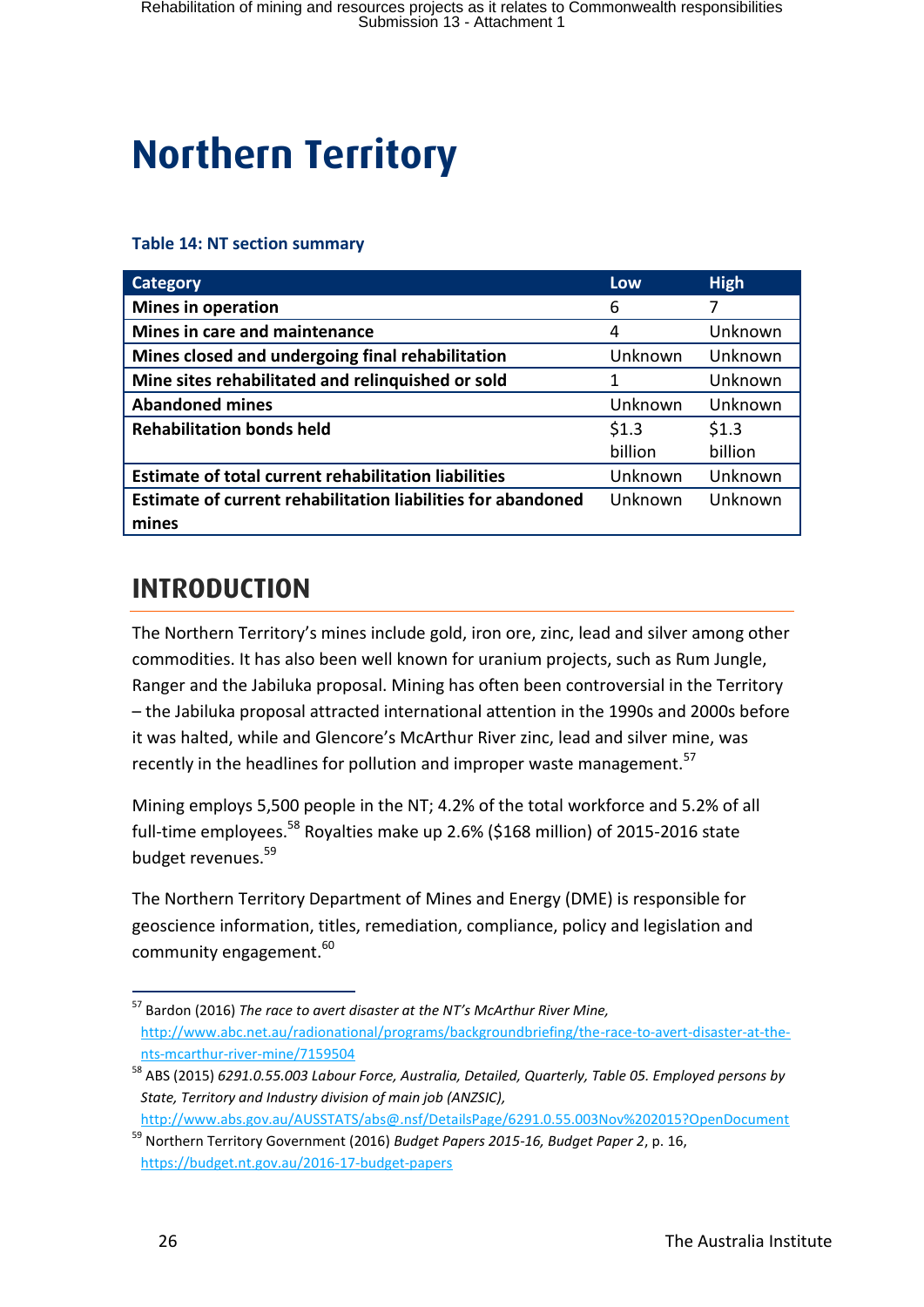# Northern Territory

**Table 14: NT section summary**

| Category | Low | High |
|---|---|---|
| **Mines in operation** | 6 | 7 |
| **Mines in care and maintenance** | 4 | Unknown |
| **Mines closed and undergoing final rehabilitation** | Unknown | Unknown |
| **Mine sites rehabilitated and relinquished or sold** | 1 | Unknown |
| **Abandoned mines** | Unknown | Unknown |
| **Rehabilitation bonds held** | $1.3 billion | $1.3 billion |
| **Estimate of total current rehabilitation liabilities** | Unknown | Unknown |
| **Estimate of current rehabilitation liabilities for abandoned mines** | Unknown | Unknown |

## INTRODUCTION

The Northern Territory's mines include gold, iron ore, zinc, lead and silver among other commodities. It has also been well known for uranium projects, such as Rum Jungle, Ranger and the Jabiluka proposal. Mining has often been controversial in the Territory – the Jabiluka proposal attracted international attention in the 1990s and 2000s before it was halted, while and Glencore's McArthur River zinc, lead and silver mine, was recently in the headlines for pollution and improper waste management.[57]

Mining employs 5,500 people in the NT; 4.2% of the total workforce and 5.2% of all full-time employees.[58] Royalties make up 2.6% ($168 million) of 2015-2016 state budget revenues.[59]

The Northern Territory Department of Mines and Energy (DME) is responsible for geoscience information, titles, remediation, compliance, policy and legislation and community engagement.[60]

---

[57] Bardon (2016) *The race to avert disaster at the NT's McArthur River Mine,* http://www.abc.net.au/radionational/programs/backgroundbriefing/the-race-to-avert-disaster-at-the-nts-mcarthur-river-mine/7159504

[58] ABS (2015) *6291.0.55.003 Labour Force, Australia, Detailed, Quarterly, Table 05. Employed persons by State, Territory and Industry division of main job (ANZSIC),* http://www.abs.gov.au/AUSSTATS/abs@.nsf/DetailsPage/6291.0.55.003Nov%202015?OpenDocument

[59] Northern Territory Government (2016) *Budget Papers 2015-16, Budget Paper 2*, p. 16, https://budget.nt.gov.au/2016-17-budget-papers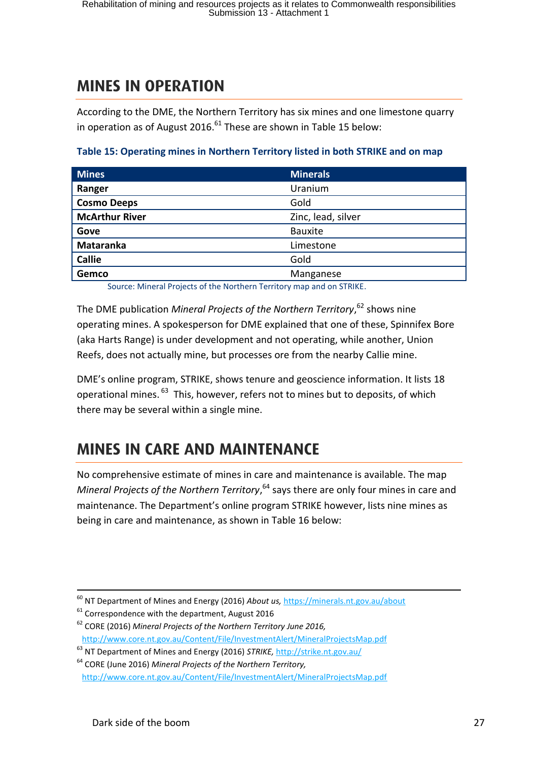## MINES IN OPERATION

According to the DME, the Northern Territory has six mines and one limestone quarry in operation as of August 2016.[61] These are shown in Table 15 below:

**Table 15: Operating mines in Northern Territory listed in both STRIKE and on map**

| Mines | Minerals |
|---|---|
| **Ranger** | Uranium |
| **Cosmo Deeps** | Gold |
| **McArthur River** | Zinc, lead, silver |
| **Gove** | Bauxite |
| **Mataranka** | Limestone |
| **Callie** | Gold |
| **Gemco** | Manganese |

Source: Mineral Projects of the Northern Territory map and on STRIKE.

The DME publication *Mineral Projects of the Northern Territory*,[62] shows nine operating mines. A spokesperson for DME explained that one of these, Spinnifex Bore (aka Harts Range) is under development and not operating, while another, Union Reefs, does not actually mine, but processes ore from the nearby Callie mine.

DME's online program, STRIKE, shows tenure and geoscience information. It lists 18 operational mines.[63] This, however, refers not to mines but to deposits, of which there may be several within a single mine.

## MINES IN CARE AND MAINTENANCE

No comprehensive estimate of mines in care and maintenance is available. The map *Mineral Projects of the Northern Territory*,[64] says there are only four mines in care and maintenance. The Department's online program STRIKE however, lists nine mines as being in care and maintenance, as shown in Table 16 below:

---

[60] NT Department of Mines and Energy (2016) *About us,* https://minerals.nt.gov.au/about

[61] Correspondence with the department, August 2016

[62] CORE (2016) *Mineral Projects of the Northern Territory June 2016,* http://www.core.nt.gov.au/Content/File/InvestmentAlert/MineralProjectsMap.pdf

[63] NT Department of Mines and Energy (2016) *STRIKE,* http://strike.nt.gov.au/

[64] CORE (June 2016) *Mineral Projects of the Northern Territory,* http://www.core.nt.gov.au/Content/File/InvestmentAlert/MineralProjectsMap.pdf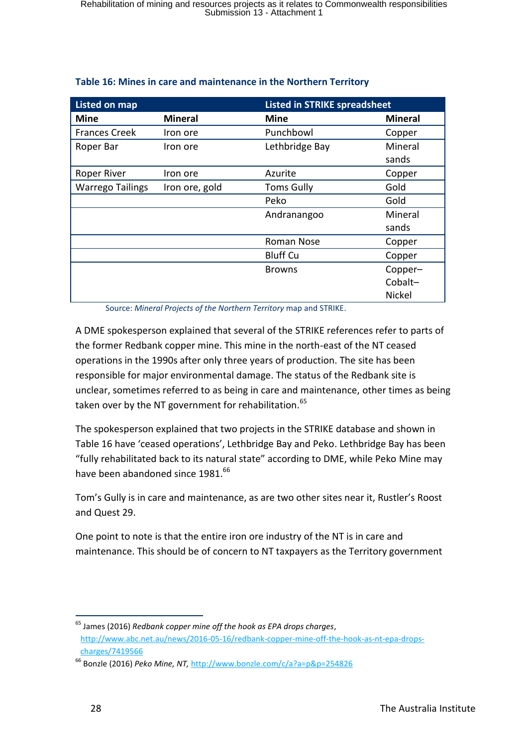**Table 16: Mines in care and maintenance in the Northern Territory**

| Listed on map | | Listed in STRIKE spreadsheet | |
|---|---|---|---|
| **Mine** | **Mineral** | **Mine** | **Mineral** |
| Frances Creek | Iron ore | Punchbowl | Copper |
| Roper Bar | Iron ore | Lethbridge Bay | Mineral sands |
| Roper River | Iron ore | Azurite | Copper |
| Warrego Tailings | Iron ore, gold | Toms Gully | Gold |
| | | Peko | Gold |
| | | Andranangoo | Mineral sands |
| | | Roman Nose | Copper |
| | | Bluff Cu | Copper |
| | | Browns | Copper–Cobalt–Nickel |

Source: *Mineral Projects of the Northern Territory* map and STRIKE.

A DME spokesperson explained that several of the STRIKE references refer to parts of the former Redbank copper mine. This mine in the north-east of the NT ceased operations in the 1990s after only three years of production. The site has been responsible for major environmental damage. The status of the Redbank site is unclear, sometimes referred to as being in care and maintenance, other times as being taken over by the NT government for rehabilitation.[65]

The spokesperson explained that two projects in the STRIKE database and shown in Table 16 have 'ceased operations', Lethbridge Bay and Peko. Lethbridge Bay has been "fully rehabilitated back to its natural state" according to DME, while Peko Mine may have been abandoned since 1981.[66]

Tom's Gully is in care and maintenance, as are two other sites near it, Rustler's Roost and Quest 29.

One point to note is that the entire iron ore industry of the NT is in care and maintenance. This should be of concern to NT taxpayers as the Territory government

---

[65] James (2016) *Redbank copper mine off the hook as EPA drops charges*, http://www.abc.net.au/news/2016-05-16/redbank-copper-mine-off-the-hook-as-nt-epa-drops-charges/7419566

[66] Bonzle (2016) *Peko Mine, NT,* http://www.bonzle.com/c/a?a=p&p=254826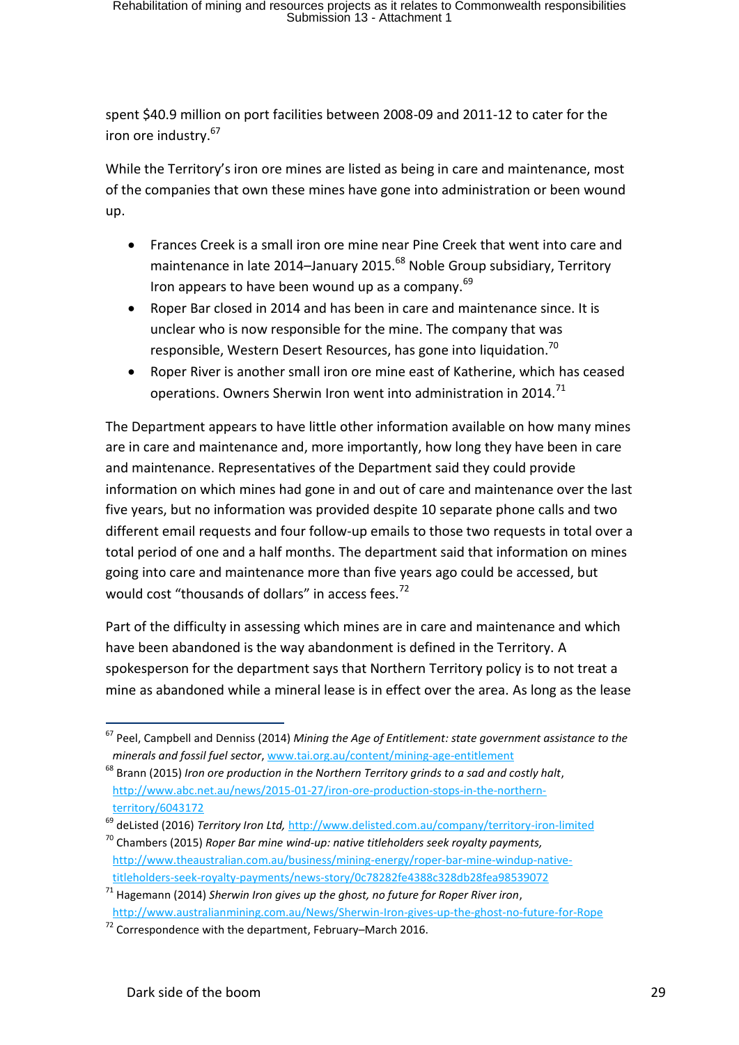spent $40.9 million on port facilities between 2008-09 and 2011-12 to cater for the iron ore industry.[67]

While the Territory's iron ore mines are listed as being in care and maintenance, most of the companies that own these mines have gone into administration or been wound up.

- Frances Creek is a small iron ore mine near Pine Creek that went into care and maintenance in late 2014–January 2015.[68] Noble Group subsidiary, Territory Iron appears to have been wound up as a company.[69]
- Roper Bar closed in 2014 and has been in care and maintenance since. It is unclear who is now responsible for the mine. The company that was responsible, Western Desert Resources, has gone into liquidation.[70]
- Roper River is another small iron ore mine east of Katherine, which has ceased operations. Owners Sherwin Iron went into administration in 2014.[71]

The Department appears to have little other information available on how many mines are in care and maintenance and, more importantly, how long they have been in care and maintenance. Representatives of the Department said they could provide information on which mines had gone in and out of care and maintenance over the last five years, but no information was provided despite 10 separate phone calls and two different email requests and four follow-up emails to those two requests in total over a total period of one and a half months. The department said that information on mines going into care and maintenance more than five years ago could be accessed, but would cost "thousands of dollars" in access fees.[72]

Part of the difficulty in assessing which mines are in care and maintenance and which have been abandoned is the way abandonment is defined in the Territory. A spokesperson for the department says that Northern Territory policy is to not treat a mine as abandoned while a mineral lease is in effect over the area. As long as the lease

---

[67] Peel, Campbell and Denniss (2014) *Mining the Age of Entitlement: state government assistance to the minerals and fossil fuel sector*, www.tai.org.au/content/mining-age-entitlement

[68] Brann (2015) *Iron ore production in the Northern Territory grinds to a sad and costly halt*, http://www.abc.net.au/news/2015-01-27/iron-ore-production-stops-in-the-northern-territory/6043172

[69] deListed (2016) *Territory Iron Ltd,* http://www.delisted.com.au/company/territory-iron-limited

[70] Chambers (2015) *Roper Bar mine wind-up: native titleholders seek royalty payments,* http://www.theaustralian.com.au/business/mining-energy/roper-bar-mine-windup-native-titleholders-seek-royalty-payments/news-story/0c78282fe4388c328db28fea98539072

[71] Hagemann (2014) *Sherwin Iron gives up the ghost, no future for Roper River iron*, http://www.australianmining.com.au/News/Sherwin-Iron-gives-up-the-ghost-no-future-for-Rope

[72] Correspondence with the department, February–March 2016.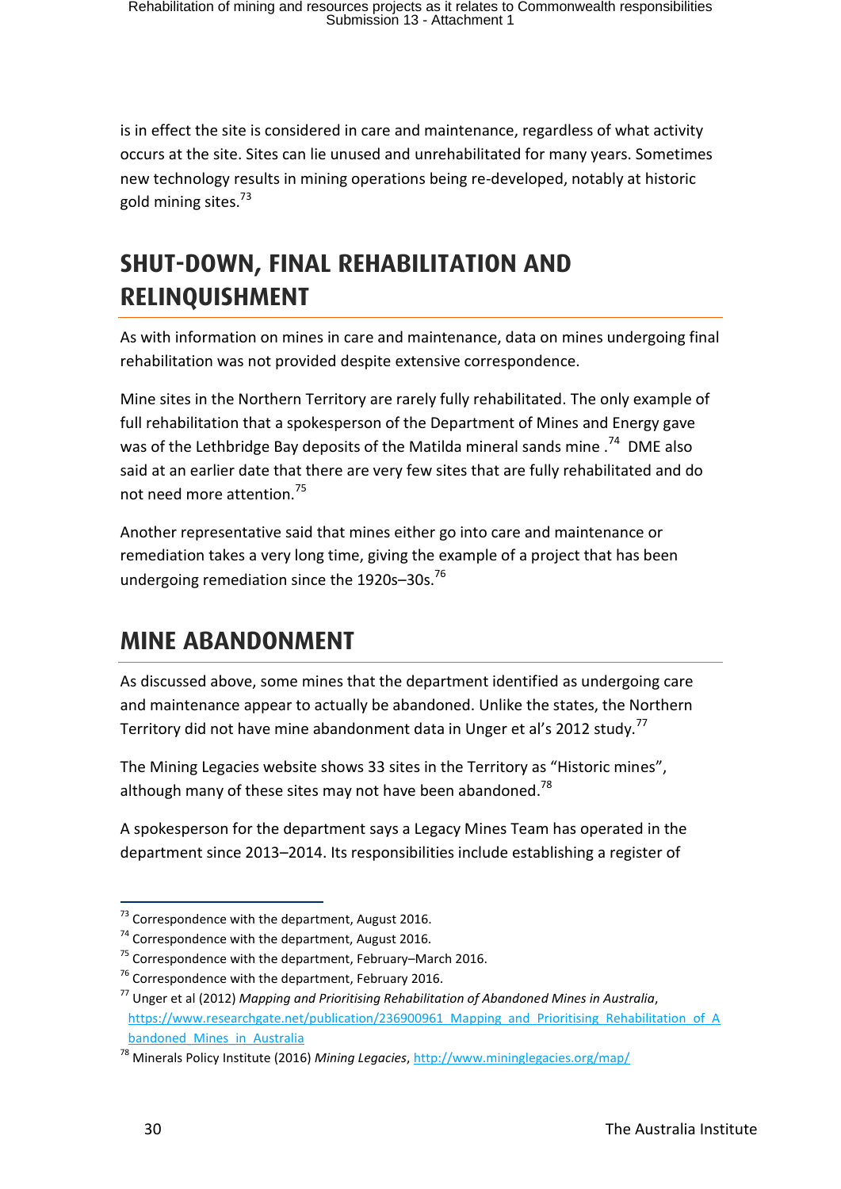is in effect the site is considered in care and maintenance, regardless of what activity occurs at the site. Sites can lie unused and unrehabilitated for many years. Sometimes new technology results in mining operations being re-developed, notably at historic gold mining sites.[73]

## SHUT-DOWN, FINAL REHABILITATION AND RELINQUISHMENT

As with information on mines in care and maintenance, data on mines undergoing final rehabilitation was not provided despite extensive correspondence.

Mine sites in the Northern Territory are rarely fully rehabilitated. The only example of full rehabilitation that a spokesperson of the Department of Mines and Energy gave was of the Lethbridge Bay deposits of the Matilda mineral sands mine .[74] DME also said at an earlier date that there are very few sites that are fully rehabilitated and do not need more attention.[75]

Another representative said that mines either go into care and maintenance or remediation takes a very long time, giving the example of a project that has been undergoing remediation since the 1920s–30s.[76]

## MINE ABANDONMENT

As discussed above, some mines that the department identified as undergoing care and maintenance appear to actually be abandoned. Unlike the states, the Northern Territory did not have mine abandonment data in Unger et al's 2012 study.[77]

The Mining Legacies website shows 33 sites in the Territory as "Historic mines", although many of these sites may not have been abandoned.[78]

A spokesperson for the department says a Legacy Mines Team has operated in the department since 2013–2014. Its responsibilities include establishing a register of

---

[73] Correspondence with the department, August 2016.

[74] Correspondence with the department, August 2016.

[75] Correspondence with the department, February–March 2016.

[76] Correspondence with the department, February 2016.

[77] Unger et al (2012) *Mapping and Prioritising Rehabilitation of Abandoned Mines in Australia*, https://www.researchgate.net/publication/236900961_Mapping_and_Prioritising_Rehabilitation_of_Abandoned_Mines_in_Australia

[78] Minerals Policy Institute (2016) *Mining Legacies*, http://www.mininglegacies.org/map/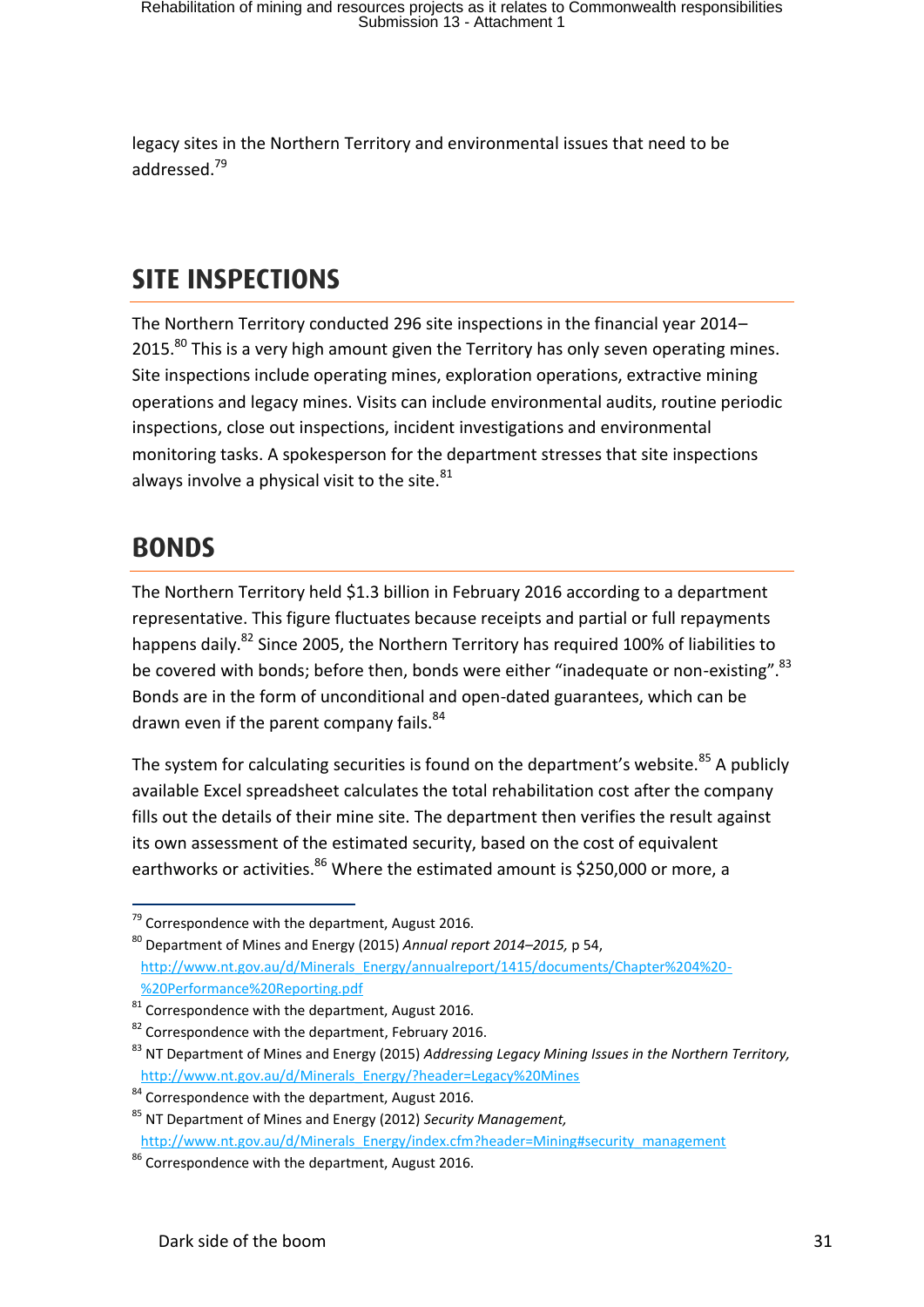legacy sites in the Northern Territory and environmental issues that need to be addressed.[79]

## SITE INSPECTIONS

The Northern Territory conducted 296 site inspections in the financial year 2014–2015.[80] This is a very high amount given the Territory has only seven operating mines. Site inspections include operating mines, exploration operations, extractive mining operations and legacy mines. Visits can include environmental audits, routine periodic inspections, close out inspections, incident investigations and environmental monitoring tasks. A spokesperson for the department stresses that site inspections always involve a physical visit to the site.[81]

## BONDS

The Northern Territory held $1.3 billion in February 2016 according to a department representative. This figure fluctuates because receipts and partial or full repayments happens daily.[82] Since 2005, the Northern Territory has required 100% of liabilities to be covered with bonds; before then, bonds were either "inadequate or non-existing".[83] Bonds are in the form of unconditional and open-dated guarantees, which can be drawn even if the parent company fails.[84]

The system for calculating securities is found on the department's website.[85] A publicly available Excel spreadsheet calculates the total rehabilitation cost after the company fills out the details of their mine site. The department then verifies the result against its own assessment of the estimated security, based on the cost of equivalent earthworks or activities.[86] Where the estimated amount is $250,000 or more, a

---

[79] Correspondence with the department, August 2016.

[80] Department of Mines and Energy (2015) *Annual report 2014–2015,* p 54, http://www.nt.gov.au/d/Minerals_Energy/annualreport/1415/documents/Chapter%204%20-%20Performance%20Reporting.pdf

[81] Correspondence with the department, August 2016.

[82] Correspondence with the department, February 2016.

[83] NT Department of Mines and Energy (2015) *Addressing Legacy Mining Issues in the Northern Territory,* http://www.nt.gov.au/d/Minerals_Energy/?header=Legacy%20Mines

[84] Correspondence with the department, August 2016.

[85] NT Department of Mines and Energy (2012) *Security Management,* http://www.nt.gov.au/d/Minerals_Energy/index.cfm?header=Mining#security_management

[86] Correspondence with the department, August 2016.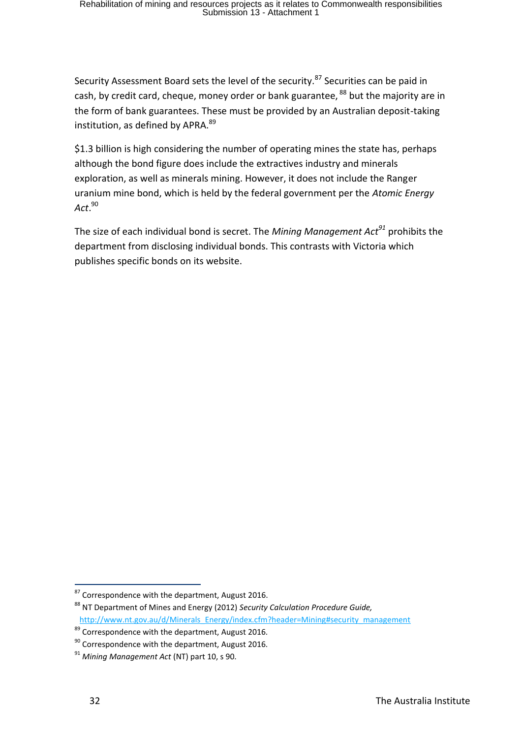Security Assessment Board sets the level of the security.[87] Securities can be paid in cash, by credit card, cheque, money order or bank guarantee, [88] but the majority are in the form of bank guarantees. These must be provided by an Australian deposit-taking institution, as defined by APRA.[89]

$1.3 billion is high considering the number of operating mines the state has, perhaps although the bond figure does include the extractives industry and minerals exploration, as well as minerals mining. However, it does not include the Ranger uranium mine bond, which is held by the federal government per the *Atomic Energy Act*.[90]

The size of each individual bond is secret. The *Mining Management Act*[91] prohibits the department from disclosing individual bonds. This contrasts with Victoria which publishes specific bonds on its website.

---

[87] Correspondence with the department, August 2016.

[88] NT Department of Mines and Energy (2012) *Security Calculation Procedure Guide,* http://www.nt.gov.au/d/Minerals_Energy/index.cfm?header=Mining#security_management

[89] Correspondence with the department, August 2016.

[90] Correspondence with the department, August 2016.

[91] *Mining Management Act* (NT) part 10, s 90.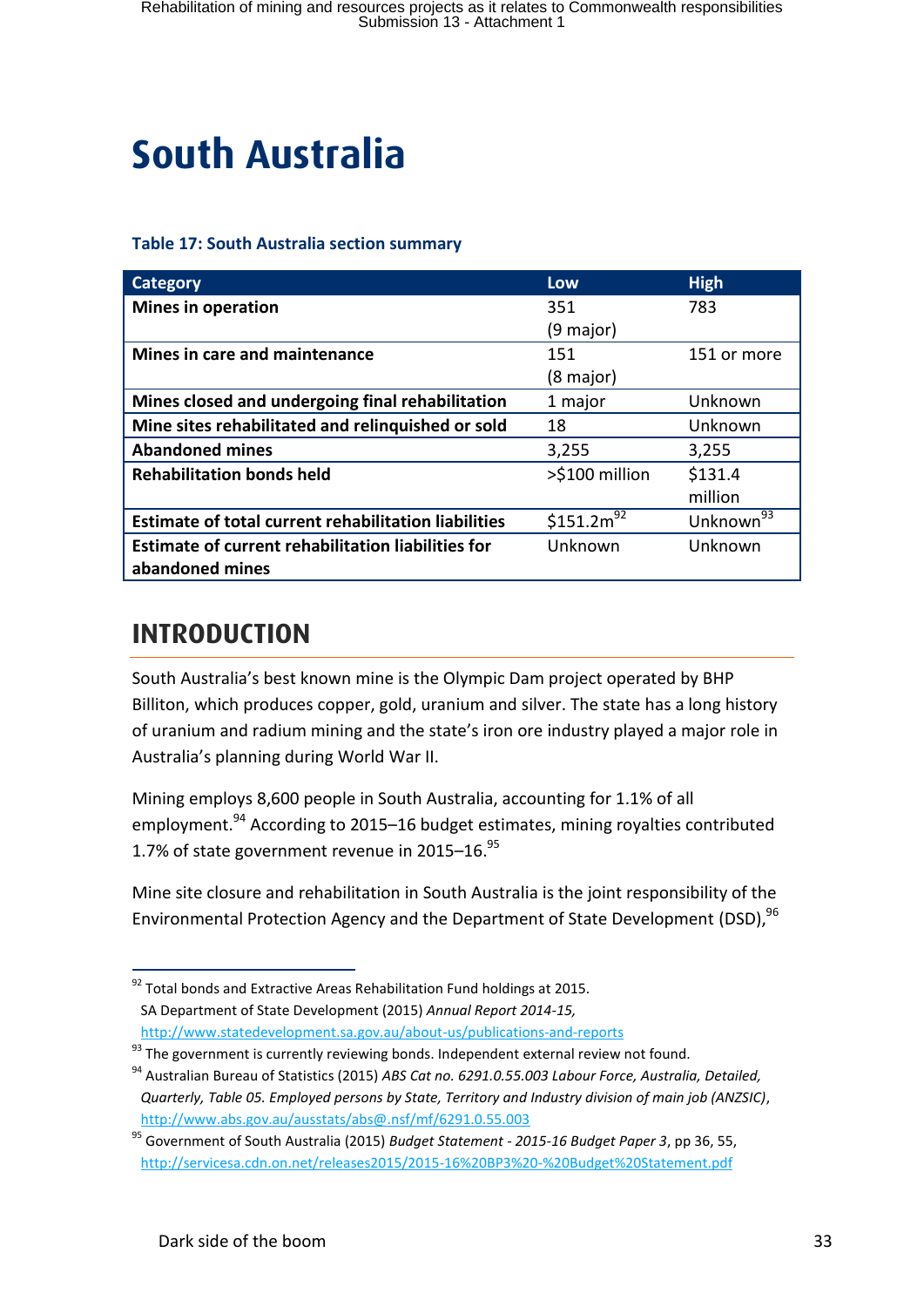# South Australia

**Table 17: South Australia section summary**

| Category | Low | High |
|---|---|---|
| **Mines in operation** | 351 (9 major) | 783 |
| **Mines in care and maintenance** | 151 (8 major) | 151 or more |
| **Mines closed and undergoing final rehabilitation** | 1 major | Unknown |
| **Mine sites rehabilitated and relinquished or sold** | 18 | Unknown |
| **Abandoned mines** | 3,255 | 3,255 |
| **Rehabilitation bonds held** | >$100 million | $131.4 million |
| **Estimate of total current rehabilitation liabilities** | $151.2m[92] | Unknown[93] |
| **Estimate of current rehabilitation liabilities for abandoned mines** | Unknown | Unknown |

## INTRODUCTION

South Australia's best known mine is the Olympic Dam project operated by BHP Billiton, which produces copper, gold, uranium and silver. The state has a long history of uranium and radium mining and the state's iron ore industry played a major role in Australia's planning during World War II.

Mining employs 8,600 people in South Australia, accounting for 1.1% of all employment.[94] According to 2015–16 budget estimates, mining royalties contributed 1.7% of state government revenue in 2015–16.[95]

Mine site closure and rehabilitation in South Australia is the joint responsibility of the Environmental Protection Agency and the Department of State Development (DSD),[96]

---

[92] Total bonds and Extractive Areas Rehabilitation Fund holdings at 2015. SA Department of State Development (2015) *Annual Report 2014-15*, http://www.statedevelopment.sa.gov.au/about-us/publications-and-reports

[93] The government is currently reviewing bonds. Independent external review not found.

[94] Australian Bureau of Statistics (2015) *ABS Cat no. 6291.0.55.003 Labour Force, Australia, Detailed, Quarterly, Table 05. Employed persons by State, Territory and Industry division of main job (ANZSIC)*, http://www.abs.gov.au/ausstats/abs@.nsf/mf/6291.0.55.003

[95] Government of South Australia (2015) *Budget Statement - 2015-16 Budget Paper 3*, pp 36, 55, http://servicesa.cdn.on.net/releases2015/2015-16%20BP3%20-%20Budget%20Statement.pdf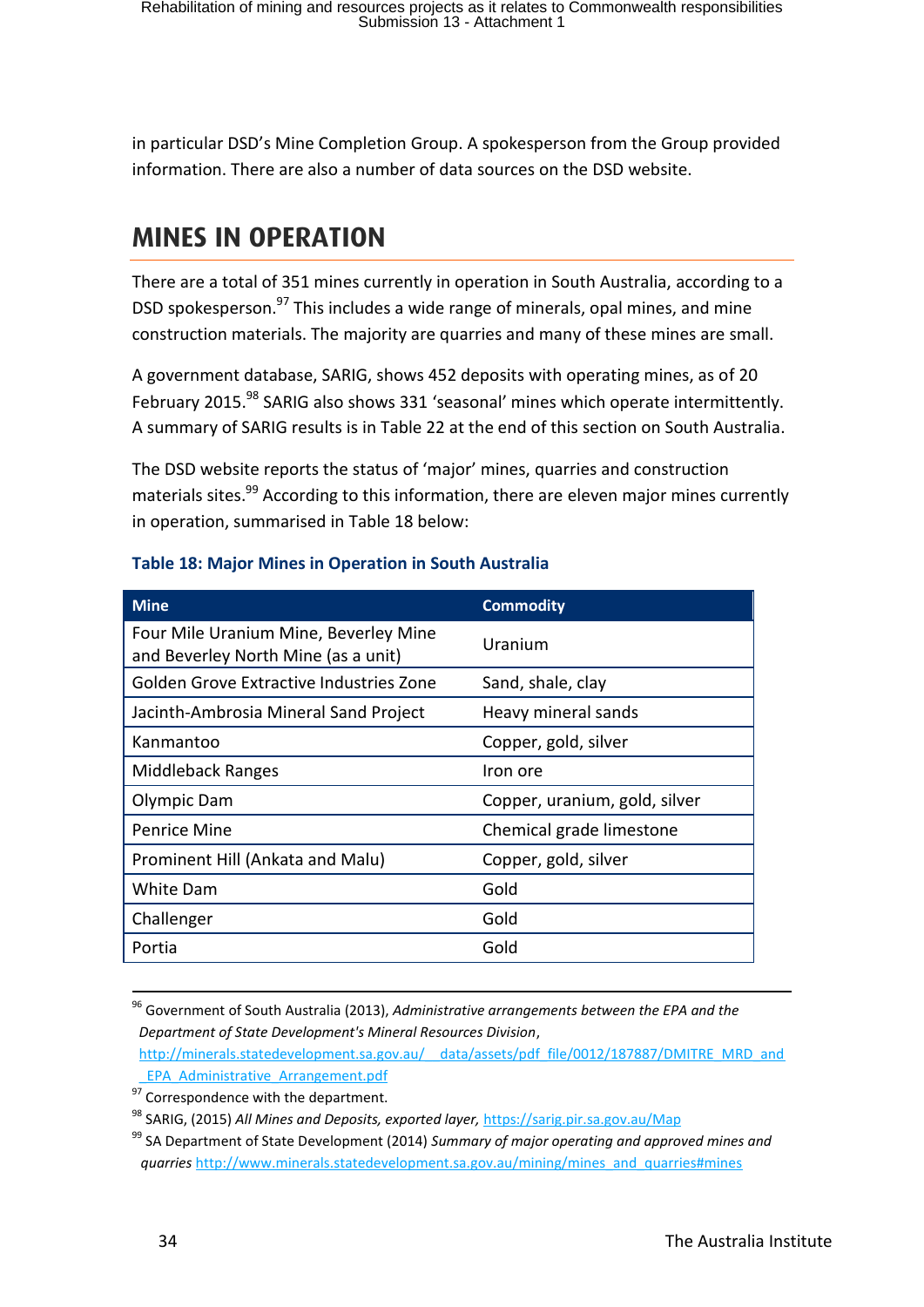in particular DSD's Mine Completion Group. A spokesperson from the Group provided information. There are also a number of data sources on the DSD website.

# MINES IN OPERATION

There are a total of 351 mines currently in operation in South Australia, according to a DSD spokesperson.[97] This includes a wide range of minerals, opal mines, and mine construction materials. The majority are quarries and many of these mines are small.

A government database, SARIG, shows 452 deposits with operating mines, as of 20 February 2015.[98] SARIG also shows 331 'seasonal' mines which operate intermittently. A summary of SARIG results is in Table 22 at the end of this section on South Australia.

The DSD website reports the status of 'major' mines, quarries and construction materials sites.[99] According to this information, there are eleven major mines currently in operation, summarised in Table 18 below:

**Table 18: Major Mines in Operation in South Australia**

| Mine | Commodity |
|---|---|
| Four Mile Uranium Mine, Beverley Mine and Beverley North Mine (as a unit) | Uranium |
| Golden Grove Extractive Industries Zone | Sand, shale, clay |
| Jacinth-Ambrosia Mineral Sand Project | Heavy mineral sands |
| Kanmantoo | Copper, gold, silver |
| Middleback Ranges | Iron ore |
| Olympic Dam | Copper, uranium, gold, silver |
| Penrice Mine | Chemical grade limestone |
| Prominent Hill (Ankata and Malu) | Copper, gold, silver |
| White Dam | Gold |
| Challenger | Gold |
| Portia | Gold |

---

[96] Government of South Australia (2013), *Administrative arrangements between the EPA and the Department of State Development's Mineral Resources Division*, http://minerals.statedevelopment.sa.gov.au/__data/assets/pdf_file/0012/187887/DMITRE_MRD_and_EPA_Administrative_Arrangement.pdf

[97] Correspondence with the department.

[98] SARIG, (2015) *All Mines and Deposits, exported layer,* https://sarig.pir.sa.gov.au/Map

[99] SA Department of State Development (2014) *Summary of major operating and approved mines and quarries* http://www.minerals.statedevelopment.sa.gov.au/mining/mines_and_quarries#mines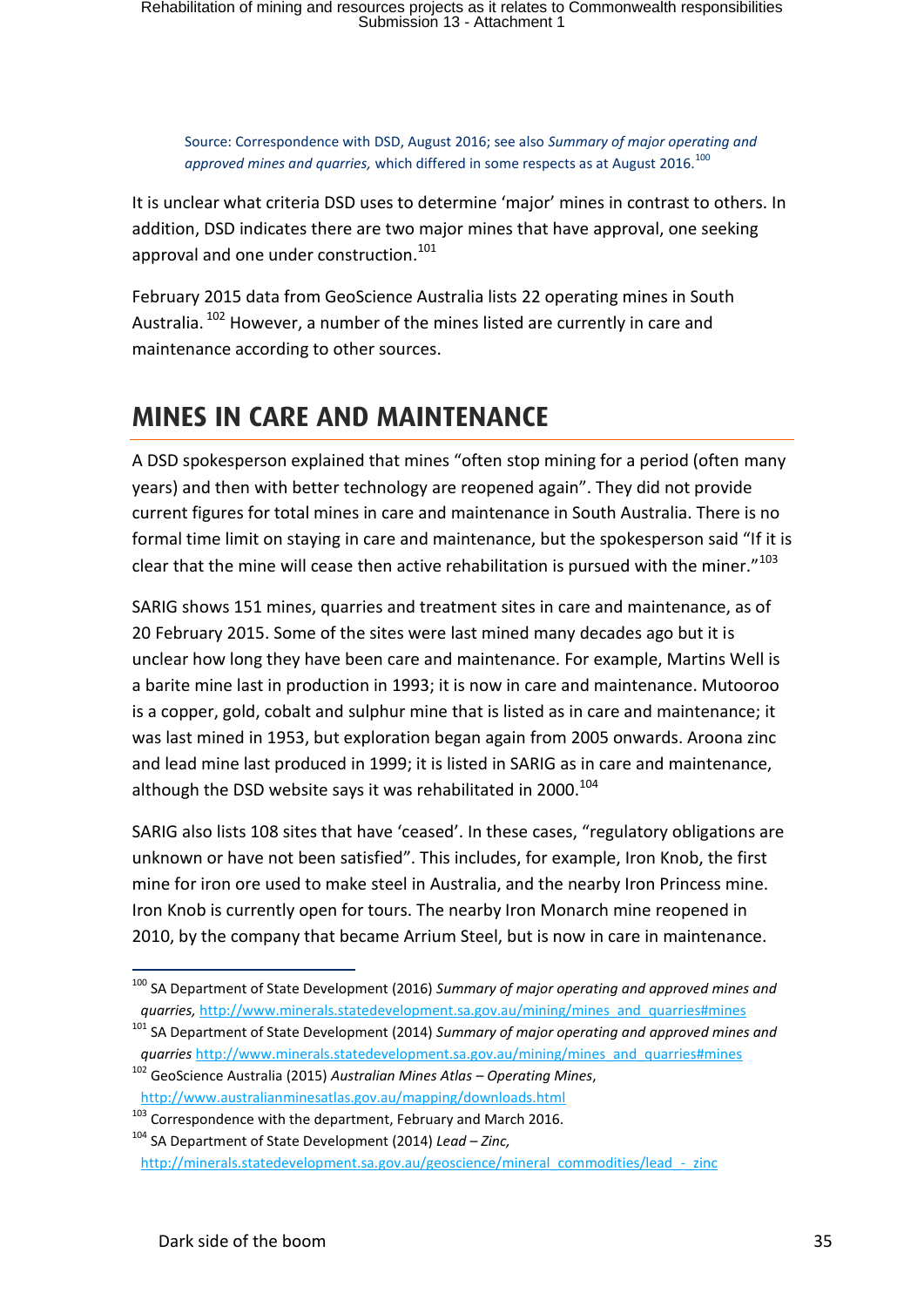Source: Correspondence with DSD, August 2016; see also *Summary of major operating and approved mines and quarries,* which differed in some respects as at August 2016.[100]

It is unclear what criteria DSD uses to determine 'major' mines in contrast to others. In addition, DSD indicates there are two major mines that have approval, one seeking approval and one under construction.[101]

February 2015 data from GeoScience Australia lists 22 operating mines in South Australia. [102] However, a number of the mines listed are currently in care and maintenance according to other sources.

## MINES IN CARE AND MAINTENANCE

A DSD spokesperson explained that mines "often stop mining for a period (often many years) and then with better technology are reopened again". They did not provide current figures for total mines in care and maintenance in South Australia. There is no formal time limit on staying in care and maintenance, but the spokesperson said "If it is clear that the mine will cease then active rehabilitation is pursued with the miner."[103]

SARIG shows 151 mines, quarries and treatment sites in care and maintenance, as of 20 February 2015. Some of the sites were last mined many decades ago but it is unclear how long they have been care and maintenance. For example, Martins Well is a barite mine last in production in 1993; it is now in care and maintenance. Mutooroo is a copper, gold, cobalt and sulphur mine that is listed as in care and maintenance; it was last mined in 1953, but exploration began again from 2005 onwards. Aroona zinc and lead mine last produced in 1999; it is listed in SARIG as in care and maintenance, although the DSD website says it was rehabilitated in 2000.[104]

SARIG also lists 108 sites that have 'ceased'. In these cases, "regulatory obligations are unknown or have not been satisfied". This includes, for example, Iron Knob, the first mine for iron ore used to make steel in Australia, and the nearby Iron Princess mine. Iron Knob is currently open for tours. The nearby Iron Monarch mine reopened in 2010, by the company that became Arrium Steel, but is now in care in maintenance.

---

[100] SA Department of State Development (2016) *Summary of major operating and approved mines and quarries,* http://www.minerals.statedevelopment.sa.gov.au/mining/mines_and_quarries#mines

[101] SA Department of State Development (2014) *Summary of major operating and approved mines and quarries* http://www.minerals.statedevelopment.sa.gov.au/mining/mines_and_quarries#mines

[102] GeoScience Australia (2015) *Australian Mines Atlas – Operating Mines*, http://www.australianminesatlas.gov.au/mapping/downloads.html

[103] Correspondence with the department, February and March 2016.

[104] SA Department of State Development (2014) *Lead – Zinc,* http://minerals.statedevelopment.sa.gov.au/geoscience/mineral_commodities/lead_-_zinc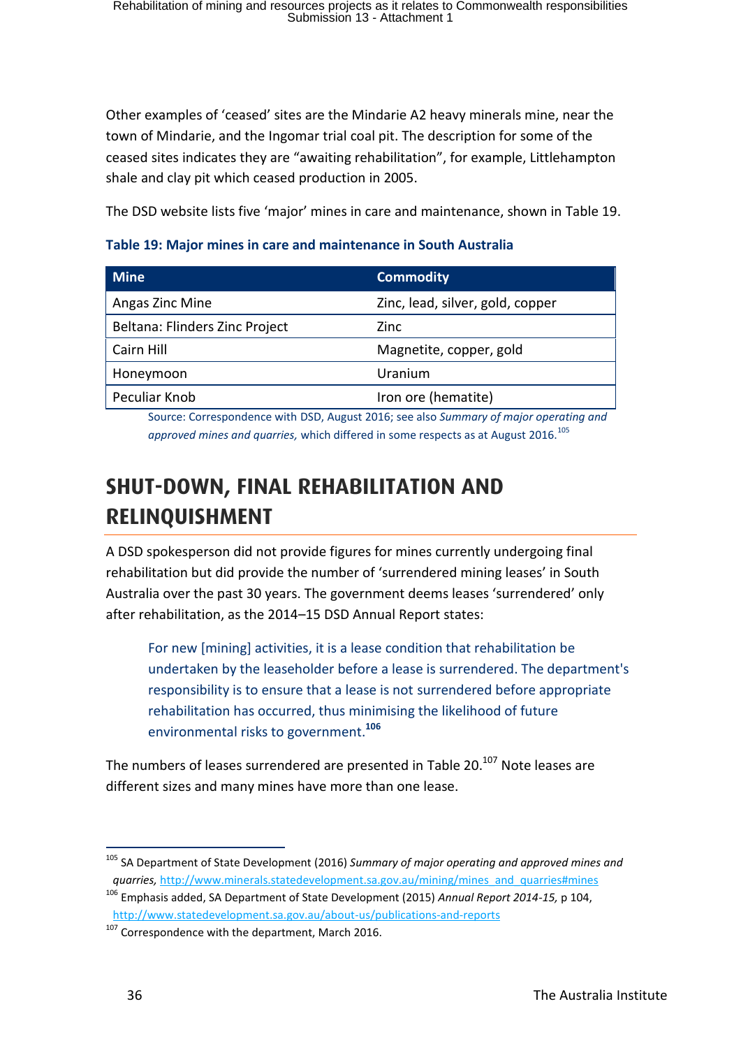Other examples of 'ceased' sites are the Mindarie A2 heavy minerals mine, near the town of Mindarie, and the Ingomar trial coal pit. The description for some of the ceased sites indicates they are "awaiting rehabilitation", for example, Littlehampton shale and clay pit which ceased production in 2005.

The DSD website lists five 'major' mines in care and maintenance, shown in Table 19.

**Table 19: Major mines in care and maintenance in South Australia**

| Mine | Commodity |
|---|---|
| Angas Zinc Mine | Zinc, lead, silver, gold, copper |
| Beltana: Flinders Zinc Project | Zinc |
| Cairn Hill | Magnetite, copper, gold |
| Honeymoon | Uranium |
| Peculiar Knob | Iron ore (hematite) |

Source: Correspondence with DSD, August 2016; see also *Summary of major operating and approved mines and quarries,* which differed in some respects as at August 2016.[105]

# SHUT-DOWN, FINAL REHABILITATION AND RELINQUISHMENT

A DSD spokesperson did not provide figures for mines currently undergoing final rehabilitation but did provide the number of 'surrendered mining leases' in South Australia over the past 30 years. The government deems leases 'surrendered' only after rehabilitation, as the 2014–15 DSD Annual Report states:

> For new [mining] activities, it is a lease condition that rehabilitation be undertaken by the leaseholder before a lease is surrendered. The department's responsibility is to ensure that a lease is not surrendered before appropriate rehabilitation has occurred, thus minimising the likelihood of future environmental risks to government.[106]

The numbers of leases surrendered are presented in Table 20.[107] Note leases are different sizes and many mines have more than one lease.

---

[105] SA Department of State Development (2016) *Summary of major operating and approved mines and quarries,* http://www.minerals.statedevelopment.sa.gov.au/mining/mines_and_quarries#mines

[106] Emphasis added, SA Department of State Development (2015) *Annual Report 2014-15,* p 104, http://www.statedevelopment.sa.gov.au/about-us/publications-and-reports

[107] Correspondence with the department, March 2016.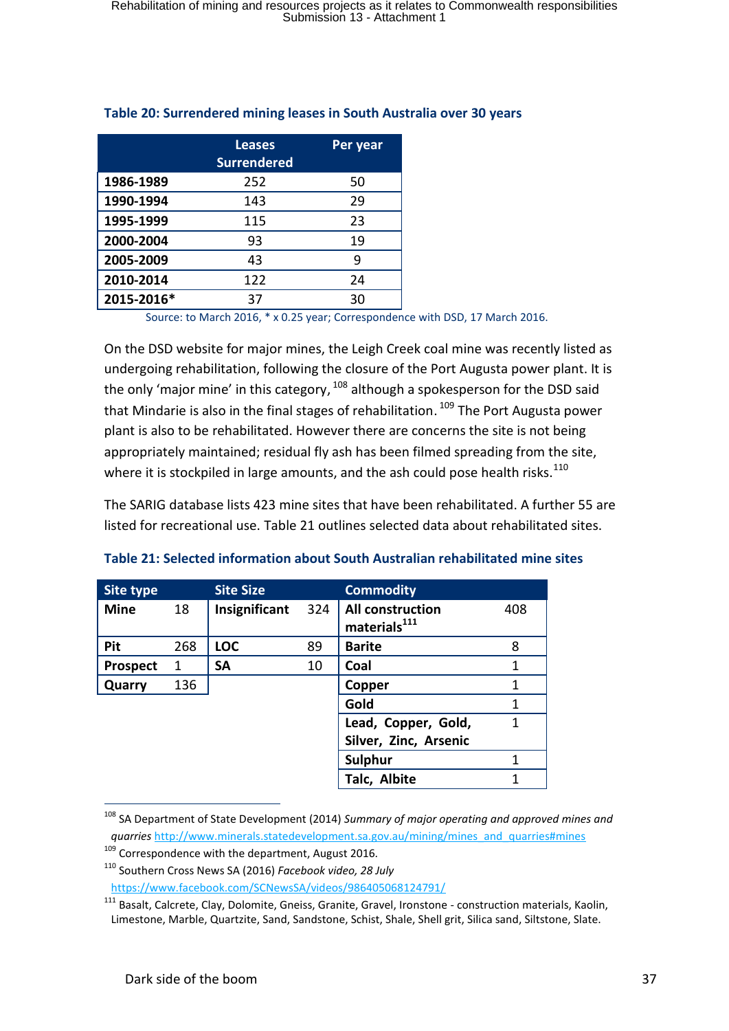**Table 20: Surrendered mining leases in South Australia over 30 years**

| | Leases Surrendered | Per year |
|---|---|---|
| **1986-1989** | 252 | 50 |
| **1990-1994** | 143 | 29 |
| **1995-1999** | 115 | 23 |
| **2000-2004** | 93 | 19 |
| **2005-2009** | 43 | 9 |
| **2010-2014** | 122 | 24 |
| **2015-2016*** | 37 | 30 |

Source: to March 2016, * x 0.25 year; Correspondence with DSD, 17 March 2016.

On the DSD website for major mines, the Leigh Creek coal mine was recently listed as undergoing rehabilitation, following the closure of the Port Augusta power plant. It is the only 'major mine' in this category, [108] although a spokesperson for the DSD said that Mindarie is also in the final stages of rehabilitation. [109] The Port Augusta power plant is also to be rehabilitated. However there are concerns the site is not being appropriately maintained; residual fly ash has been filmed spreading from the site, where it is stockpiled in large amounts, and the ash could pose health risks. [110]

The SARIG database lists 423 mine sites that have been rehabilitated. A further 55 are listed for recreational use. Table 21 outlines selected data about rehabilitated sites.

**Table 21: Selected information about South Australian rehabilitated mine sites**

| Site type | | Site Size | | Commodity | |
|---|---|---|---|---|---|
| **Mine** | 18 | **Insignificant** | 324 | **All construction materials**[111] | 408 |
| **Pit** | 268 | **LOC** | 89 | **Barite** | 8 |
| **Prospect** | 1 | **SA** | 10 | **Coal** | 1 |
| **Quarry** | 136 | | | **Copper** | 1 |
| | | | | **Gold** | 1 |
| | | | | **Lead, Copper, Gold, Silver, Zinc, Arsenic** | 1 |
| | | | | **Sulphur** | 1 |
| | | | | **Talc, Albite** | 1 |

---

[108] SA Department of State Development (2014) *Summary of major operating and approved mines and quarries* http://www.minerals.statedevelopment.sa.gov.au/mining/mines_and_quarries#mines

[109] Correspondence with the department, August 2016.

[110] Southern Cross News SA (2016) *Facebook video, 28 July* https://www.facebook.com/SCNewsSA/videos/986405068124791/

[111] Basalt, Calcrete, Clay, Dolomite, Gneiss, Granite, Gravel, Ironstone - construction materials, Kaolin, Limestone, Marble, Quartzite, Sand, Sandstone, Schist, Shale, Shell grit, Silica sand, Siltstone, Slate.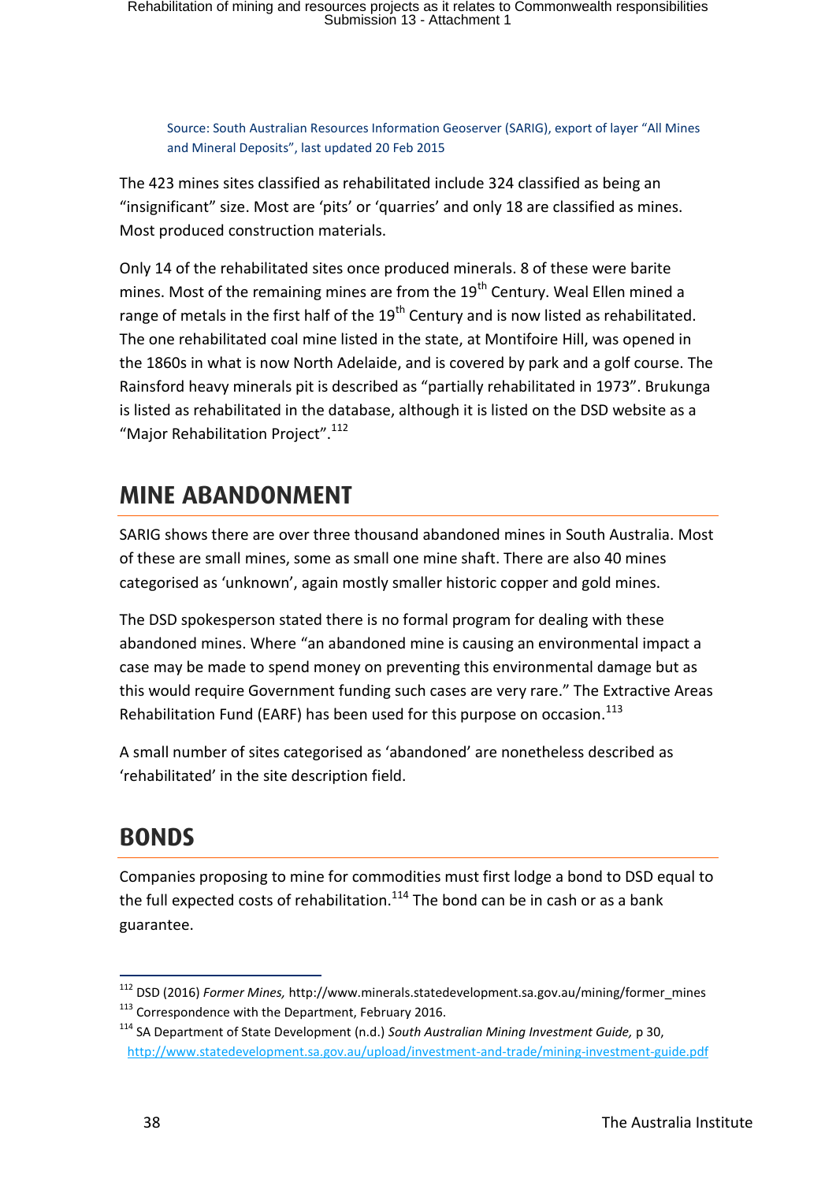Source: South Australian Resources Information Geoserver (SARIG), export of layer "All Mines and Mineral Deposits", last updated 20 Feb 2015

The 423 mines sites classified as rehabilitated include 324 classified as being an "insignificant" size. Most are 'pits' or 'quarries' and only 18 are classified as mines. Most produced construction materials.

Only 14 of the rehabilitated sites once produced minerals. 8 of these were barite mines. Most of the remaining mines are from the 19th Century. Weal Ellen mined a range of metals in the first half of the 19th Century and is now listed as rehabilitated. The one rehabilitated coal mine listed in the state, at Montifoire Hill, was opened in the 1860s in what is now North Adelaide, and is covered by park and a golf course. The Rainsford heavy minerals pit is described as "partially rehabilitated in 1973". Brukunga is listed as rehabilitated in the database, although it is listed on the DSD website as a "Major Rehabilitation Project".[112]

# MINE ABANDONMENT

SARIG shows there are over three thousand abandoned mines in South Australia. Most of these are small mines, some as small one mine shaft. There are also 40 mines categorised as 'unknown', again mostly smaller historic copper and gold mines.

The DSD spokesperson stated there is no formal program for dealing with these abandoned mines. Where "an abandoned mine is causing an environmental impact a case may be made to spend money on preventing this environmental damage but as this would require Government funding such cases are very rare." The Extractive Areas Rehabilitation Fund (EARF) has been used for this purpose on occasion.[113]

A small number of sites categorised as 'abandoned' are nonetheless described as 'rehabilitated' in the site description field.

# BONDS

Companies proposing to mine for commodities must first lodge a bond to DSD equal to the full expected costs of rehabilitation.[114] The bond can be in cash or as a bank guarantee.

---

[112] DSD (2016) *Former Mines,* http://www.minerals.statedevelopment.sa.gov.au/mining/former_mines

[113] Correspondence with the Department, February 2016.

[114] SA Department of State Development (n.d.) *South Australian Mining Investment Guide,* p 30, http://www.statedevelopment.sa.gov.au/upload/investment-and-trade/mining-investment-guide.pdf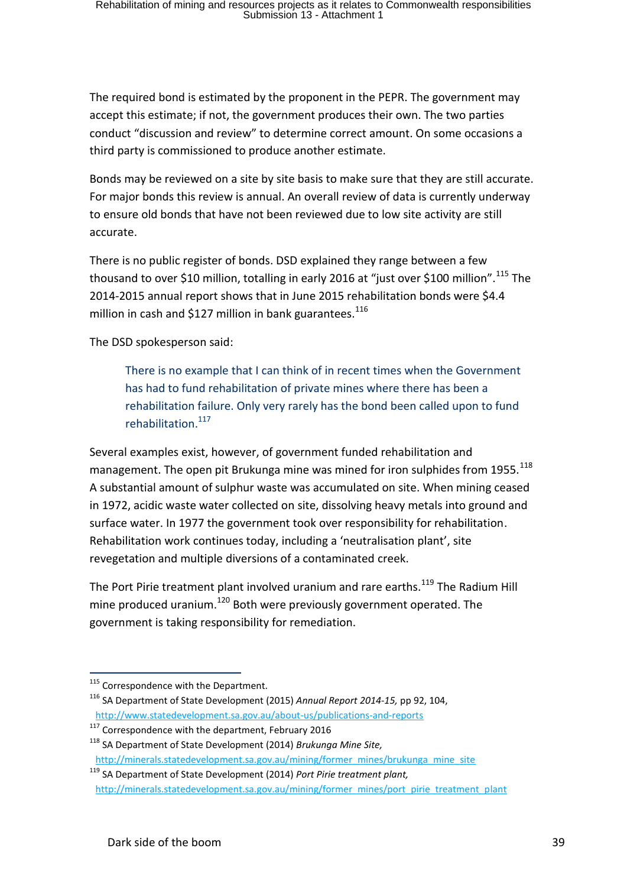The required bond is estimated by the proponent in the PEPR. The government may accept this estimate; if not, the government produces their own. The two parties conduct "discussion and review" to determine correct amount. On some occasions a third party is commissioned to produce another estimate.

Bonds may be reviewed on a site by site basis to make sure that they are still accurate. For major bonds this review is annual. An overall review of data is currently underway to ensure old bonds that have not been reviewed due to low site activity are still accurate.

There is no public register of bonds. DSD explained they range between a few thousand to over $10 million, totalling in early 2016 at "just over $100 million".[115] The 2014-2015 annual report shows that in June 2015 rehabilitation bonds were $4.4 million in cash and $127 million in bank guarantees.[116]

The DSD spokesperson said:

> There is no example that I can think of in recent times when the Government has had to fund rehabilitation of private mines where there has been a rehabilitation failure. Only very rarely has the bond been called upon to fund rehabilitation.[117]

Several examples exist, however, of government funded rehabilitation and management. The open pit Brukunga mine was mined for iron sulphides from 1955.[118] A substantial amount of sulphur waste was accumulated on site. When mining ceased in 1972, acidic waste water collected on site, dissolving heavy metals into ground and surface water. In 1977 the government took over responsibility for rehabilitation. Rehabilitation work continues today, including a 'neutralisation plant', site revegetation and multiple diversions of a contaminated creek.

The Port Pirie treatment plant involved uranium and rare earths.[119] The Radium Hill mine produced uranium.[120] Both were previously government operated. The government is taking responsibility for remediation.

---

[115] Correspondence with the Department.

[116] SA Department of State Development (2015) *Annual Report 2014-15,* pp 92, 104, http://www.statedevelopment.sa.gov.au/about-us/publications-and-reports

[117] Correspondence with the department, February 2016

[118] SA Department of State Development (2014) *Brukunga Mine Site,* http://minerals.statedevelopment.sa.gov.au/mining/former_mines/brukunga_mine_site

[119] SA Department of State Development (2014) *Port Pirie treatment plant,* http://minerals.statedevelopment.sa.gov.au/mining/former_mines/port_pirie_treatment_plant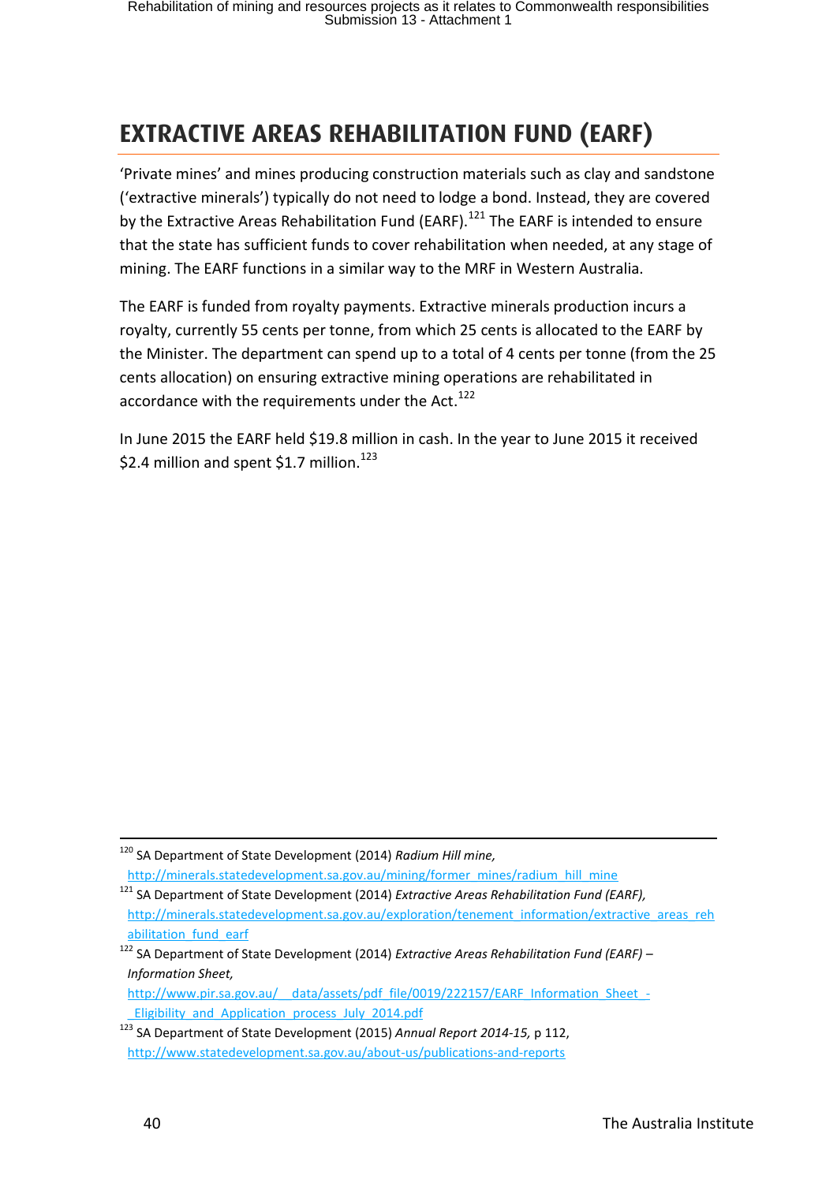# EXTRACTIVE AREAS REHABILITATION FUND (EARF)

'Private mines' and mines producing construction materials such as clay and sandstone ('extractive minerals') typically do not need to lodge a bond. Instead, they are covered by the Extractive Areas Rehabilitation Fund (EARF).[121] The EARF is intended to ensure that the state has sufficient funds to cover rehabilitation when needed, at any stage of mining. The EARF functions in a similar way to the MRF in Western Australia.

The EARF is funded from royalty payments. Extractive minerals production incurs a royalty, currently 55 cents per tonne, from which 25 cents is allocated to the EARF by the Minister. The department can spend up to a total of 4 cents per tonne (from the 25 cents allocation) on ensuring extractive mining operations are rehabilitated in accordance with the requirements under the Act.[122]

In June 2015 the EARF held $19.8 million in cash. In the year to June 2015 it received $2.4 million and spent $1.7 million.[123]

---

[120] SA Department of State Development (2014) *Radium Hill mine,* http://minerals.statedevelopment.sa.gov.au/mining/former_mines/radium_hill_mine

[121] SA Department of State Development (2014) *Extractive Areas Rehabilitation Fund (EARF),* http://minerals.statedevelopment.sa.gov.au/exploration/tenement_information/extractive_areas_rehabilitation_fund_earf

[122] SA Department of State Development (2014) *Extractive Areas Rehabilitation Fund (EARF) – Information Sheet,* http://www.pir.sa.gov.au/__data/assets/pdf_file/0019/222157/EARF_Information_Sheet_-_Eligibility_and_Application_process_July_2014.pdf

[123] SA Department of State Development (2015) *Annual Report 2014-15,* p 112, http://www.statedevelopment.sa.gov.au/about-us/publications-and-reports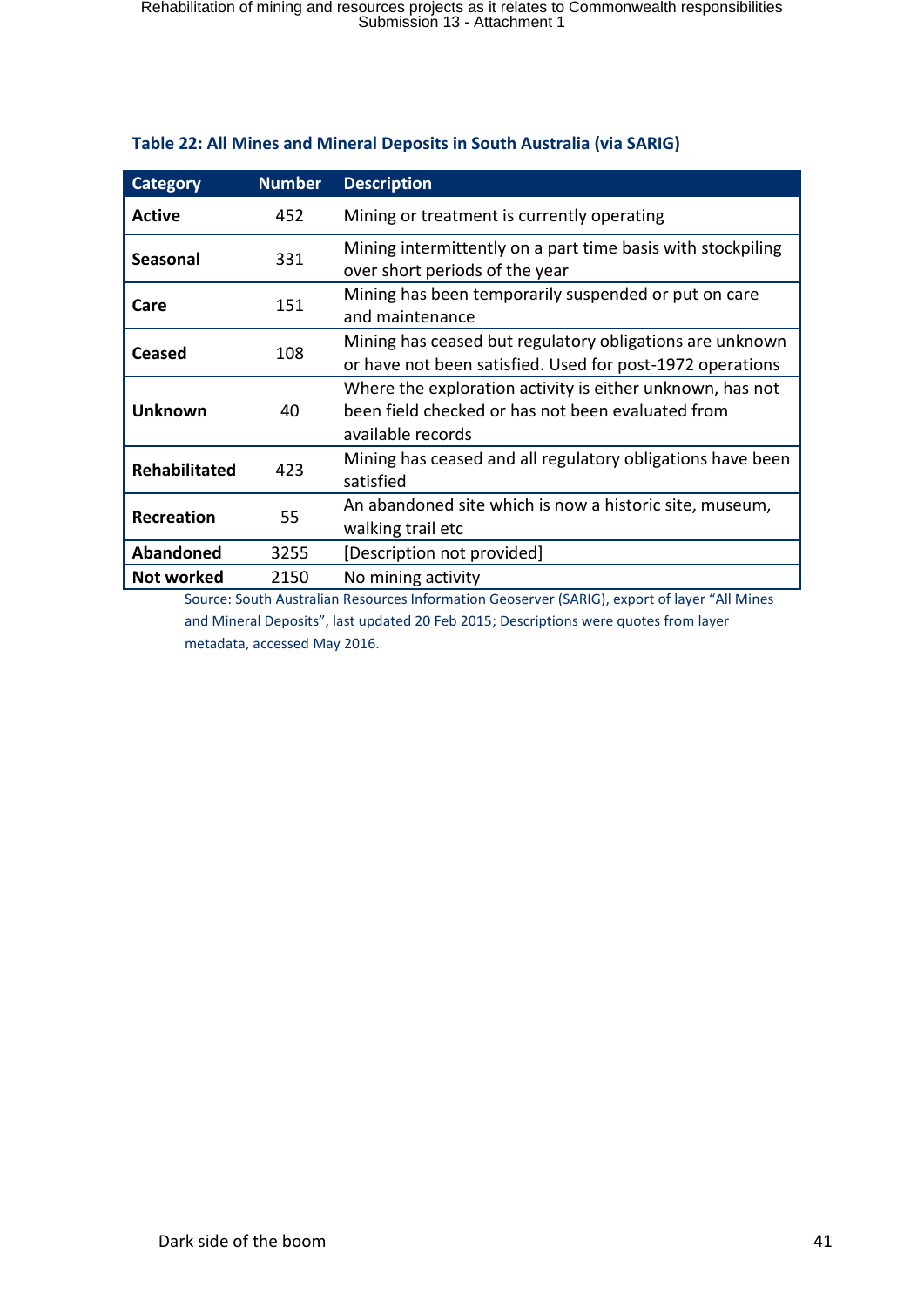**Table 22: All Mines and Mineral Deposits in South Australia (via SARIG)**

| Category | Number | Description |
|---|---|---|
| **Active** | 452 | Mining or treatment is currently operating |
| **Seasonal** | 331 | Mining intermittently on a part time basis with stockpiling over short periods of the year |
| **Care** | 151 | Mining has been temporarily suspended or put on care and maintenance |
| **Ceased** | 108 | Mining has ceased but regulatory obligations are unknown or have not been satisfied. Used for post-1972 operations |
| **Unknown** | 40 | Where the exploration activity is either unknown, has not been field checked or has not been evaluated from available records |
| **Rehabilitated** | 423 | Mining has ceased and all regulatory obligations have been satisfied |
| **Recreation** | 55 | An abandoned site which is now a historic site, museum, walking trail etc |
| **Abandoned** | 3255 | [Description not provided] |
| **Not worked** | 2150 | No mining activity |

Source: South Australian Resources Information Geoserver (SARIG), export of layer "All Mines and Mineral Deposits", last updated 20 Feb 2015; Descriptions were quotes from layer metadata, accessed May 2016.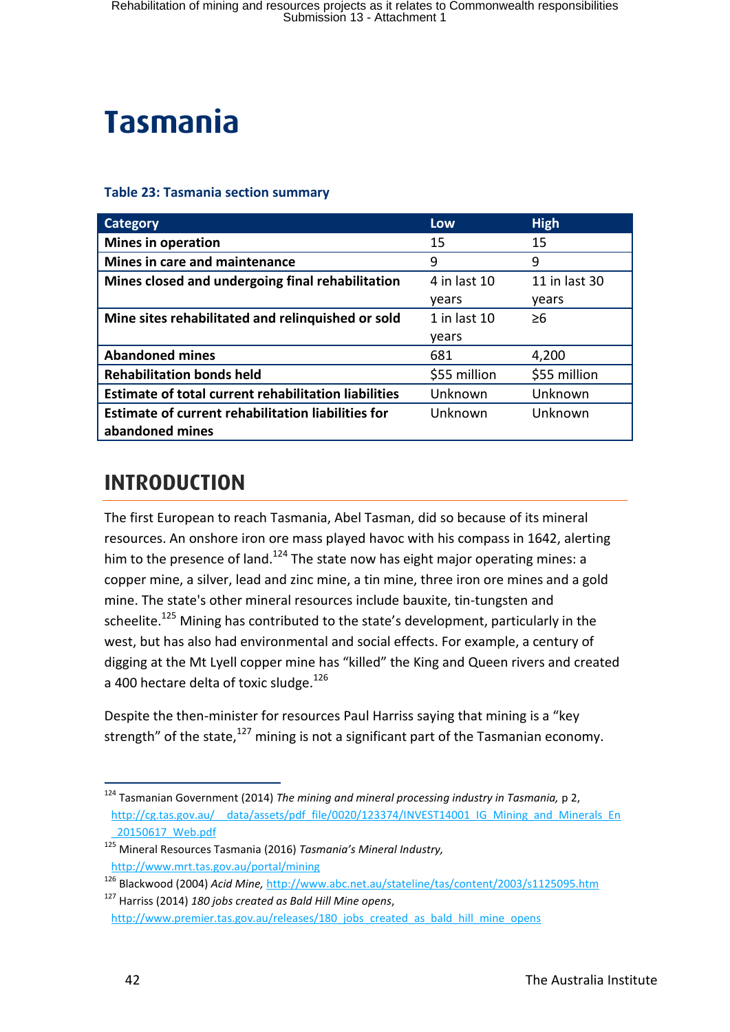# Tasmania

**Table 23: Tasmania section summary**

| Category | Low | High |
|---|---|---|
| **Mines in operation** | 15 | 15 |
| **Mines in care and maintenance** | 9 | 9 |
| **Mines closed and undergoing final rehabilitation** | 4 in last 10 years | 11 in last 30 years |
| **Mine sites rehabilitated and relinquished or sold** | 1 in last 10 years | ≥6 |
| **Abandoned mines** | 681 | 4,200 |
| **Rehabilitation bonds held** | $55 million | $55 million |
| **Estimate of total current rehabilitation liabilities** | Unknown | Unknown |
| **Estimate of current rehabilitation liabilities for abandoned mines** | Unknown | Unknown |

## INTRODUCTION

The first European to reach Tasmania, Abel Tasman, did so because of its mineral resources. An onshore iron ore mass played havoc with his compass in 1642, alerting him to the presence of land.[124] The state now has eight major operating mines: a copper mine, a silver, lead and zinc mine, a tin mine, three iron ore mines and a gold mine. The state's other mineral resources include bauxite, tin-tungsten and scheelite.[125] Mining has contributed to the state's development, particularly in the west, but has also had environmental and social effects. For example, a century of digging at the Mt Lyell copper mine has "killed" the King and Queen rivers and created a 400 hectare delta of toxic sludge.[126]

Despite the then-minister for resources Paul Harriss saying that mining is a "key strength" of the state,[127] mining is not a significant part of the Tasmanian economy.

---

[124] Tasmanian Government (2014) *The mining and mineral processing industry in Tasmania,* p 2, http://cg.tas.gov.au/__data/assets/pdf_file/0020/123374/INVEST14001_IG_Mining_and_Minerals_En_20150617_Web.pdf

[125] Mineral Resources Tasmania (2016) *Tasmania's Mineral Industry,* http://www.mrt.tas.gov.au/portal/mining

[126] Blackwood (2004) *Acid Mine,* http://www.abc.net.au/stateline/tas/content/2003/s1125095.htm

[127] Harriss (2014) *180 jobs created as Bald Hill Mine opens*, http://www.premier.tas.gov.au/releases/180_jobs_created_as_bald_hill_mine_opens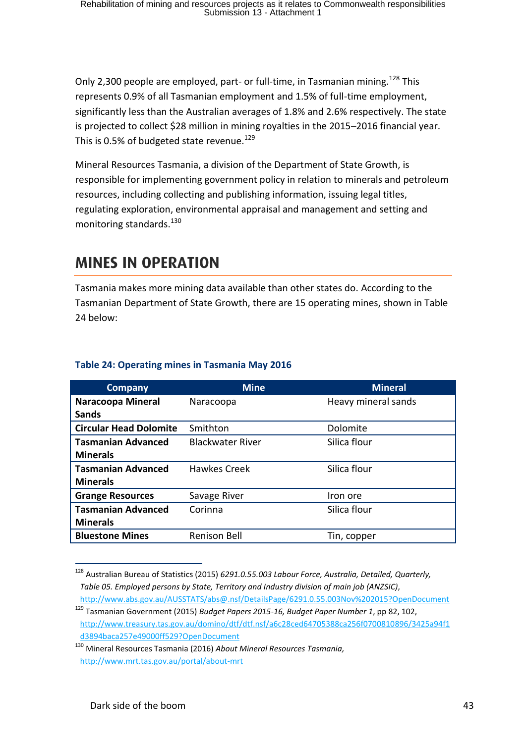Only 2,300 people are employed, part- or full-time, in Tasmanian mining.[128] This represents 0.9% of all Tasmanian employment and 1.5% of full-time employment, significantly less than the Australian averages of 1.8% and 2.6% respectively. The state is projected to collect $28 million in mining royalties in the 2015–2016 financial year. This is 0.5% of budgeted state revenue.[129]

Mineral Resources Tasmania, a division of the Department of State Growth, is responsible for implementing government policy in relation to minerals and petroleum resources, including collecting and publishing information, issuing legal titles, regulating exploration, environmental appraisal and management and setting and monitoring standards.[130]

## MINES IN OPERATION

Tasmania makes more mining data available than other states do. According to the Tasmanian Department of State Growth, there are 15 operating mines, shown in Table 24 below:

**Table 24: Operating mines in Tasmania May 2016**

| Company | Mine | Mineral |
|---|---|---|
| **Naracoopa Mineral Sands** | Naracoopa | Heavy mineral sands |
| **Circular Head Dolomite** | Smithton | Dolomite |
| **Tasmanian Advanced Minerals** | Blackwater River | Silica flour |
| **Tasmanian Advanced Minerals** | Hawkes Creek | Silica flour |
| **Grange Resources** | Savage River | Iron ore |
| **Tasmanian Advanced Minerals** | Corinna | Silica flour |
| **Bluestone Mines** | Renison Bell | Tin, copper |

[128] Australian Bureau of Statistics (2015) *6291.0.55.003 Labour Force, Australia, Detailed, Quarterly, Table 05. Employed persons by State, Territory and Industry division of main job (ANZSIC)*, http://www.abs.gov.au/AUSSTATS/abs@.nsf/DetailsPage/6291.0.55.003Nov%202015?OpenDocument

[129] Tasmanian Government (2015) *Budget Papers 2015-16, Budget Paper Number 1*, pp 82, 102, http://www.treasury.tas.gov.au/domino/dtf/dtf.nsf/a6c28ced64705388ca256f0700810896/3425a94f1d3894baca257e49000ff529?OpenDocument

[130] Mineral Resources Tasmania (2016) *About Mineral Resources Tasmania,* http://www.mrt.tas.gov.au/portal/about-mrt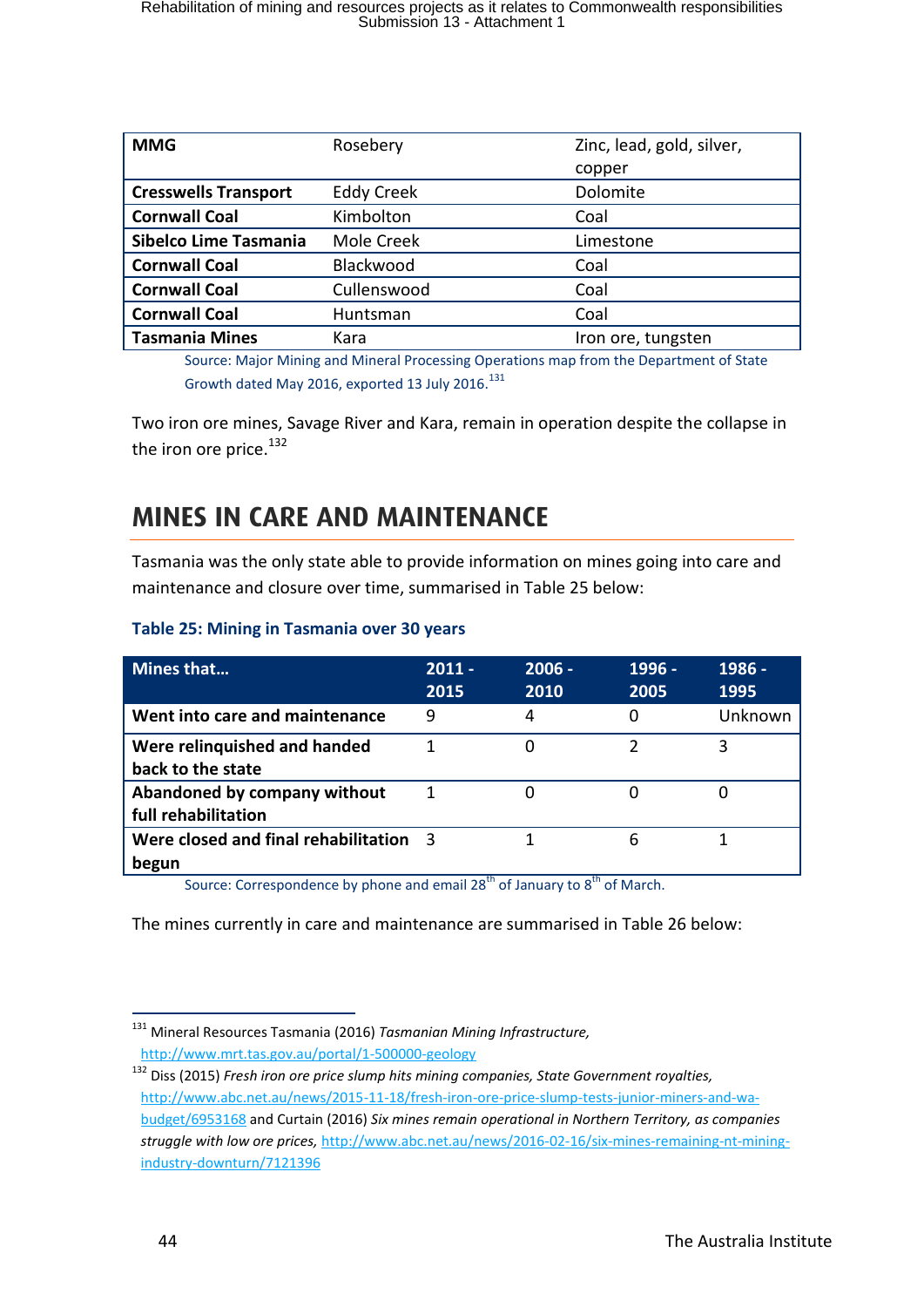| | | |
|---|---|---|
| **MMG** | Rosebery | Zinc, lead, gold, silver, copper |
| **Cresswells Transport** | Eddy Creek | Dolomite |
| **Cornwall Coal** | Kimbolton | Coal |
| **Sibelco Lime Tasmania** | Mole Creek | Limestone |
| **Cornwall Coal** | Blackwood | Coal |
| **Cornwall Coal** | Cullenswood | Coal |
| **Cornwall Coal** | Huntsman | Coal |
| **Tasmania Mines** | Kara | Iron ore, tungsten |

Source: Major Mining and Mineral Processing Operations map from the Department of State Growth dated May 2016, exported 13 July 2016.[131]

Two iron ore mines, Savage River and Kara, remain in operation despite the collapse in the iron ore price.[132]

## MINES IN CARE AND MAINTENANCE

Tasmania was the only state able to provide information on mines going into care and maintenance and closure over time, summarised in Table 25 below:

**Table 25: Mining in Tasmania over 30 years**

| Mines that... | 2011 - 2015 | 2006 - 2010 | 1996 - 2005 | 1986 - 1995 |
|---|---|---|---|---|
| **Went into care and maintenance** | 9 | 4 | 0 | Unknown |
| **Were relinquished and handed back to the state** | 1 | 0 | 2 | 3 |
| **Abandoned by company without full rehabilitation** | 1 | 0 | 0 | 0 |
| **Were closed and final rehabilitation begun** | 3 | 1 | 6 | 1 |

Source: Correspondence by phone and email 28th of January to 8th of March.

The mines currently in care and maintenance are summarised in Table 26 below:

---

[131] Mineral Resources Tasmania (2016) *Tasmanian Mining Infrastructure*, http://www.mrt.tas.gov.au/portal/1-500000-geology

[132] Diss (2015) *Fresh iron ore price slump hits mining companies, State Government royalties*, http://www.abc.net.au/news/2015-11-18/fresh-iron-ore-price-slump-tests-junior-miners-and-wa-budget/6953168 and Curtain (2016) *Six mines remain operational in Northern Territory, as companies struggle with low ore prices*, http://www.abc.net.au/news/2016-02-16/six-mines-remaining-nt-mining-industry-downturn/7121396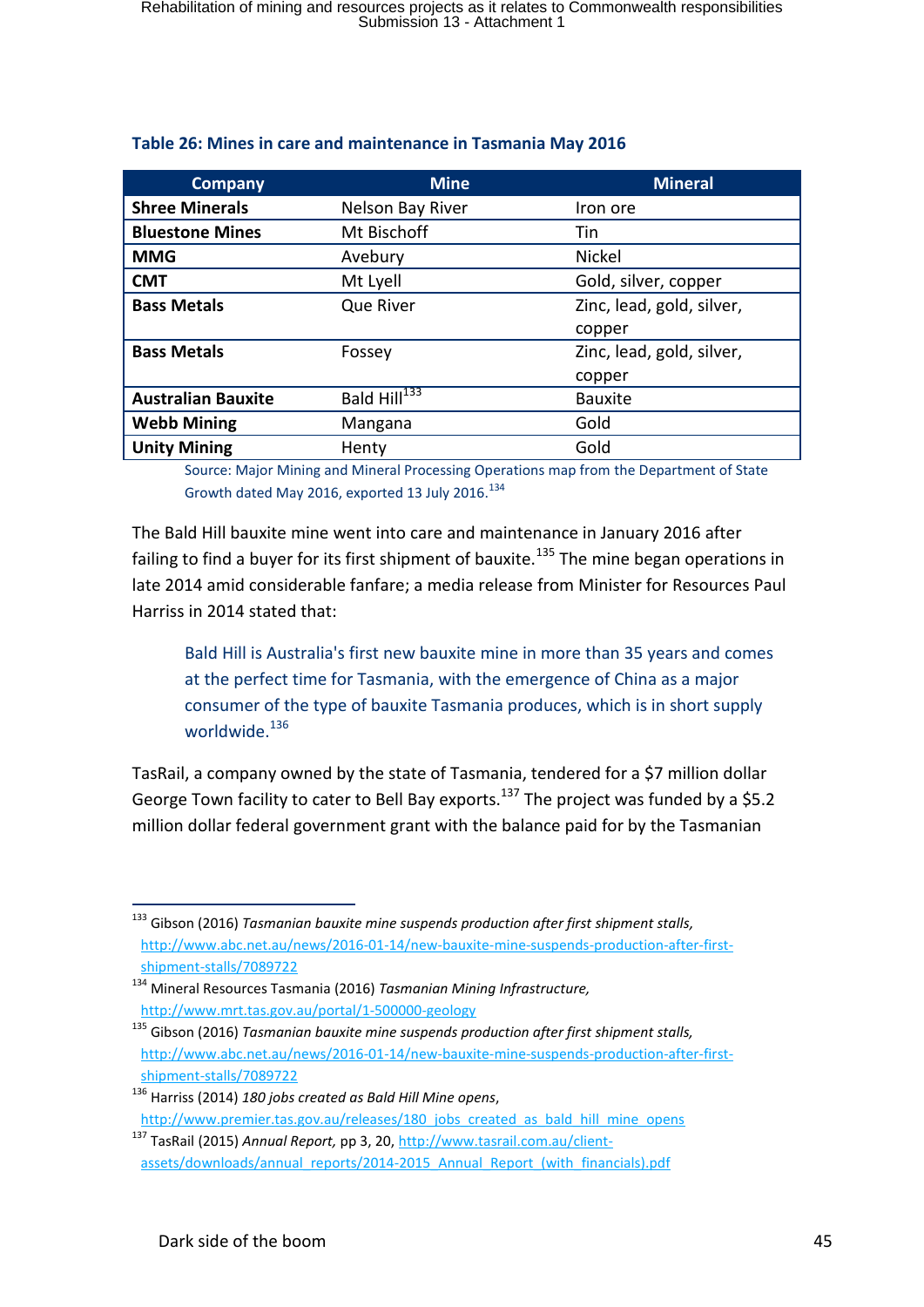**Table 26: Mines in care and maintenance in Tasmania May 2016**

| Company | Mine | Mineral |
|---|---|---|
| **Shree Minerals** | Nelson Bay River | Iron ore |
| **Bluestone Mines** | Mt Bischoff | Tin |
| **MMG** | Avebury | Nickel |
| **CMT** | Mt Lyell | Gold, silver, copper |
| **Bass Metals** | Que River | Zinc, lead, gold, silver, copper |
| **Bass Metals** | Fossey | Zinc, lead, gold, silver, copper |
| **Australian Bauxite** | Bald Hill[133] | Bauxite |
| **Webb Mining** | Mangana | Gold |
| **Unity Mining** | Henty | Gold |

Source: Major Mining and Mineral Processing Operations map from the Department of State Growth dated May 2016, exported 13 July 2016.[134]

The Bald Hill bauxite mine went into care and maintenance in January 2016 after failing to find a buyer for its first shipment of bauxite.[135] The mine began operations in late 2014 amid considerable fanfare; a media release from Minister for Resources Paul Harriss in 2014 stated that:

> Bald Hill is Australia's first new bauxite mine in more than 35 years and comes at the perfect time for Tasmania, with the emergence of China as a major consumer of the type of bauxite Tasmania produces, which is in short supply worldwide.[136]

TasRail, a company owned by the state of Tasmania, tendered for a $7 million dollar George Town facility to cater to Bell Bay exports.[137] The project was funded by a $5.2 million dollar federal government grant with the balance paid for by the Tasmanian

---

[133] Gibson (2016) *Tasmanian bauxite mine suspends production after first shipment stalls,* http://www.abc.net.au/news/2016-01-14/new-bauxite-mine-suspends-production-after-first-shipment-stalls/7089722

[134] Mineral Resources Tasmania (2016) *Tasmanian Mining Infrastructure,* http://www.mrt.tas.gov.au/portal/1-500000-geology

[135] Gibson (2016) *Tasmanian bauxite mine suspends production after first shipment stalls,* http://www.abc.net.au/news/2016-01-14/new-bauxite-mine-suspends-production-after-first-shipment-stalls/7089722

[136] Harriss (2014) *180 jobs created as Bald Hill Mine opens*, http://www.premier.tas.gov.au/releases/180_jobs_created_as_bald_hill_mine_opens

[137] TasRail (2015) *Annual Report,* pp 3, 20, http://www.tasrail.com.au/client-assets/downloads/annual_reports/2014-2015_Annual_Report_(with_financials).pdf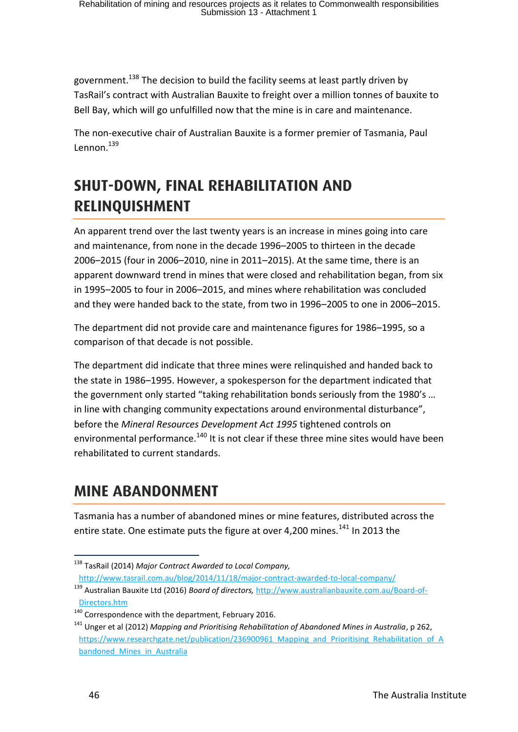government.[138] The decision to build the facility seems at least partly driven by TasRail's contract with Australian Bauxite to freight over a million tonnes of bauxite to Bell Bay, which will go unfulfilled now that the mine is in care and maintenance.

The non-executive chair of Australian Bauxite is a former premier of Tasmania, Paul Lennon.[139]

## SHUT-DOWN, FINAL REHABILITATION AND RELINQUISHMENT

An apparent trend over the last twenty years is an increase in mines going into care and maintenance, from none in the decade 1996–2005 to thirteen in the decade 2006–2015 (four in 2006–2010, nine in 2011–2015). At the same time, there is an apparent downward trend in mines that were closed and rehabilitation began, from six in 1995–2005 to four in 2006–2015, and mines where rehabilitation was concluded and they were handed back to the state, from two in 1996–2005 to one in 2006–2015.

The department did not provide care and maintenance figures for 1986–1995, so a comparison of that decade is not possible.

The department did indicate that three mines were relinquished and handed back to the state in 1986–1995. However, a spokesperson for the department indicated that the government only started "taking rehabilitation bonds seriously from the 1980's … in line with changing community expectations around environmental disturbance", before the *Mineral Resources Development Act 1995* tightened controls on environmental performance.[140] It is not clear if these three mine sites would have been rehabilitated to current standards.

## MINE ABANDONMENT

Tasmania has a number of abandoned mines or mine features, distributed across the entire state. One estimate puts the figure at over 4,200 mines.[141] In 2013 the

---

[138] TasRail (2014) *Major Contract Awarded to Local Company,* http://www.tasrail.com.au/blog/2014/11/18/major-contract-awarded-to-local-company/

[139] Australian Bauxite Ltd (2016) *Board of directors,* http://www.australianbauxite.com.au/Board-of-Directors.htm

[140] Correspondence with the department, February 2016.

[141] Unger et al (2012) *Mapping and Prioritising Rehabilitation of Abandoned Mines in Australia*, p 262, https://www.researchgate.net/publication/236900961_Mapping_and_Prioritising_Rehabilitation_of_Abandoned_Mines_in_Australia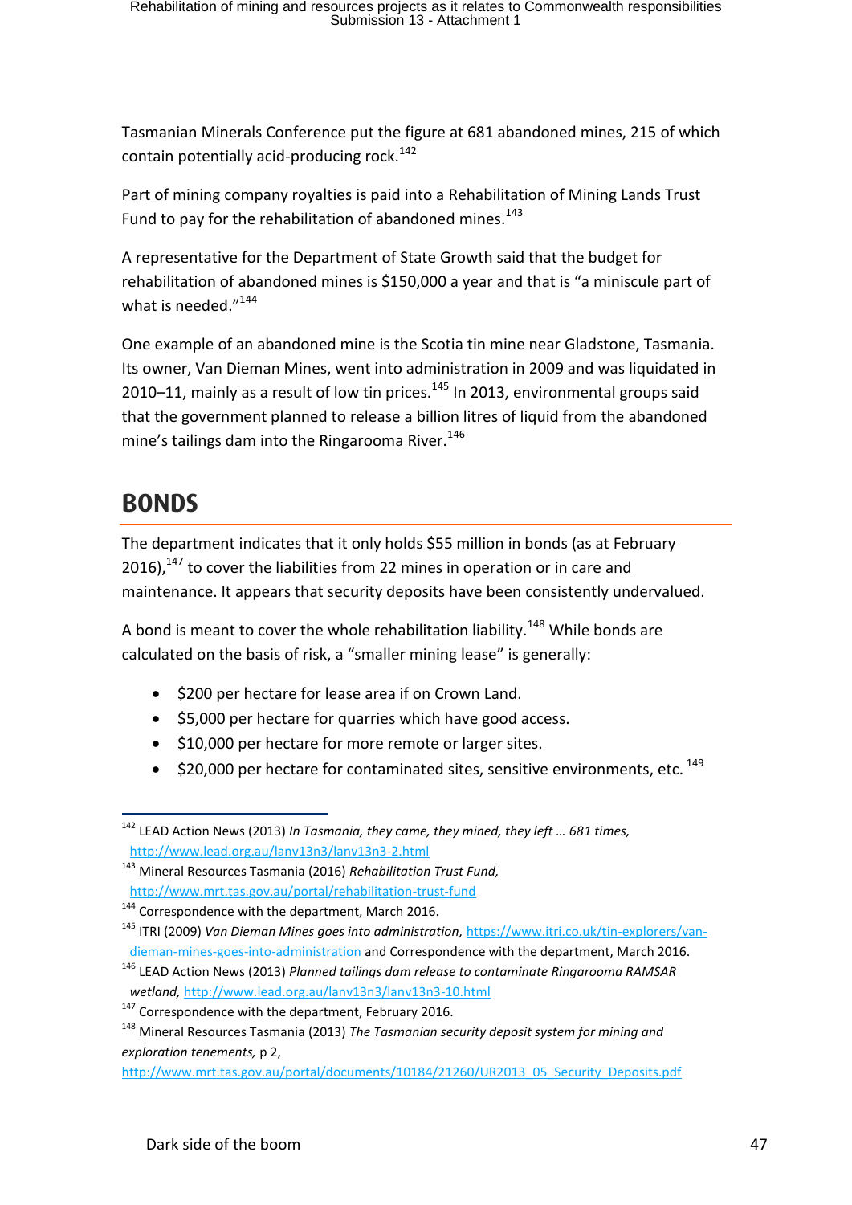Tasmanian Minerals Conference put the figure at 681 abandoned mines, 215 of which contain potentially acid-producing rock.[142]

Part of mining company royalties is paid into a Rehabilitation of Mining Lands Trust Fund to pay for the rehabilitation of abandoned mines.[143]

A representative for the Department of State Growth said that the budget for rehabilitation of abandoned mines is $150,000 a year and that is "a miniscule part of what is needed."[144]

One example of an abandoned mine is the Scotia tin mine near Gladstone, Tasmania. Its owner, Van Dieman Mines, went into administration in 2009 and was liquidated in 2010–11, mainly as a result of low tin prices.[145] In 2013, environmental groups said that the government planned to release a billion litres of liquid from the abandoned mine's tailings dam into the Ringarooma River.[146]

## BONDS

The department indicates that it only holds $55 million in bonds (as at February 2016),[147] to cover the liabilities from 22 mines in operation or in care and maintenance. It appears that security deposits have been consistently undervalued.

A bond is meant to cover the whole rehabilitation liability.[148] While bonds are calculated on the basis of risk, a "smaller mining lease" is generally:

- $200 per hectare for lease area if on Crown Land.
- $5,000 per hectare for quarries which have good access.
- $10,000 per hectare for more remote or larger sites.
- $20,000 per hectare for contaminated sites, sensitive environments, etc. [149]

---

[142] LEAD Action News (2013) *In Tasmania, they came, they mined, they left … 681 times,* http://www.lead.org.au/lanv13n3/lanv13n3-2.html

[143] Mineral Resources Tasmania (2016) *Rehabilitation Trust Fund,* http://www.mrt.tas.gov.au/portal/rehabilitation-trust-fund

[144] Correspondence with the department, March 2016.

[145] ITRI (2009) *Van Dieman Mines goes into administration,* https://www.itri.co.uk/tin-explorers/van-dieman-mines-goes-into-administration and Correspondence with the department, March 2016.

[146] LEAD Action News (2013) *Planned tailings dam release to contaminate Ringarooma RAMSAR wetland,* http://www.lead.org.au/lanv13n3/lanv13n3-10.html

[147] Correspondence with the department, February 2016.

[148] Mineral Resources Tasmania (2013) *The Tasmanian security deposit system for mining and exploration tenements,* p 2, http://www.mrt.tas.gov.au/portal/documents/10184/21260/UR2013_05_Security_Deposits.pdf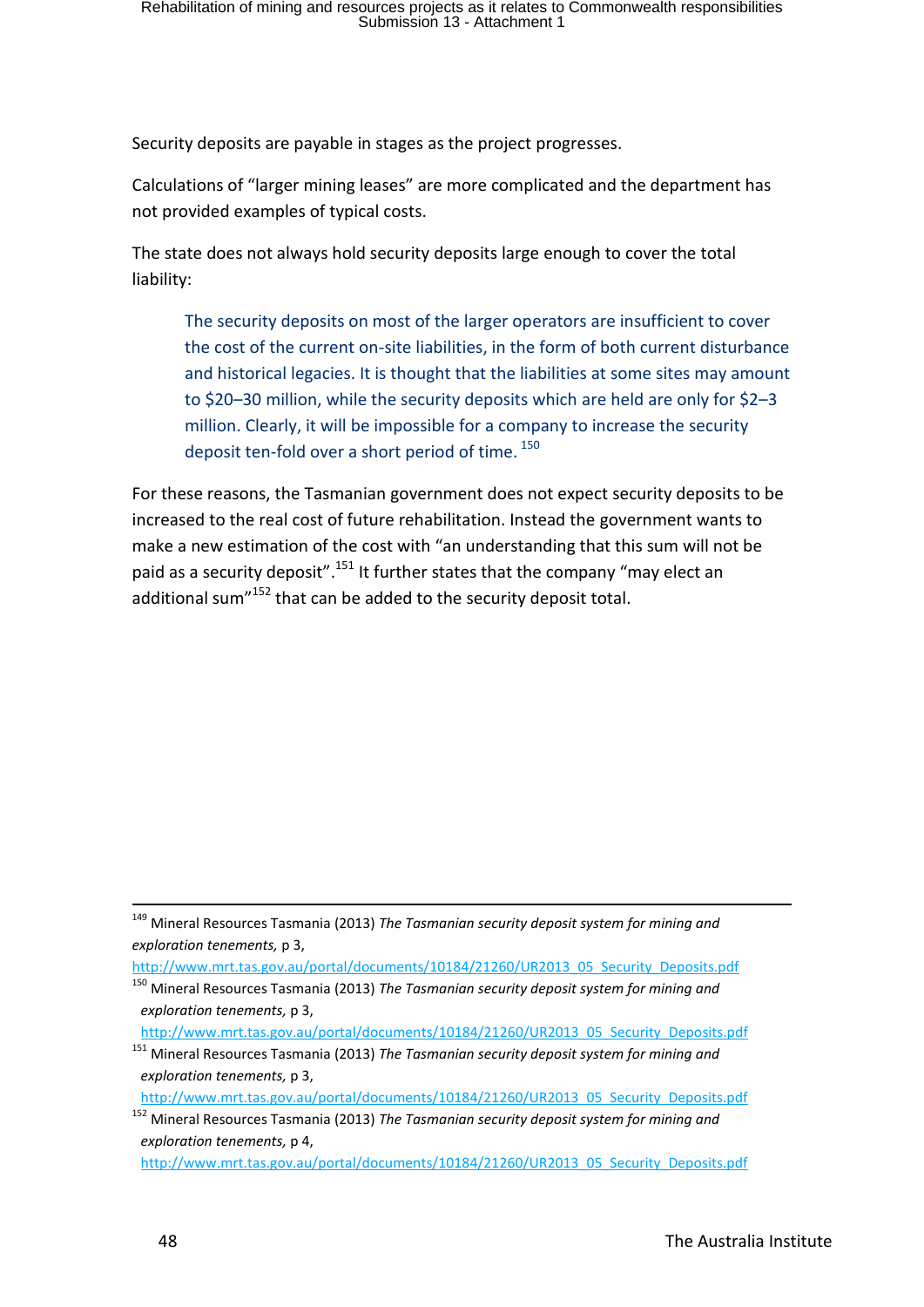Security deposits are payable in stages as the project progresses.

Calculations of "larger mining leases" are more complicated and the department has not provided examples of typical costs.

The state does not always hold security deposits large enough to cover the total liability:

> The security deposits on most of the larger operators are insufficient to cover the cost of the current on-site liabilities, in the form of both current disturbance and historical legacies. It is thought that the liabilities at some sites may amount to \$20–30 million, while the security deposits which are held are only for \$2–3 million. Clearly, it will be impossible for a company to increase the security deposit ten-fold over a short period of time. [150]

For these reasons, the Tasmanian government does not expect security deposits to be increased to the real cost of future rehabilitation. Instead the government wants to make a new estimation of the cost with "an understanding that this sum will not be paid as a security deposit".[151] It further states that the company "may elect an additional sum"[152] that can be added to the security deposit total.

---

[149] Mineral Resources Tasmania (2013) *The Tasmanian security deposit system for mining and exploration tenements,* p 3, http://www.mrt.tas.gov.au/portal/documents/10184/21260/UR2013_05_Security_Deposits.pdf

[150] Mineral Resources Tasmania (2013) *The Tasmanian security deposit system for mining and exploration tenements,* p 3, http://www.mrt.tas.gov.au/portal/documents/10184/21260/UR2013_05_Security_Deposits.pdf

[151] Mineral Resources Tasmania (2013) *The Tasmanian security deposit system for mining and exploration tenements,* p 3, http://www.mrt.tas.gov.au/portal/documents/10184/21260/UR2013_05_Security_Deposits.pdf

[152] Mineral Resources Tasmania (2013) *The Tasmanian security deposit system for mining and exploration tenements,* p 4, http://www.mrt.tas.gov.au/portal/documents/10184/21260/UR2013_05_Security_Deposits.pdf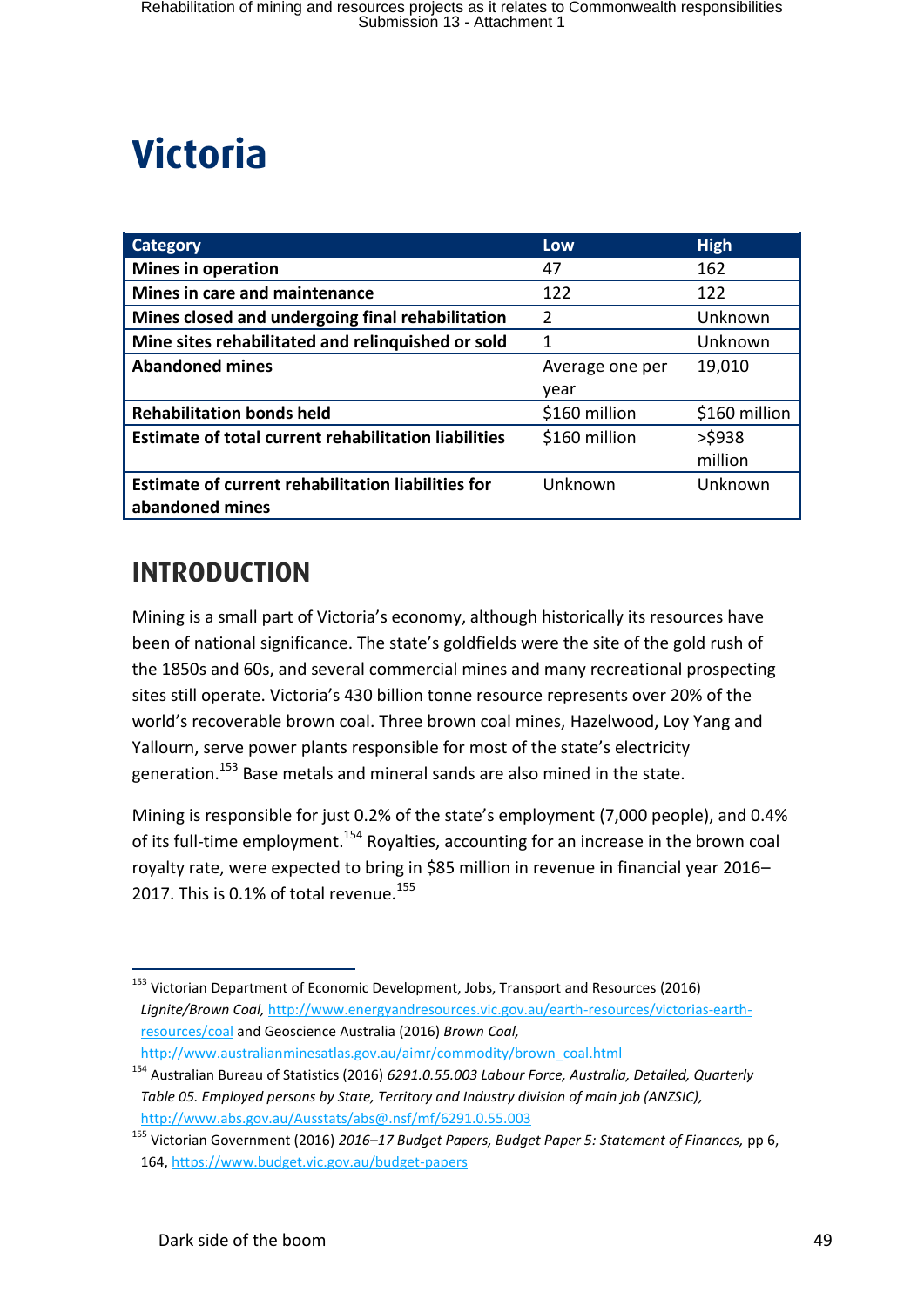# Victoria

| Category | Low | High |
|---|---|---|
| **Mines in operation** | 47 | 162 |
| **Mines in care and maintenance** | 122 | 122 |
| **Mines closed and undergoing final rehabilitation** | 2 | Unknown |
| **Mine sites rehabilitated and relinquished or sold** | 1 | Unknown |
| **Abandoned mines** | Average one per year | 19,010 |
| **Rehabilitation bonds held** | $160 million | $160 million |
| **Estimate of total current rehabilitation liabilities** | $160 million | >$938 million |
| **Estimate of current rehabilitation liabilities for abandoned mines** | Unknown | Unknown |

## INTRODUCTION

Mining is a small part of Victoria's economy, although historically its resources have been of national significance. The state's goldfields were the site of the gold rush of the 1850s and 60s, and several commercial mines and many recreational prospecting sites still operate. Victoria's 430 billion tonne resource represents over 20% of the world's recoverable brown coal. Three brown coal mines, Hazelwood, Loy Yang and Yallourn, serve power plants responsible for most of the state's electricity generation.[153] Base metals and mineral sands are also mined in the state.

Mining is responsible for just 0.2% of the state's employment (7,000 people), and 0.4% of its full-time employment.[154] Royalties, accounting for an increase in the brown coal royalty rate, were expected to bring in $85 million in revenue in financial year 2016–2017. This is 0.1% of total revenue.[155]

---

[153] Victorian Department of Economic Development, Jobs, Transport and Resources (2016) *Lignite/Brown Coal,* http://www.energyandresources.vic.gov.au/earth-resources/victorias-earth-resources/coal and Geoscience Australia (2016) *Brown Coal,* http://www.australianminesatlas.gov.au/aimr/commodity/brown_coal.html

[154] Australian Bureau of Statistics (2016) *6291.0.55.003 Labour Force, Australia, Detailed, Quarterly Table 05. Employed persons by State, Territory and Industry division of main job (ANZSIC),* http://www.abs.gov.au/Ausstats/abs@.nsf/mf/6291.0.55.003

[155] Victorian Government (2016) *2016–17 Budget Papers, Budget Paper 5: Statement of Finances,* pp 6, 164, https://www.budget.vic.gov.au/budget-papers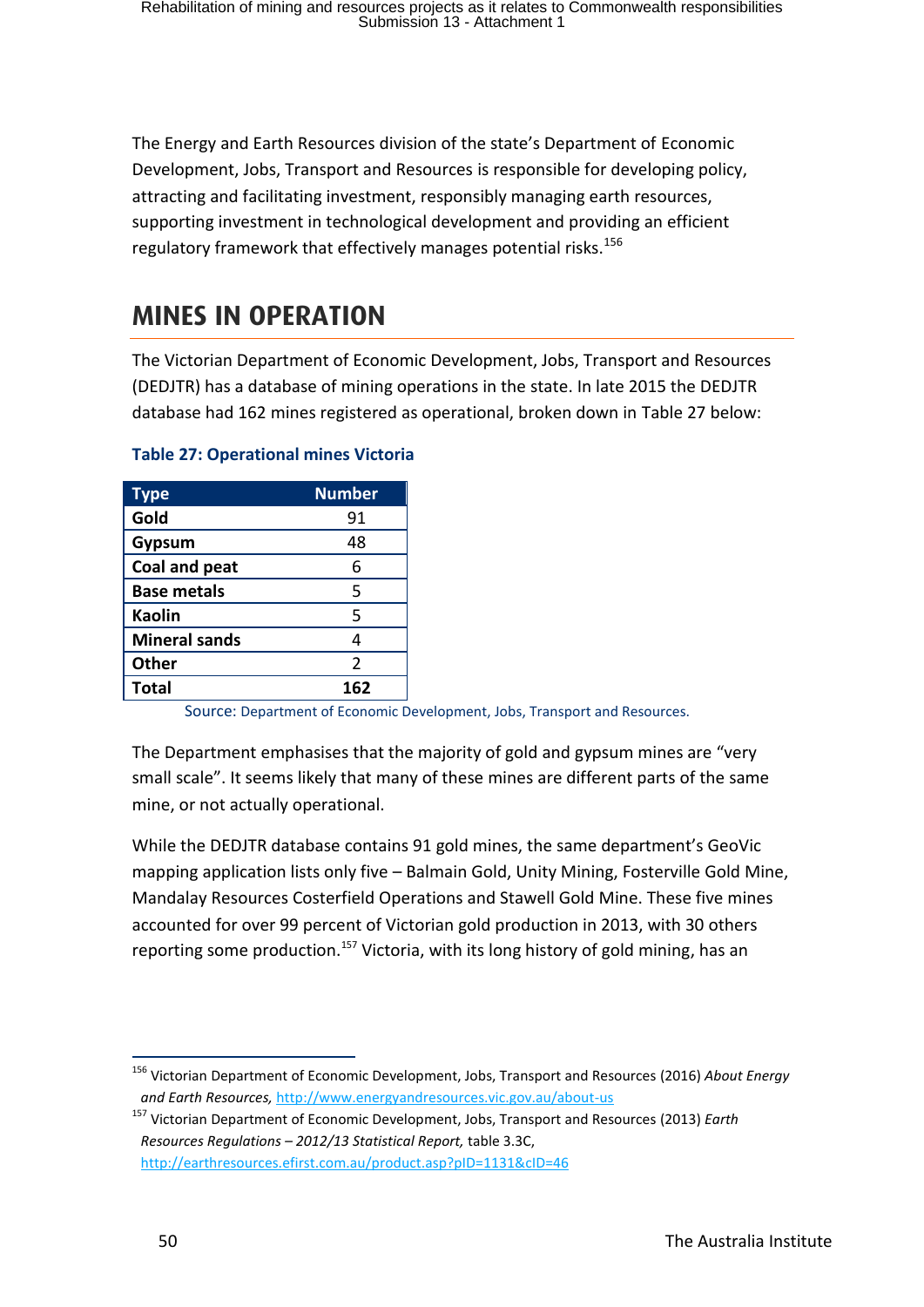The Energy and Earth Resources division of the state's Department of Economic Development, Jobs, Transport and Resources is responsible for developing policy, attracting and facilitating investment, responsibly managing earth resources, supporting investment in technological development and providing an efficient regulatory framework that effectively manages potential risks.[156]

## MINES IN OPERATION

The Victorian Department of Economic Development, Jobs, Transport and Resources (DEDJTR) has a database of mining operations in the state. In late 2015 the DEDJTR database had 162 mines registered as operational, broken down in Table 27 below:

**Table 27: Operational mines Victoria**

| Type | Number |
|---|---|
| **Gold** | 91 |
| **Gypsum** | 48 |
| **Coal and peat** | 6 |
| **Base metals** | 5 |
| **Kaolin** | 5 |
| **Mineral sands** | 4 |
| **Other** | 2 |
| **Total** | **162** |

Source: Department of Economic Development, Jobs, Transport and Resources.

The Department emphasises that the majority of gold and gypsum mines are "very small scale". It seems likely that many of these mines are different parts of the same mine, or not actually operational.

While the DEDJTR database contains 91 gold mines, the same department's GeoVic mapping application lists only five – Balmain Gold, Unity Mining, Fosterville Gold Mine, Mandalay Resources Costerfield Operations and Stawell Gold Mine. These five mines accounted for over 99 percent of Victorian gold production in 2013, with 30 others reporting some production.[157] Victoria, with its long history of gold mining, has an

---

[156] Victorian Department of Economic Development, Jobs, Transport and Resources (2016) *About Energy and Earth Resources,* http://www.energyandresources.vic.gov.au/about-us

[157] Victorian Department of Economic Development, Jobs, Transport and Resources (2013) *Earth Resources Regulations – 2012/13 Statistical Report,* table 3.3C, http://earthresources.efirst.com.au/product.asp?pID=1131&cID=46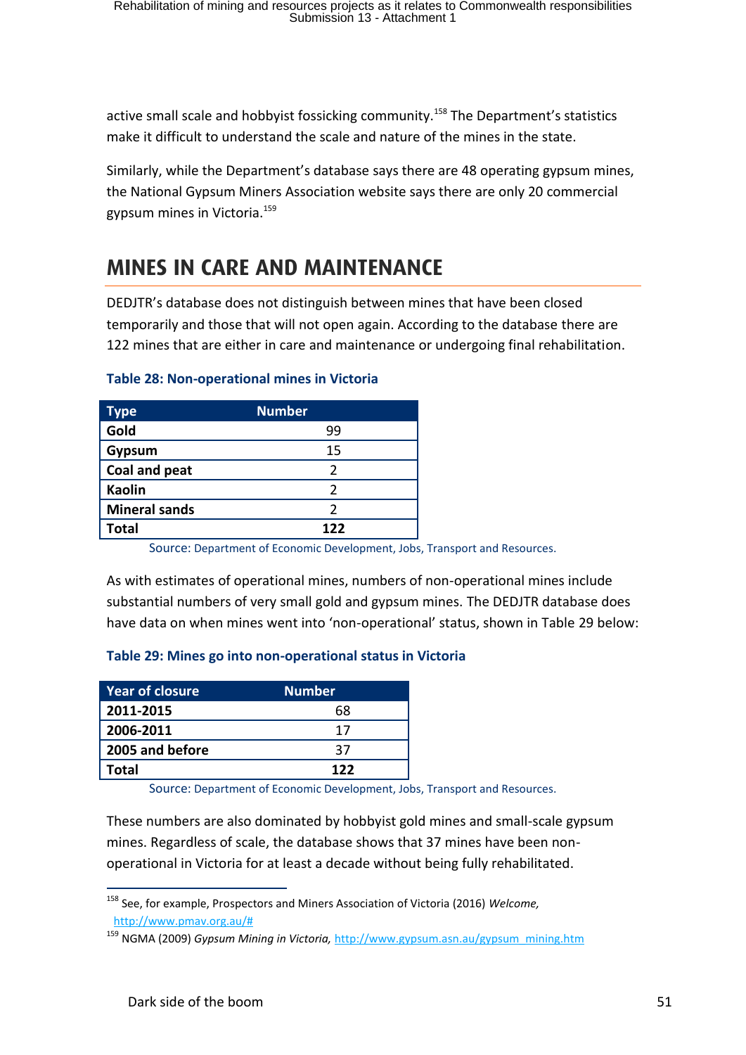active small scale and hobbyist fossicking community.[158] The Department's statistics make it difficult to understand the scale and nature of the mines in the state.

Similarly, while the Department's database says there are 48 operating gypsum mines, the National Gypsum Miners Association website says there are only 20 commercial gypsum mines in Victoria.[159]

## MINES IN CARE AND MAINTENANCE

DEDJTR's database does not distinguish between mines that have been closed temporarily and those that will not open again. According to the database there are 122 mines that are either in care and maintenance or undergoing final rehabilitation.

**Table 28: Non-operational mines in Victoria**

| Type | Number |
|---|---|
| **Gold** | 99 |
| **Gypsum** | 15 |
| **Coal and peat** | 2 |
| **Kaolin** | 2 |
| **Mineral sands** | 2 |
| **Total** | **122** |

Source: Department of Economic Development, Jobs, Transport and Resources.

As with estimates of operational mines, numbers of non-operational mines include substantial numbers of very small gold and gypsum mines. The DEDJTR database does have data on when mines went into 'non-operational' status, shown in Table 29 below:

**Table 29: Mines go into non-operational status in Victoria**

| Year of closure | Number |
|---|---|
| **2011-2015** | 68 |
| **2006-2011** | 17 |
| **2005 and before** | 37 |
| **Total** | **122** |

Source: Department of Economic Development, Jobs, Transport and Resources.

These numbers are also dominated by hobbyist gold mines and small-scale gypsum mines. Regardless of scale, the database shows that 37 mines have been non-operational in Victoria for at least a decade without being fully rehabilitated.

---

[158] See, for example, Prospectors and Miners Association of Victoria (2016) *Welcome,* http://www.pmav.org.au/#

[159] NGMA (2009) *Gypsum Mining in Victoria,* http://www.gypsum.asn.au/gypsum_mining.htm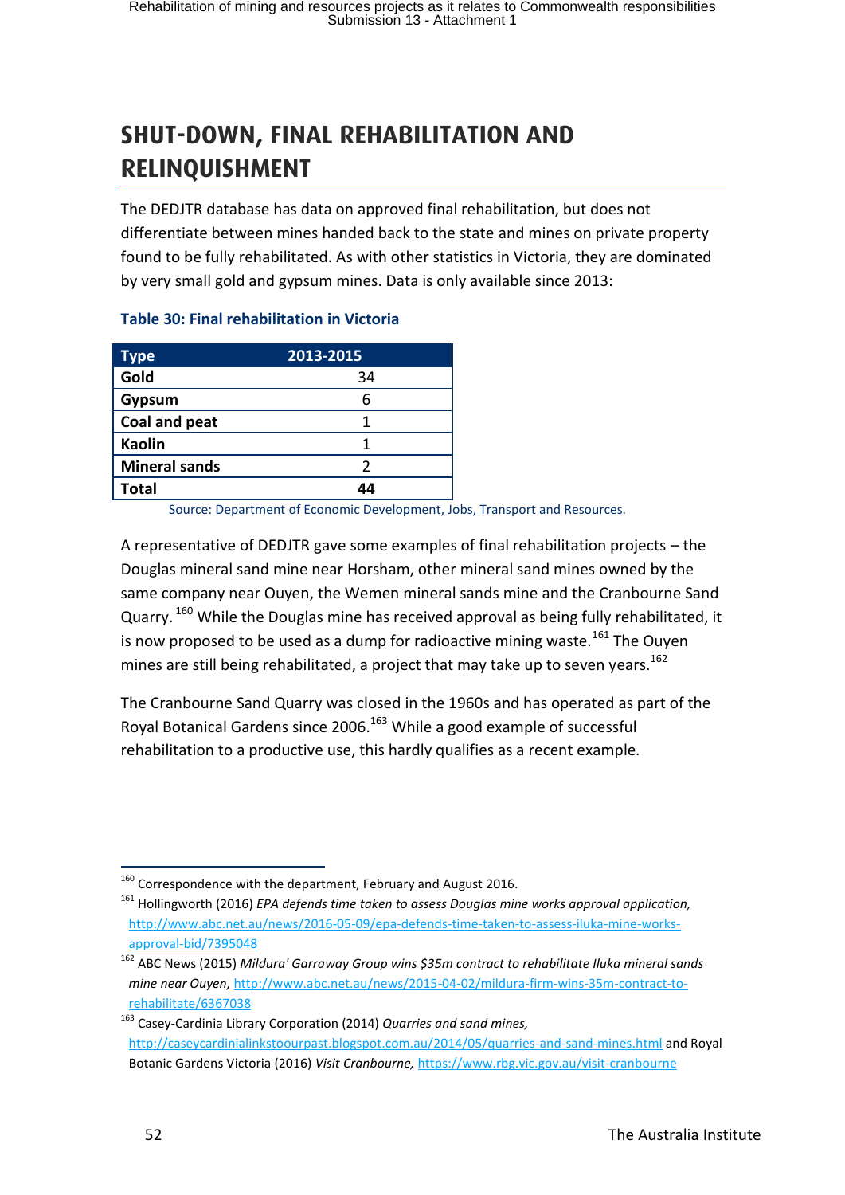## SHUT-DOWN, FINAL REHABILITATION AND RELINQUISHMENT

The DEDJTR database has data on approved final rehabilitation, but does not differentiate between mines handed back to the state and mines on private property found to be fully rehabilitated. As with other statistics in Victoria, they are dominated by very small gold and gypsum mines. Data is only available since 2013:

**Table 30: Final rehabilitation in Victoria**

| Type | 2013-2015 |
|---|---|
| **Gold** | 34 |
| **Gypsum** | 6 |
| **Coal and peat** | 1 |
| **Kaolin** | 1 |
| **Mineral sands** | 2 |
| **Total** | **44** |

Source: Department of Economic Development, Jobs, Transport and Resources.

A representative of DEDJTR gave some examples of final rehabilitation projects – the Douglas mineral sand mine near Horsham, other mineral sand mines owned by the same company near Ouyen, the Wemen mineral sands mine and the Cranbourne Sand Quarry. [160] While the Douglas mine has received approval as being fully rehabilitated, it is now proposed to be used as a dump for radioactive mining waste.[161] The Ouyen mines are still being rehabilitated, a project that may take up to seven years.[162]

The Cranbourne Sand Quarry was closed in the 1960s and has operated as part of the Royal Botanical Gardens since 2006.[163] While a good example of successful rehabilitation to a productive use, this hardly qualifies as a recent example.

---

[160] Correspondence with the department, February and August 2016.

[161] Hollingworth (2016) *EPA defends time taken to assess Douglas mine works approval application,* http://www.abc.net.au/news/2016-05-09/epa-defends-time-taken-to-assess-iluka-mine-works-approval-bid/7395048

[162] ABC News (2015) *Mildura' Garraway Group wins $35m contract to rehabilitate Iluka mineral sands mine near Ouyen,* http://www.abc.net.au/news/2015-04-02/mildura-firm-wins-35m-contract-to-rehabilitate/6367038

[163] Casey-Cardinia Library Corporation (2014) *Quarries and sand mines,* http://caseycardinialinkstoourpast.blogspot.com.au/2014/05/quarries-and-sand-mines.html and Royal Botanic Gardens Victoria (2016) *Visit Cranbourne,* https://www.rbg.vic.gov.au/visit-cranbourne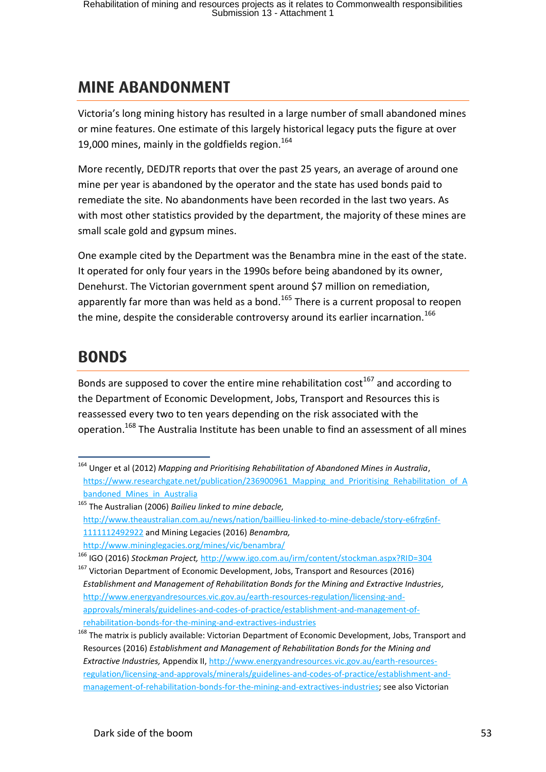## MINE ABANDONMENT

Victoria's long mining history has resulted in a large number of small abandoned mines or mine features. One estimate of this largely historical legacy puts the figure at over 19,000 mines, mainly in the goldfields region.[164]

More recently, DEDJTR reports that over the past 25 years, an average of around one mine per year is abandoned by the operator and the state has used bonds paid to remediate the site. No abandonments have been recorded in the last two years. As with most other statistics provided by the department, the majority of these mines are small scale gold and gypsum mines.

One example cited by the Department was the Benambra mine in the east of the state. It operated for only four years in the 1990s before being abandoned by its owner, Denehurst. The Victorian government spent around $7 million on remediation, apparently far more than was held as a bond.[165] There is a current proposal to reopen the mine, despite the considerable controversy around its earlier incarnation.[166]

## BONDS

Bonds are supposed to cover the entire mine rehabilitation cost[167] and according to the Department of Economic Development, Jobs, Transport and Resources this is reassessed every two to ten years depending on the risk associated with the operation.[168] The Australia Institute has been unable to find an assessment of all mines

---

[164] Unger et al (2012) *Mapping and Prioritising Rehabilitation of Abandoned Mines in Australia*, https://www.researchgate.net/publication/236900961_Mapping_and_Prioritising_Rehabilitation_of_Abandoned_Mines_in_Australia

[165] The Australian (2006) *Bailieu linked to mine debacle,* http://www.theaustralian.com.au/news/nation/baillieu-linked-to-mine-debacle/story-e6frg6nf-1111112492922 and Mining Legacies (2016) *Benambra,* http://www.mininglegacies.org/mines/vic/benambra/

[166] IGO (2016) *Stockman Project,* http://www.igo.com.au/irm/content/stockman.aspx?RID=304

[167] Victorian Department of Economic Development, Jobs, Transport and Resources (2016) *Establishment and Management of Rehabilitation Bonds for the Mining and Extractive Industries,* http://www.energyandresources.vic.gov.au/earth-resources-regulation/licensing-and-approvals/minerals/guidelines-and-codes-of-practice/establishment-and-management-of-rehabilitation-bonds-for-the-mining-and-extractives-industries

[168] The matrix is publicly available: Victorian Department of Economic Development, Jobs, Transport and Resources (2016) *Establishment and Management of Rehabilitation Bonds for the Mining and Extractive Industries,* Appendix II, http://www.energyandresources.vic.gov.au/earth-resources-regulation/licensing-and-approvals/minerals/guidelines-and-codes-of-practice/establishment-and-management-of-rehabilitation-bonds-for-the-mining-and-extractives-industries; see also Victorian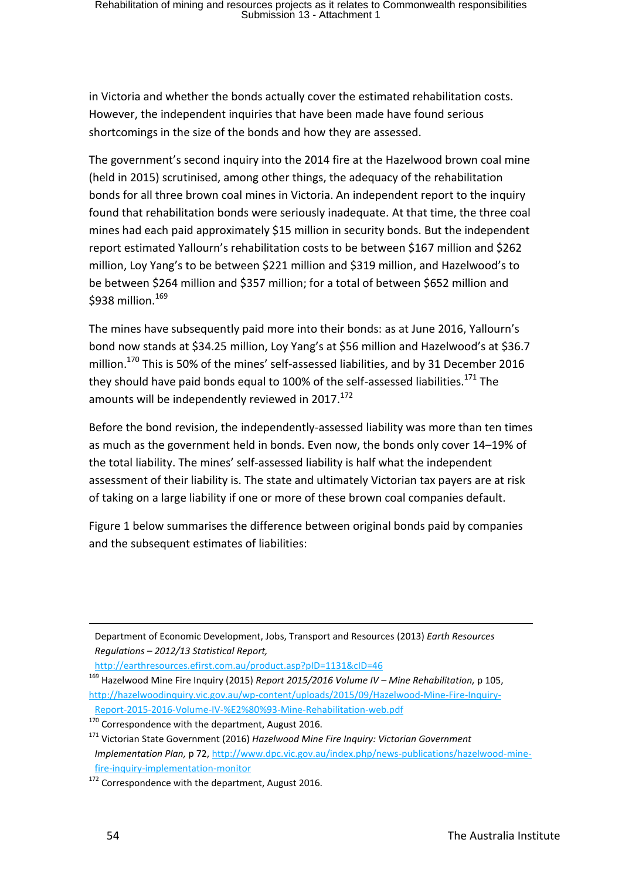in Victoria and whether the bonds actually cover the estimated rehabilitation costs. However, the independent inquiries that have been made have found serious shortcomings in the size of the bonds and how they are assessed.

The government's second inquiry into the 2014 fire at the Hazelwood brown coal mine (held in 2015) scrutinised, among other things, the adequacy of the rehabilitation bonds for all three brown coal mines in Victoria. An independent report to the inquiry found that rehabilitation bonds were seriously inadequate. At that time, the three coal mines had each paid approximately $15 million in security bonds. But the independent report estimated Yallourn's rehabilitation costs to be between $167 million and $262 million, Loy Yang's to be between $221 million and $319 million, and Hazelwood's to be between $264 million and $357 million; for a total of between $652 million and $938 million.[169]

The mines have subsequently paid more into their bonds: as at June 2016, Yallourn's bond now stands at $34.25 million, Loy Yang's at $56 million and Hazelwood's at $36.7 million.[170] This is 50% of the mines' self-assessed liabilities, and by 31 December 2016 they should have paid bonds equal to 100% of the self-assessed liabilities.[171] The amounts will be independently reviewed in 2017.[172]

Before the bond revision, the independently-assessed liability was more than ten times as much as the government held in bonds. Even now, the bonds only cover 14–19% of the total liability. The mines' self-assessed liability is half what the independent assessment of their liability is. The state and ultimately Victorian tax payers are at risk of taking on a large liability if one or more of these brown coal companies default.

Figure 1 below summarises the difference between original bonds paid by companies and the subsequent estimates of liabilities:

---

Department of Economic Development, Jobs, Transport and Resources (2013) *Earth Resources Regulations – 2012/13 Statistical Report,* http://earthresources.efirst.com.au/product.asp?pID=1131&cID=46

[169] Hazelwood Mine Fire Inquiry (2015) *Report 2015/2016 Volume IV – Mine Rehabilitation,* p 105, http://hazelwoodinquiry.vic.gov.au/wp-content/uploads/2015/09/Hazelwood-Mine-Fire-Inquiry-Report-2015-2016-Volume-IV-%E2%80%93-Mine-Rehabilitation-web.pdf

[170] Correspondence with the department, August 2016.

[171] Victorian State Government (2016) *Hazelwood Mine Fire Inquiry: Victorian Government Implementation Plan,* p 72, http://www.dpc.vic.gov.au/index.php/news-publications/hazelwood-mine-fire-inquiry-implementation-monitor

[172] Correspondence with the department, August 2016.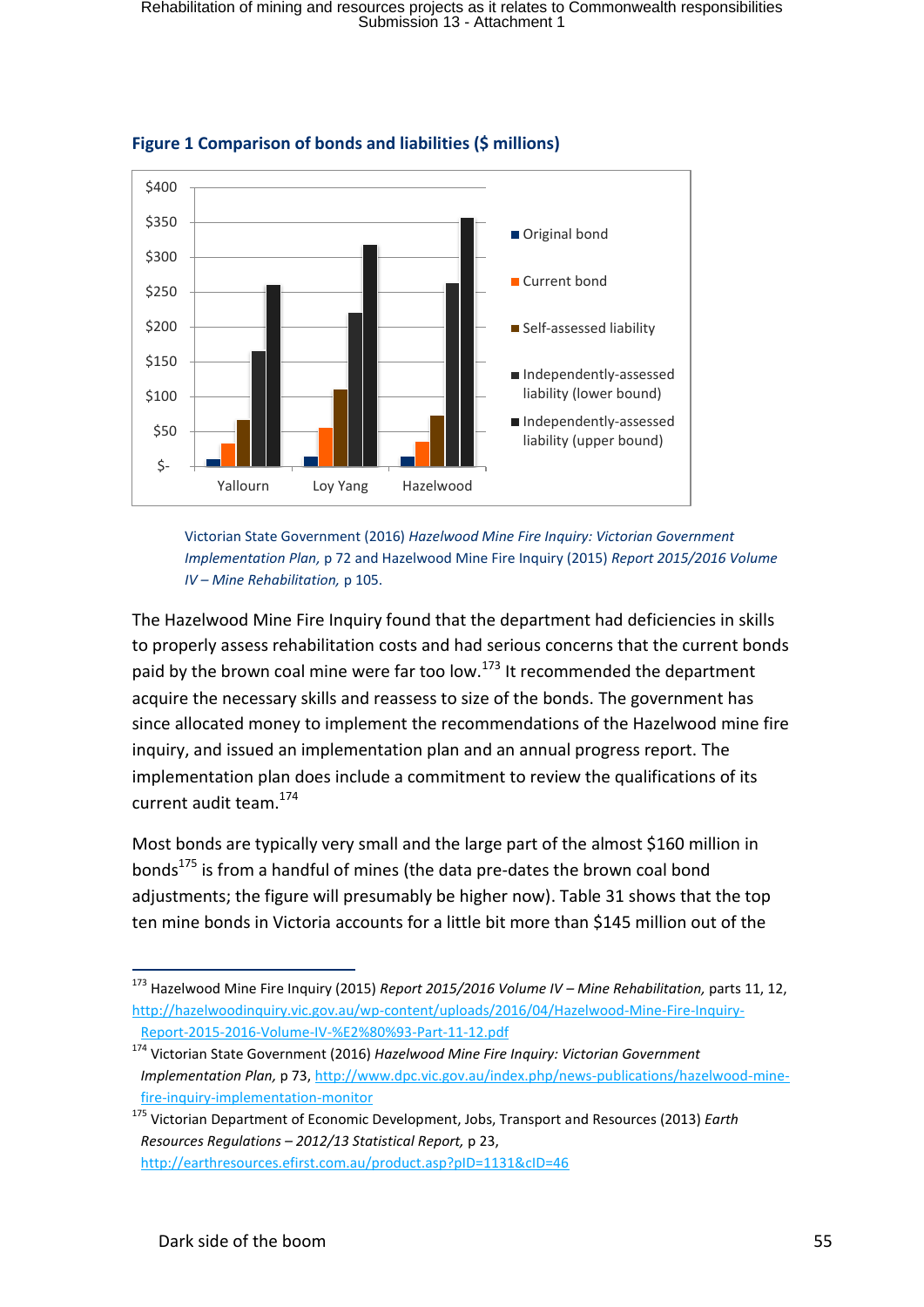**Figure 1 Comparison of bonds and liabilities ($ millions)**

$400
$350
$300
$250
$200
$150
$100
$50
$-

Yallourn
Loy Yang
Hazelwood

Original bond
Current bond
Self-assessed liability
Independently-assessed liability (lower bound)
Independently-assessed liability (upper bound)

Victorian State Government (2016) *Hazelwood Mine Fire Inquiry: Victorian Government Implementation Plan*, p 72 and Hazelwood Mine Fire Inquiry (2015) *Report 2015/2016 Volume IV – Mine Rehabilitation*, p 105.

The Hazelwood Mine Fire Inquiry found that the department had deficiencies in skills to properly assess rehabilitation costs and had serious concerns that the current bonds paid by the brown coal mine were far too low.[173] It recommended the department acquire the necessary skills and reassess to size of the bonds. The government has since allocated money to implement the recommendations of the Hazelwood mine fire inquiry, and issued an implementation plan and an annual progress report. The implementation plan does include a commitment to review the qualifications of its current audit team.[174]

Most bonds are typically very small and the large part of the almost $160 million in bonds[175] is from a handful of mines (the data pre-dates the brown coal bond adjustments; the figure will presumably be higher now). Table 31 shows that the top ten mine bonds in Victoria accounts for a little bit more than $145 million out of the

---

[173] Hazelwood Mine Fire Inquiry (2015) *Report 2015/2016 Volume IV – Mine Rehabilitation*, parts 11, 12, http://hazelwoodinquiry.vic.gov.au/wp-content/uploads/2016/04/Hazelwood-Mine-Fire-Inquiry-Report-2015-2016-Volume-IV-%E2%80%93-Part-11-12.pdf

[174] Victorian State Government (2016) *Hazelwood Mine Fire Inquiry: Victorian Government Implementation Plan*, p 73, http://www.dpc.vic.gov.au/index.php/news-publications/hazelwood-mine-fire-inquiry-implementation-monitor

[175] Victorian Department of Economic Development, Jobs, Transport and Resources (2013) *Earth Resources Regulations – 2012/13 Statistical Report*, p 23, http://earthresources.efirst.com.au/product.asp?pID=1131&cID=46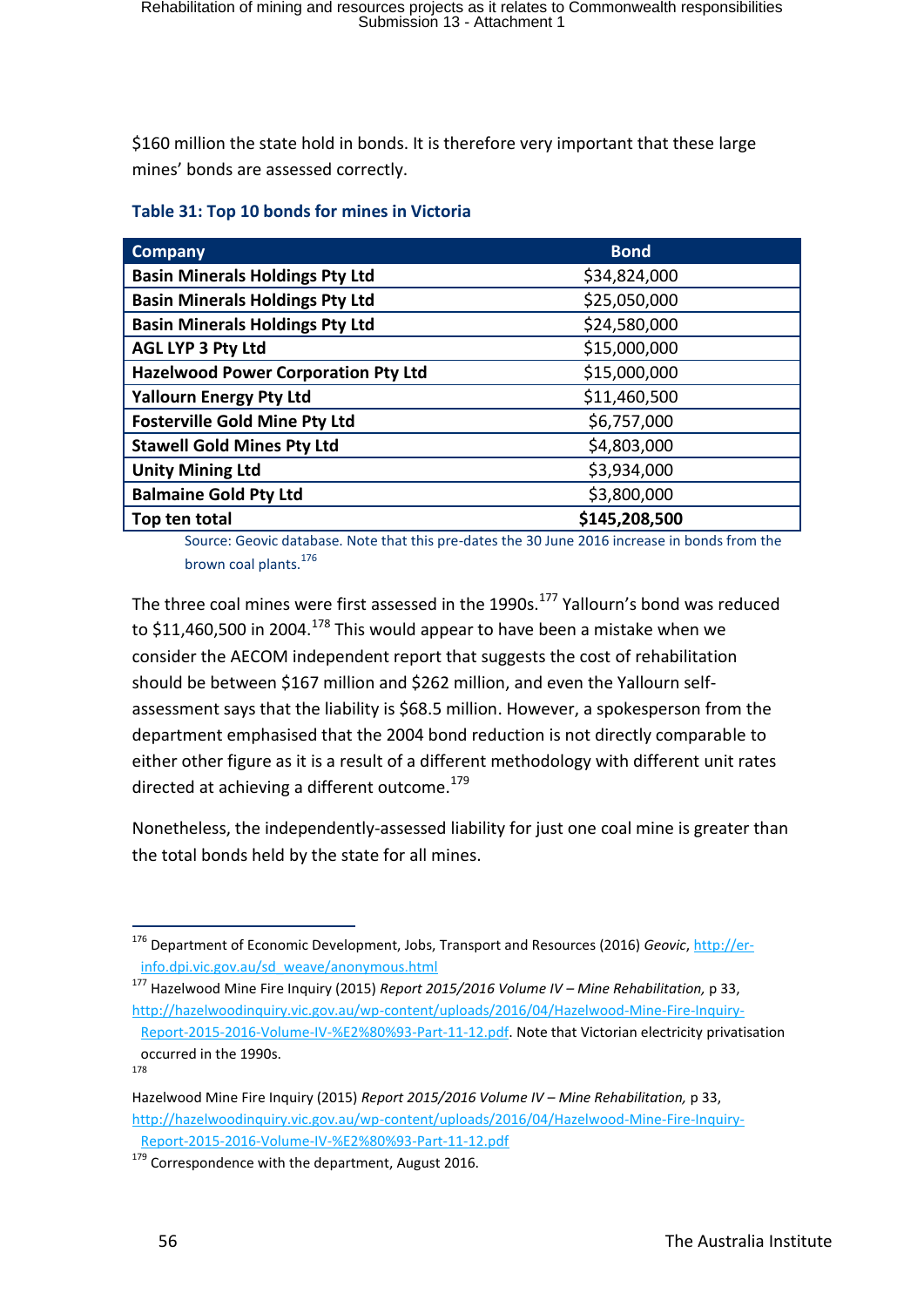$160 million the state hold in bonds. It is therefore very important that these large mines' bonds are assessed correctly.

**Table 31: Top 10 bonds for mines in Victoria**

| Company | Bond |
|---|---|
| **Basin Minerals Holdings Pty Ltd** | $34,824,000 |
| **Basin Minerals Holdings Pty Ltd** | $25,050,000 |
| **Basin Minerals Holdings Pty Ltd** | $24,580,000 |
| **AGL LYP 3 Pty Ltd** | $15,000,000 |
| **Hazelwood Power Corporation Pty Ltd** | $15,000,000 |
| **Yallourn Energy Pty Ltd** | $11,460,500 |
| **Fosterville Gold Mine Pty Ltd** | $6,757,000 |
| **Stawell Gold Mines Pty Ltd** | $4,803,000 |
| **Unity Mining Ltd** | $3,934,000 |
| **Balmaine Gold Pty Ltd** | $3,800,000 |
| **Top ten total** | **$145,208,500** |

Source: Geovic database. Note that this pre-dates the 30 June 2016 increase in bonds from the brown coal plants.[176]

The three coal mines were first assessed in the 1990s.[177] Yallourn's bond was reduced to $11,460,500 in 2004.[178] This would appear to have been a mistake when we consider the AECOM independent report that suggests the cost of rehabilitation should be between $167 million and $262 million, and even the Yallourn self-assessment says that the liability is $68.5 million. However, a spokesperson from the department emphasised that the 2004 bond reduction is not directly comparable to either other figure as it is a result of a different methodology with different unit rates directed at achieving a different outcome.[179]

Nonetheless, the independently-assessed liability for just one coal mine is greater than the total bonds held by the state for all mines.

---

[176] Department of Economic Development, Jobs, Transport and Resources (2016) *Geovic*, http://er-info.dpi.vic.gov.au/sd_weave/anonymous.html

[177] Hazelwood Mine Fire Inquiry (2015) *Report 2015/2016 Volume IV – Mine Rehabilitation,* p 33, http://hazelwoodinquiry.vic.gov.au/wp-content/uploads/2016/04/Hazelwood-Mine-Fire-Inquiry-Report-2015-2016-Volume-IV-%E2%80%93-Part-11-12.pdf. Note that Victorian electricity privatisation occurred in the 1990s.

[178] Hazelwood Mine Fire Inquiry (2015) *Report 2015/2016 Volume IV – Mine Rehabilitation,* p 33, http://hazelwoodinquiry.vic.gov.au/wp-content/uploads/2016/04/Hazelwood-Mine-Fire-Inquiry-Report-2015-2016-Volume-IV-%E2%80%93-Part-11-12.pdf

[179] Correspondence with the department, August 2016.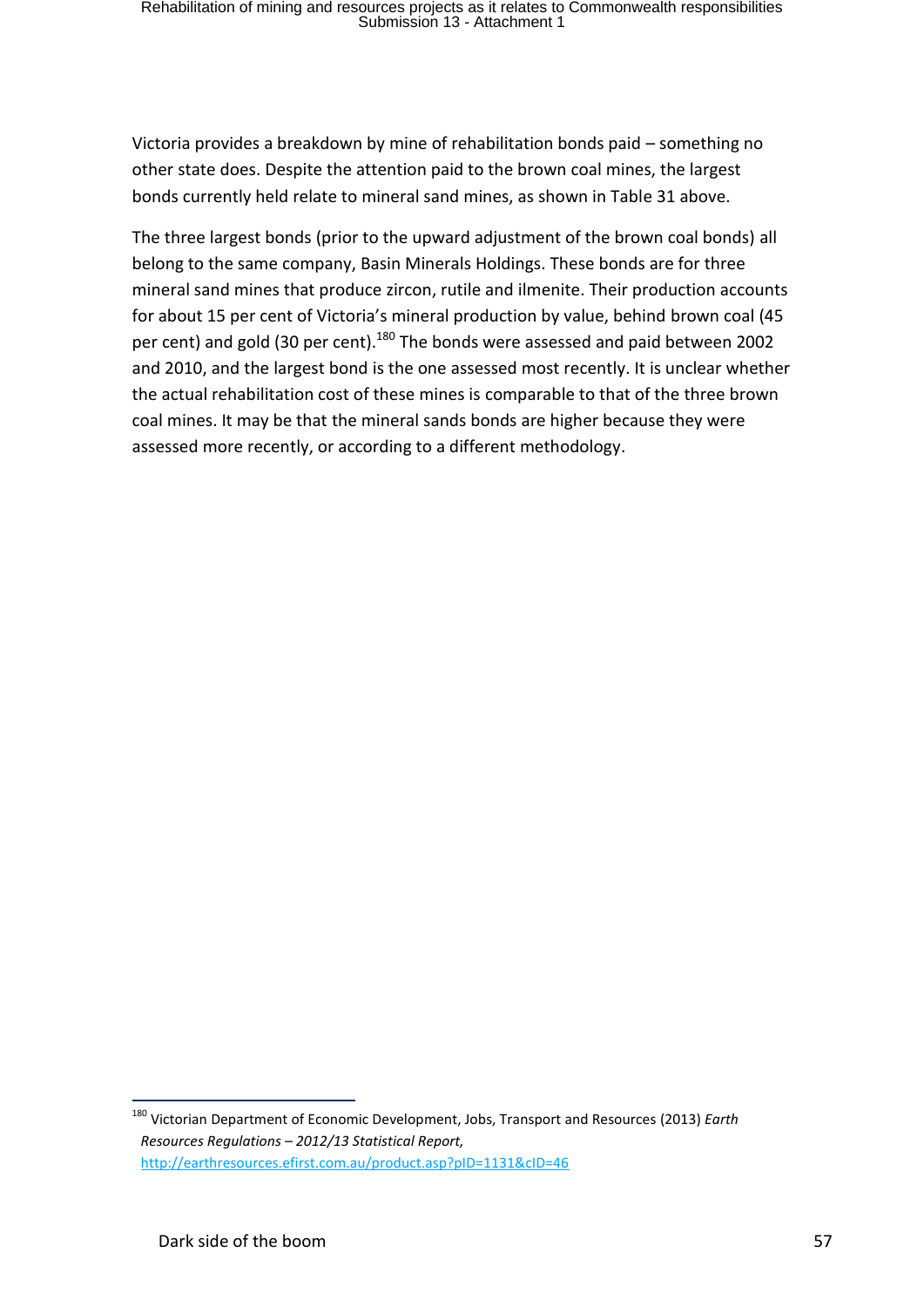Victoria provides a breakdown by mine of rehabilitation bonds paid – something no other state does. Despite the attention paid to the brown coal mines, the largest bonds currently held relate to mineral sand mines, as shown in Table 31 above.

The three largest bonds (prior to the upward adjustment of the brown coal bonds) all belong to the same company, Basin Minerals Holdings. These bonds are for three mineral sand mines that produce zircon, rutile and ilmenite. Their production accounts for about 15 per cent of Victoria's mineral production by value, behind brown coal (45 per cent) and gold (30 per cent).[180] The bonds were assessed and paid between 2002 and 2010, and the largest bond is the one assessed most recently. It is unclear whether the actual rehabilitation cost of these mines is comparable to that of the three brown coal mines. It may be that the mineral sands bonds are higher because they were assessed more recently, or according to a different methodology.

[180] Victorian Department of Economic Development, Jobs, Transport and Resources (2013) *Earth Resources Regulations – 2012/13 Statistical Report,* http://earthresources.efirst.com.au/product.asp?pID=1131&cID=46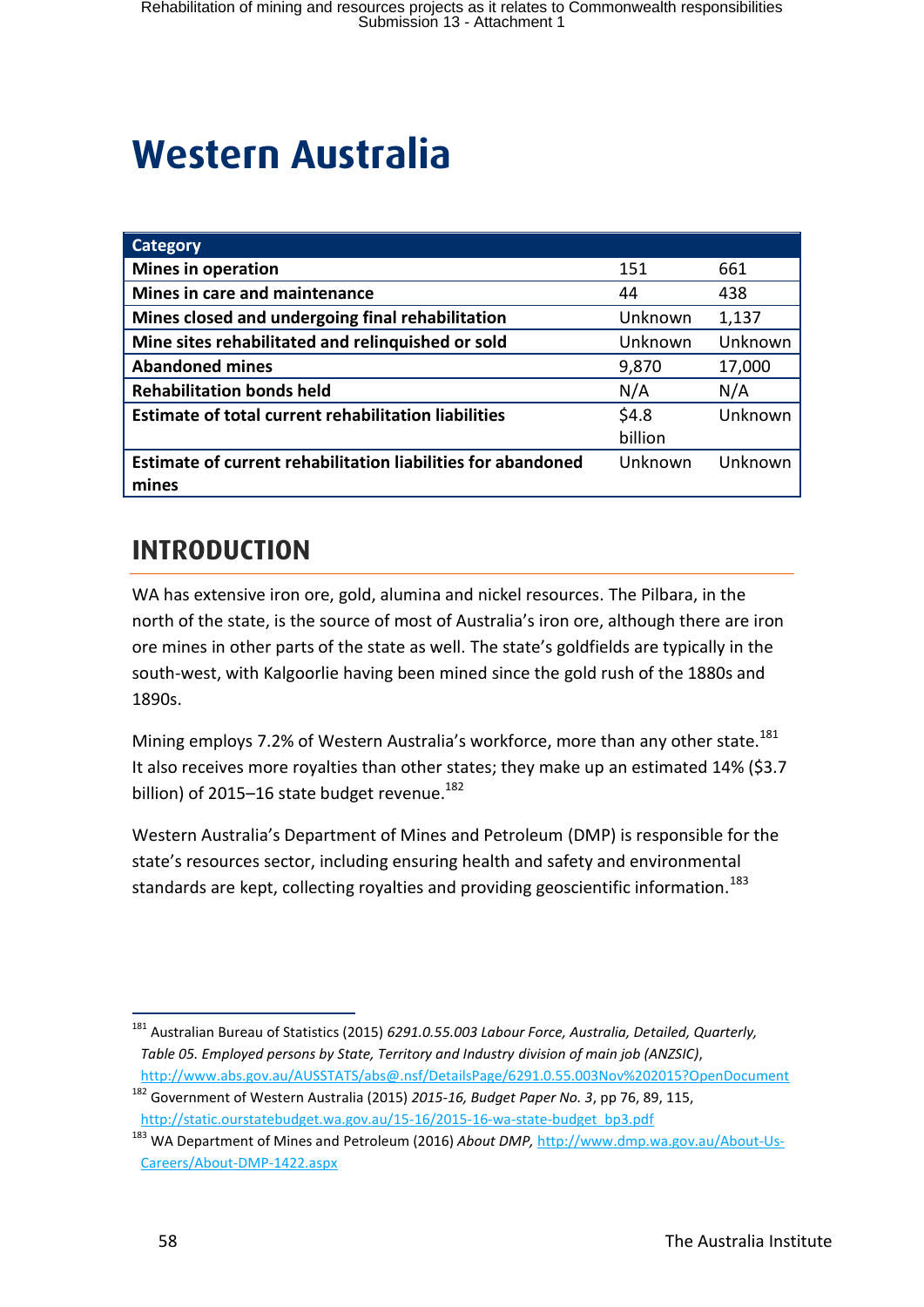# Western Australia

| Category | | |
|---|---|---|
| **Mines in operation** | 151 | 661 |
| **Mines in care and maintenance** | 44 | 438 |
| **Mines closed and undergoing final rehabilitation** | Unknown | 1,137 |
| **Mine sites rehabilitated and relinquished or sold** | Unknown | Unknown |
| **Abandoned mines** | 9,870 | 17,000 |
| **Rehabilitation bonds held** | N/A | N/A |
| **Estimate of total current rehabilitation liabilities** | $4.8 billion | Unknown |
| **Estimate of current rehabilitation liabilities for abandoned mines** | Unknown | Unknown |

## INTRODUCTION

WA has extensive iron ore, gold, alumina and nickel resources. The Pilbara, in the north of the state, is the source of most of Australia's iron ore, although there are iron ore mines in other parts of the state as well. The state's goldfields are typically in the south-west, with Kalgoorlie having been mined since the gold rush of the 1880s and 1890s.

Mining employs 7.2% of Western Australia's workforce, more than any other state.[181] It also receives more royalties than other states; they make up an estimated 14% ($3.7 billion) of 2015–16 state budget revenue.[182]

Western Australia's Department of Mines and Petroleum (DMP) is responsible for the state's resources sector, including ensuring health and safety and environmental standards are kept, collecting royalties and providing geoscientific information.[183]

---

[181] Australian Bureau of Statistics (2015) *6291.0.55.003 Labour Force, Australia, Detailed, Quarterly, Table 05. Employed persons by State, Territory and Industry division of main job (ANZSIC)*, http://www.abs.gov.au/AUSSTATS/abs@.nsf/DetailsPage/6291.0.55.003Nov%202015?OpenDocument

[182] Government of Western Australia (2015) *2015-16, Budget Paper No. 3*, pp 76, 89, 115, http://static.ourstatebudget.wa.gov.au/15-16/2015-16-wa-state-budget_bp3.pdf

[183] WA Department of Mines and Petroleum (2016) *About DMP,* http://www.dmp.wa.gov.au/About-Us-Careers/About-DMP-1422.aspx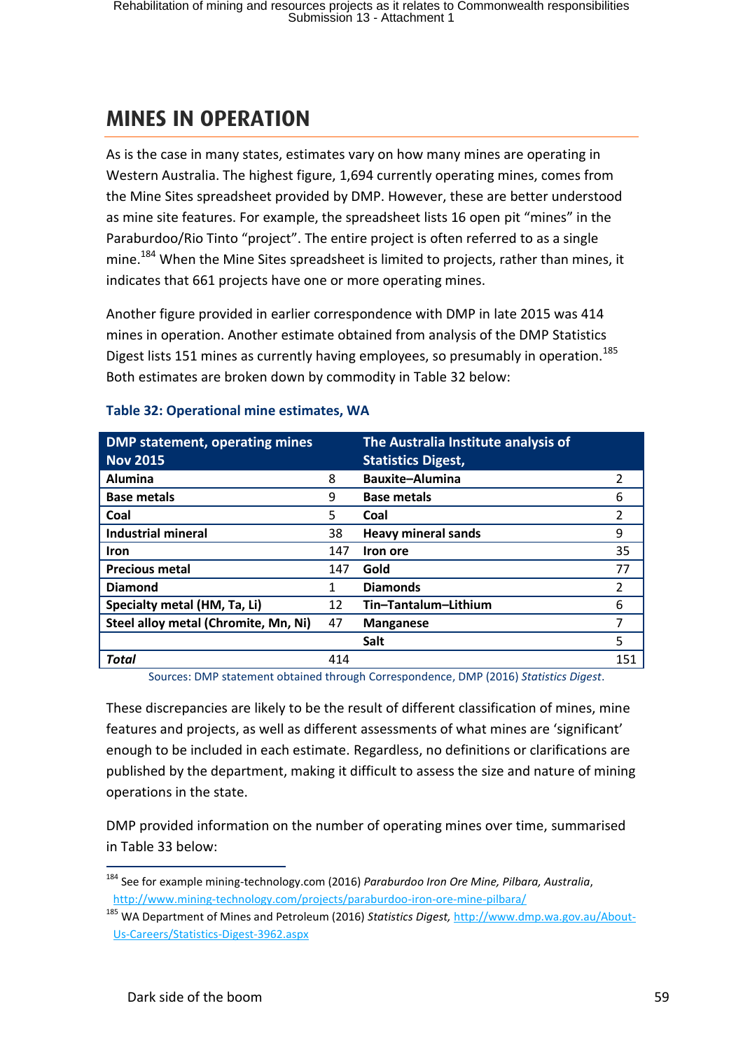## MINES IN OPERATION

As is the case in many states, estimates vary on how many mines are operating in Western Australia. The highest figure, 1,694 currently operating mines, comes from the Mine Sites spreadsheet provided by DMP. However, these are better understood as mine site features. For example, the spreadsheet lists 16 open pit "mines" in the Paraburdoo/Rio Tinto "project". The entire project is often referred to as a single mine.[184] When the Mine Sites spreadsheet is limited to projects, rather than mines, it indicates that 661 projects have one or more operating mines.

Another figure provided in earlier correspondence with DMP in late 2015 was 414 mines in operation. Another estimate obtained from analysis of the DMP Statistics Digest lists 151 mines as currently having employees, so presumably in operation.[185] Both estimates are broken down by commodity in Table 32 below:

**Table 32: Operational mine estimates, WA**

| DMP statement, operating mines Nov 2015 | | The Australia Institute analysis of Statistics Digest, | |
|---|---|---|---|
| **Alumina** | 8 | **Bauxite–Alumina** | 2 |
| **Base metals** | 9 | **Base metals** | 6 |
| **Coal** | 5 | **Coal** | 2 |
| **Industrial mineral** | 38 | **Heavy mineral sands** | 9 |
| **Iron** | 147 | **Iron ore** | 35 |
| **Precious metal** | 147 | **Gold** | 77 |
| **Diamond** | 1 | **Diamonds** | 2 |
| **Specialty metal (HM, Ta, Li)** | 12 | **Tin–Tantalum–Lithium** | 6 |
| **Steel alloy metal (Chromite, Mn, Ni)** | 47 | **Manganese** | 7 |
| | | **Salt** | 5 |
| ***Total*** | 414 | | 151 |

Sources: DMP statement obtained through Correspondence, DMP (2016) *Statistics Digest*.

These discrepancies are likely to be the result of different classification of mines, mine features and projects, as well as different assessments of what mines are 'significant' enough to be included in each estimate. Regardless, no definitions or clarifications are published by the department, making it difficult to assess the size and nature of mining operations in the state.

DMP provided information on the number of operating mines over time, summarised in Table 33 below:

---

[184] See for example mining-technology.com (2016) *Paraburdoo Iron Ore Mine, Pilbara, Australia*, http://www.mining-technology.com/projects/paraburdoo-iron-ore-mine-pilbara/

[185] WA Department of Mines and Petroleum (2016) *Statistics Digest*, http://www.dmp.wa.gov.au/About-Us-Careers/Statistics-Digest-3962.aspx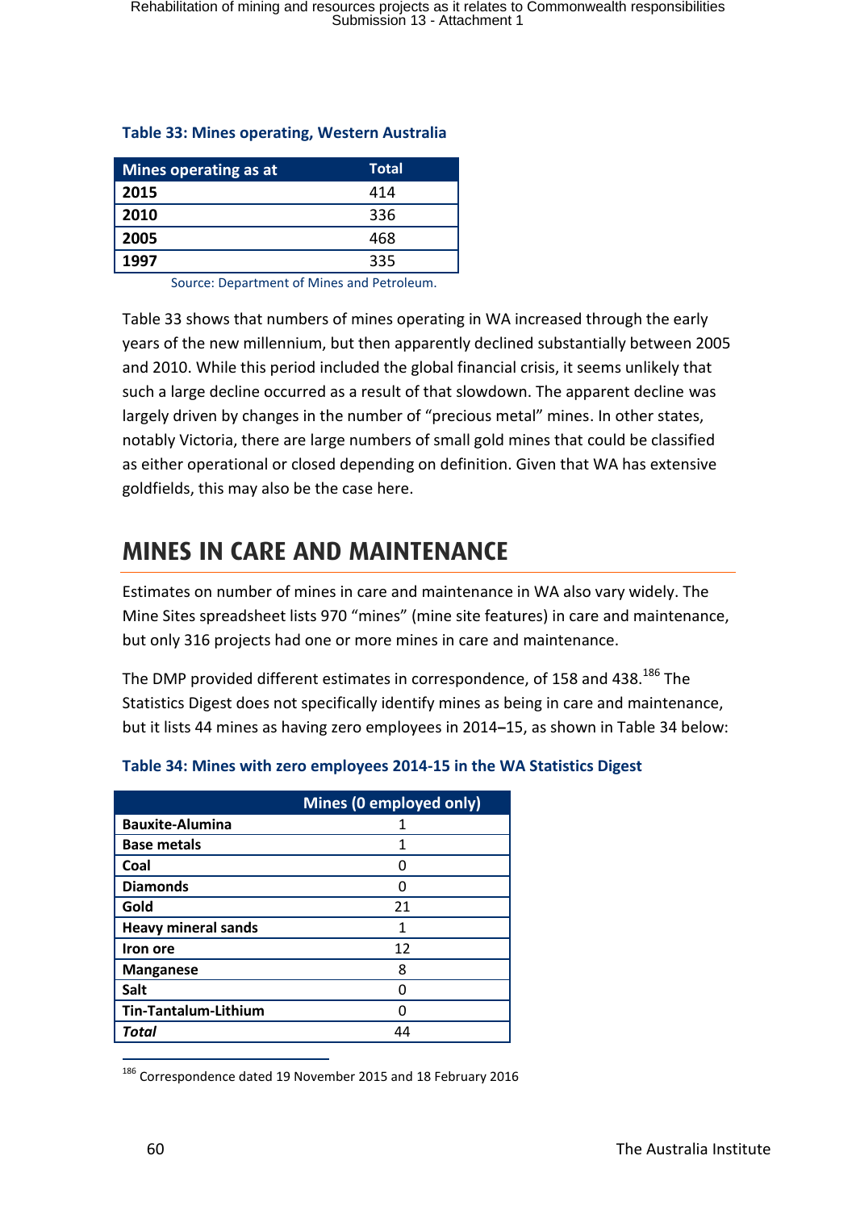**Table 33: Mines operating, Western Australia**

| Mines operating as at | Total |
|---|---|
| **2015** | 414 |
| **2010** | 336 |
| **2005** | 468 |
| **1997** | 335 |

Source: Department of Mines and Petroleum.

Table 33 shows that numbers of mines operating in WA increased through the early years of the new millennium, but then apparently declined substantially between 2005 and 2010. While this period included the global financial crisis, it seems unlikely that such a large decline occurred as a result of that slowdown. The apparent decline was largely driven by changes in the number of "precious metal" mines. In other states, notably Victoria, there are large numbers of small gold mines that could be classified as either operational or closed depending on definition. Given that WA has extensive goldfields, this may also be the case here.

## MINES IN CARE AND MAINTENANCE

Estimates on number of mines in care and maintenance in WA also vary widely. The Mine Sites spreadsheet lists 970 "mines" (mine site features) in care and maintenance, but only 316 projects had one or more mines in care and maintenance.

The DMP provided different estimates in correspondence, of 158 and 438.[186] The Statistics Digest does not specifically identify mines as being in care and maintenance, but it lists 44 mines as having zero employees in 2014–15, as shown in Table 34 below:

**Table 34: Mines with zero employees 2014-15 in the WA Statistics Digest**

| | Mines (0 employed only) |
|---|---|
| **Bauxite-Alumina** | 1 |
| **Base metals** | 1 |
| **Coal** | 0 |
| **Diamonds** | 0 |
| **Gold** | 21 |
| **Heavy mineral sands** | 1 |
| **Iron ore** | 12 |
| **Manganese** | 8 |
| **Salt** | 0 |
| **Tin-Tantalum-Lithium** | 0 |
| ***Total*** | 44 |

[186] Correspondence dated 19 November 2015 and 18 February 2016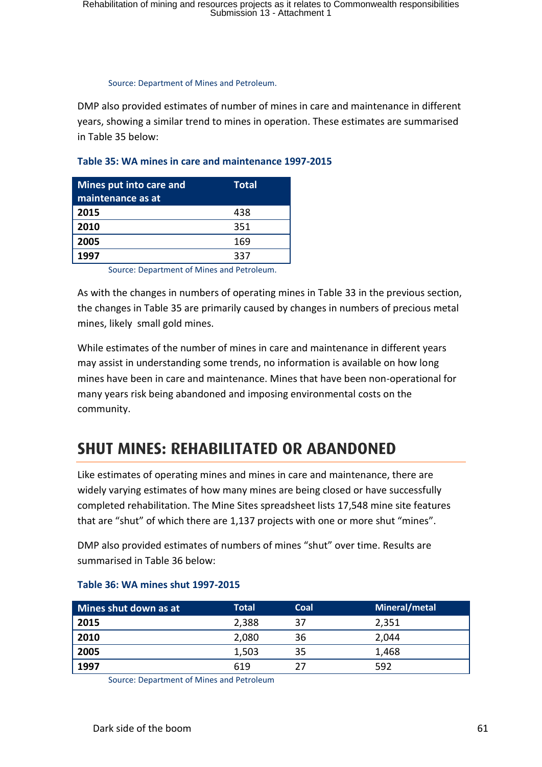Source: Department of Mines and Petroleum.

DMP also provided estimates of number of mines in care and maintenance in different years, showing a similar trend to mines in operation. These estimates are summarised in Table 35 below:

**Table 35: WA mines in care and maintenance 1997-2015**

| Mines put into care and maintenance as at | Total |
|---|---|
| **2015** | 438 |
| **2010** | 351 |
| **2005** | 169 |
| **1997** | 337 |

Source: Department of Mines and Petroleum.

As with the changes in numbers of operating mines in Table 33 in the previous section, the changes in Table 35 are primarily caused by changes in numbers of precious metal mines, likely small gold mines.

While estimates of the number of mines in care and maintenance in different years may assist in understanding some trends, no information is available on how long mines have been in care and maintenance. Mines that have been non-operational for many years risk being abandoned and imposing environmental costs on the community.

## SHUT MINES: REHABILITATED OR ABANDONED

Like estimates of operating mines and mines in care and maintenance, there are widely varying estimates of how many mines are being closed or have successfully completed rehabilitation. The Mine Sites spreadsheet lists 17,548 mine site features that are "shut" of which there are 1,137 projects with one or more shut "mines".

DMP also provided estimates of numbers of mines "shut" over time. Results are summarised in Table 36 below:

**Table 36: WA mines shut 1997-2015**

| Mines shut down as at | Total | Coal | Mineral/metal |
|---|---|---|---|
| **2015** | 2,388 | 37 | 2,351 |
| **2010** | 2,080 | 36 | 2,044 |
| **2005** | 1,503 | 35 | 1,468 |
| **1997** | 619 | 27 | 592 |

Source: Department of Mines and Petroleum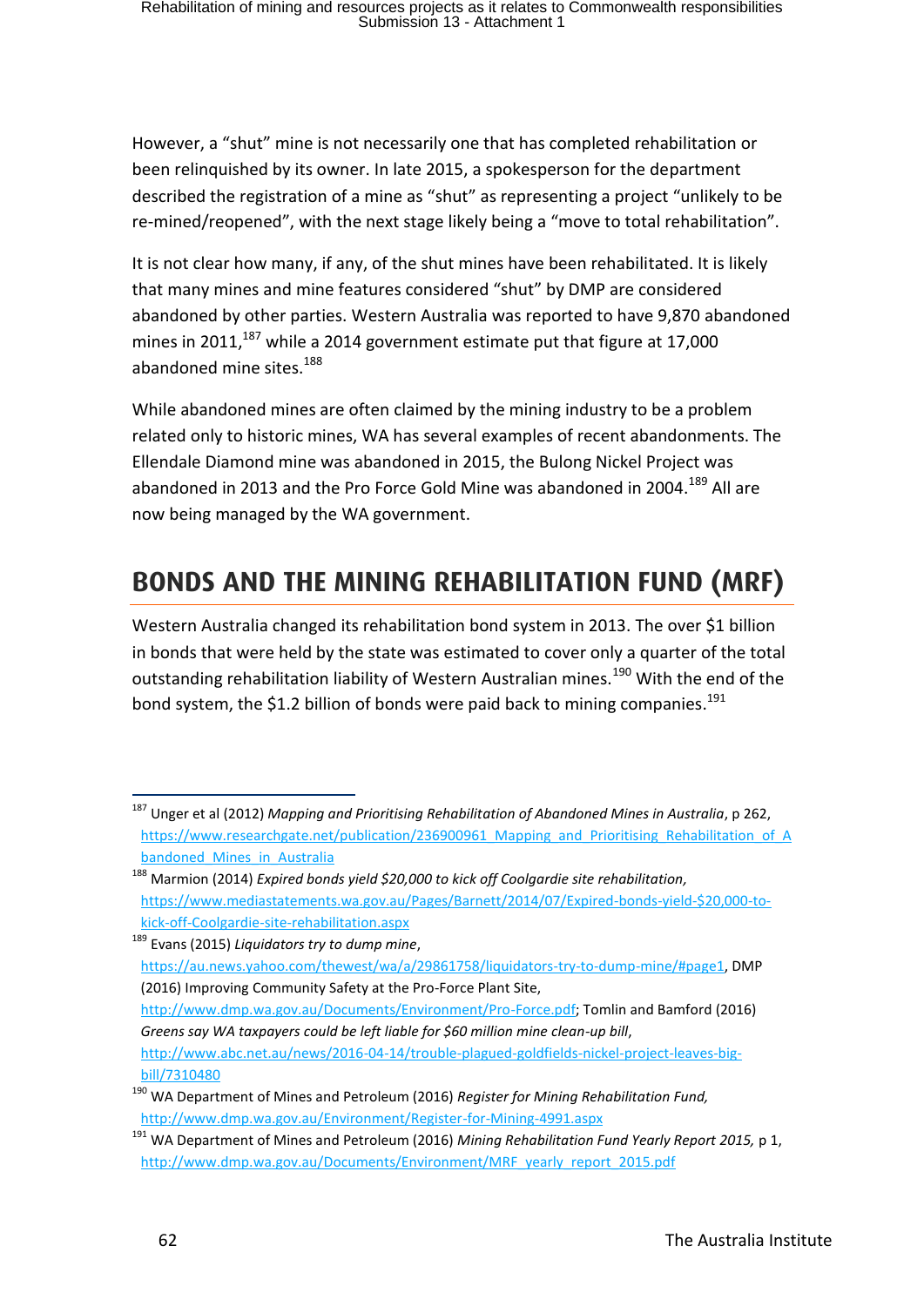However, a "shut" mine is not necessarily one that has completed rehabilitation or been relinquished by its owner. In late 2015, a spokesperson for the department described the registration of a mine as "shut" as representing a project "unlikely to be re-mined/reopened", with the next stage likely being a "move to total rehabilitation".

It is not clear how many, if any, of the shut mines have been rehabilitated. It is likely that many mines and mine features considered "shut" by DMP are considered abandoned by other parties. Western Australia was reported to have 9,870 abandoned mines in 2011,[187] while a 2014 government estimate put that figure at 17,000 abandoned mine sites.[188]

While abandoned mines are often claimed by the mining industry to be a problem related only to historic mines, WA has several examples of recent abandonments. The Ellendale Diamond mine was abandoned in 2015, the Bulong Nickel Project was abandoned in 2013 and the Pro Force Gold Mine was abandoned in 2004.[189] All are now being managed by the WA government.

## BONDS AND THE MINING REHABILITATION FUND (MRF)

Western Australia changed its rehabilitation bond system in 2013. The over $1 billion in bonds that were held by the state was estimated to cover only a quarter of the total outstanding rehabilitation liability of Western Australian mines.[190] With the end of the bond system, the $1.2 billion of bonds were paid back to mining companies.[191]

---

[187] Unger et al (2012) *Mapping and Prioritising Rehabilitation of Abandoned Mines in Australia*, p 262, https://www.researchgate.net/publication/236900961_Mapping_and_Prioritising_Rehabilitation_of_Abandoned_Mines_in_Australia

[188] Marmion (2014) *Expired bonds yield $20,000 to kick off Coolgardie site rehabilitation,* https://www.mediastatements.wa.gov.au/Pages/Barnett/2014/07/Expired-bonds-yield-$20,000-to-kick-off-Coolgardie-site-rehabilitation.aspx

[189] Evans (2015) *Liquidators try to dump mine*, https://au.news.yahoo.com/thewest/wa/a/29861758/liquidators-try-to-dump-mine/#page1, DMP (2016) Improving Community Safety at the Pro-Force Plant Site, http://www.dmp.wa.gov.au/Documents/Environment/Pro-Force.pdf; Tomlin and Bamford (2016) *Greens say WA taxpayers could be left liable for $60 million mine clean-up bill*, http://www.abc.net.au/news/2016-04-14/trouble-plagued-goldfields-nickel-project-leaves-big-bill/7310480

[190] WA Department of Mines and Petroleum (2016) *Register for Mining Rehabilitation Fund,* http://www.dmp.wa.gov.au/Environment/Register-for-Mining-4991.aspx

[191] WA Department of Mines and Petroleum (2016) *Mining Rehabilitation Fund Yearly Report 2015,* p 1, http://www.dmp.wa.gov.au/Documents/Environment/MRF_yearly_report_2015.pdf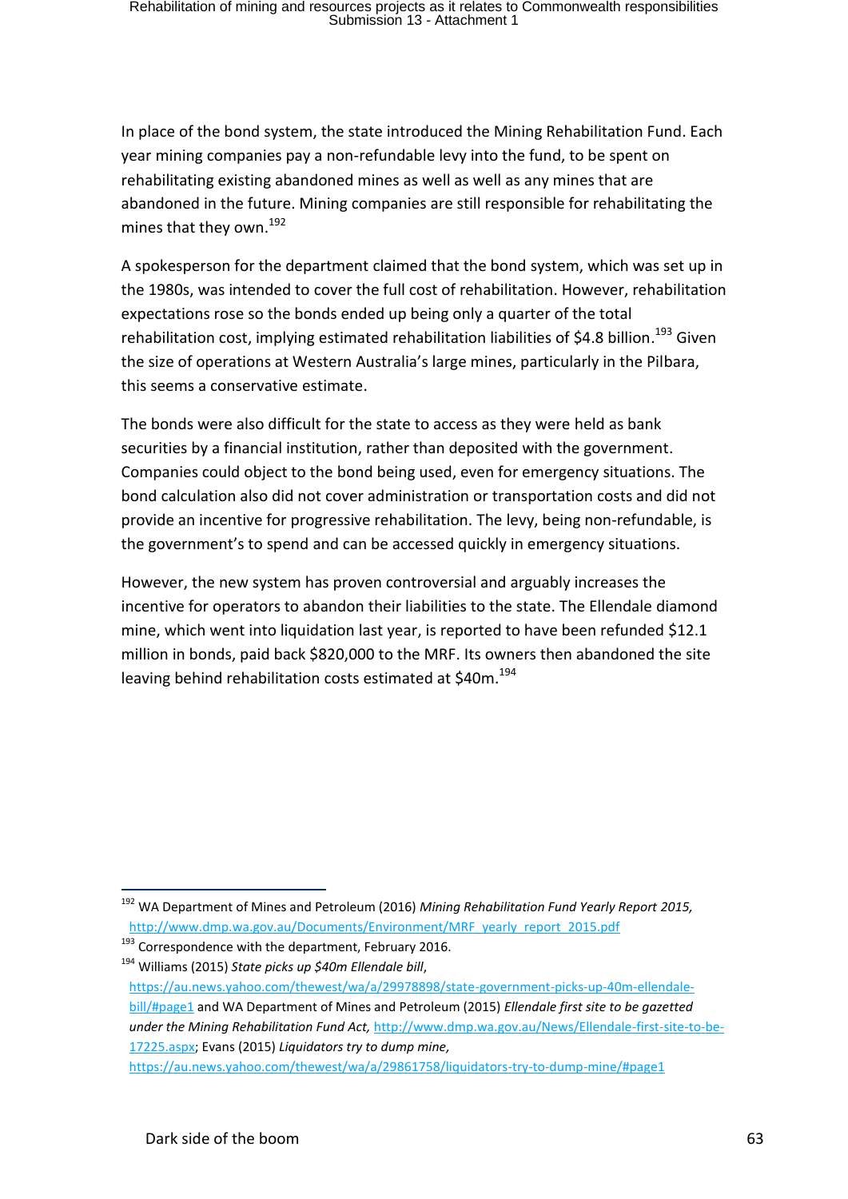In place of the bond system, the state introduced the Mining Rehabilitation Fund. Each year mining companies pay a non-refundable levy into the fund, to be spent on rehabilitating existing abandoned mines as well as well as any mines that are abandoned in the future. Mining companies are still responsible for rehabilitating the mines that they own.[192]

A spokesperson for the department claimed that the bond system, which was set up in the 1980s, was intended to cover the full cost of rehabilitation. However, rehabilitation expectations rose so the bonds ended up being only a quarter of the total rehabilitation cost, implying estimated rehabilitation liabilities of $4.8 billion.[193] Given the size of operations at Western Australia's large mines, particularly in the Pilbara, this seems a conservative estimate.

The bonds were also difficult for the state to access as they were held as bank securities by a financial institution, rather than deposited with the government. Companies could object to the bond being used, even for emergency situations. The bond calculation also did not cover administration or transportation costs and did not provide an incentive for progressive rehabilitation. The levy, being non-refundable, is the government's to spend and can be accessed quickly in emergency situations.

However, the new system has proven controversial and arguably increases the incentive for operators to abandon their liabilities to the state. The Ellendale diamond mine, which went into liquidation last year, is reported to have been refunded $12.1 million in bonds, paid back $820,000 to the MRF. Its owners then abandoned the site leaving behind rehabilitation costs estimated at $40m.[194]

---

[192] WA Department of Mines and Petroleum (2016) *Mining Rehabilitation Fund Yearly Report 2015,* http://www.dmp.wa.gov.au/Documents/Environment/MRF_yearly_report_2015.pdf

[193] Correspondence with the department, February 2016.

[194] Williams (2015) *State picks up $40m Ellendale bill*, https://au.news.yahoo.com/thewest/wa/a/29978898/state-government-picks-up-40m-ellendale-bill/#page1 and WA Department of Mines and Petroleum (2015) *Ellendale first site to be gazetted under the Mining Rehabilitation Fund Act,* http://www.dmp.wa.gov.au/News/Ellendale-first-site-to-be-17225.aspx; Evans (2015) *Liquidators try to dump mine*, https://au.news.yahoo.com/thewest/wa/a/29861758/liquidators-try-to-dump-mine/#page1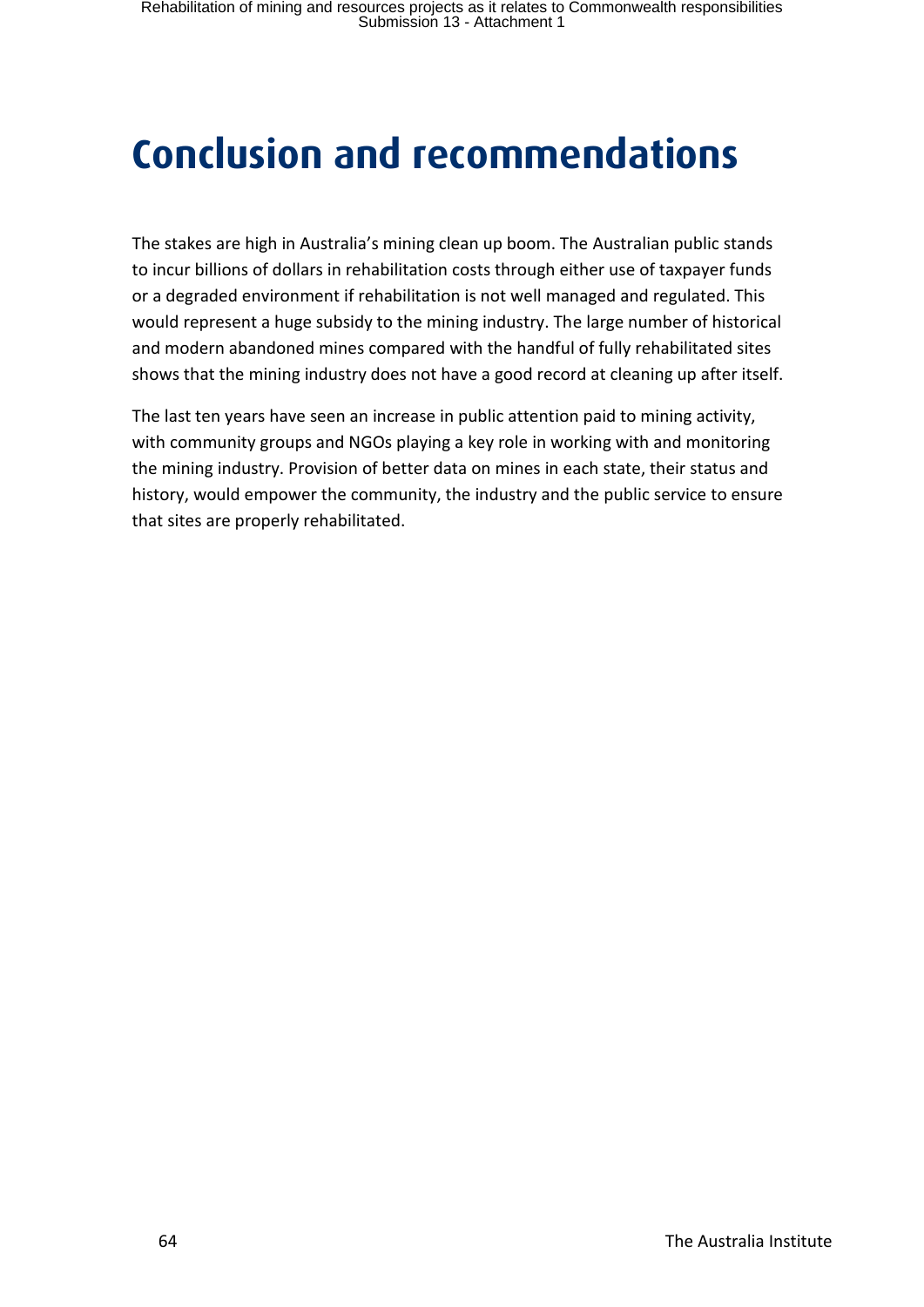# Conclusion and recommendations

The stakes are high in Australia's mining clean up boom. The Australian public stands to incur billions of dollars in rehabilitation costs through either use of taxpayer funds or a degraded environment if rehabilitation is not well managed and regulated. This would represent a huge subsidy to the mining industry. The large number of historical and modern abandoned mines compared with the handful of fully rehabilitated sites shows that the mining industry does not have a good record at cleaning up after itself.

The last ten years have seen an increase in public attention paid to mining activity, with community groups and NGOs playing a key role in working with and monitoring the mining industry. Provision of better data on mines in each state, their status and history, would empower the community, the industry and the public service to ensure that sites are properly rehabilitated.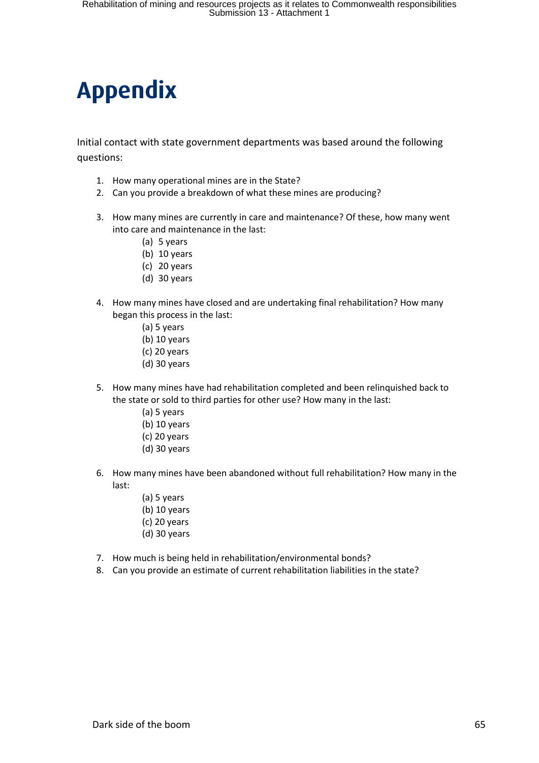# Appendix

Initial contact with state government departments was based around the following questions:

1. How many operational mines are in the State?
2. Can you provide a breakdown of what these mines are producing?
3. How many mines are currently in care and maintenance? Of these, how many went into care and maintenance in the last:
   (a) 5 years
   (b) 10 years
   (c) 20 years
   (d) 30 years
4. How many mines have closed and are undertaking final rehabilitation? How many began this process in the last:
   (a) 5 years
   (b) 10 years
   (c) 20 years
   (d) 30 years
5. How many mines have had rehabilitation completed and been relinquished back to the state or sold to third parties for other use? How many in the last:
   (a) 5 years
   (b) 10 years
   (c) 20 years
   (d) 30 years
6. How many mines have been abandoned without full rehabilitation? How many in the last:
   (a) 5 years
   (b) 10 years
   (c) 20 years
   (d) 30 years
7. How much is being held in rehabilitation/environmental bonds?
8. Can you provide an estimate of current rehabilitation liabilities in the state?